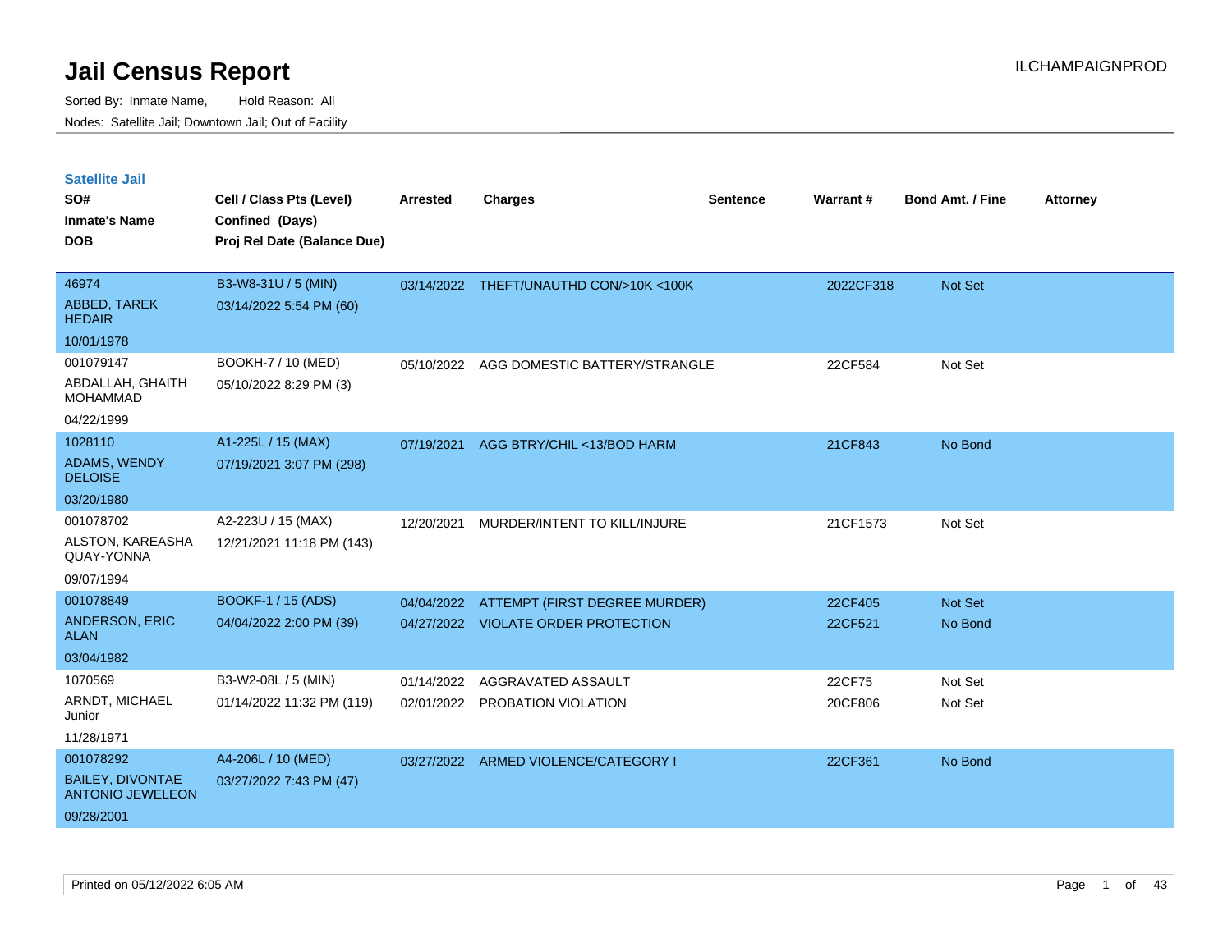# Jail Census Report

ILCHAMPAIGNPROD

Sorted By: Inmate Name, Hold Reason: All

Nodes: Satellite Jail; Downtown Jail; Out of Facility

## Satellite Jail

| SO# / Inmate's Name / DOB | Cell / Class Pts (Level) / Confined (Days) / Proj Rel Date (Balance Due) | Arrested | Charges | Sentence | Warrant # | Bond Amt. / Fine | Attorney |
|---|---|---|---|---|---|---|---|
| 46974<br>ABBED, TAREK HEDAIR<br>10/01/1978 | B3-W8-31U / 5 (MIN)<br>03/14/2022 5:54 PM (60) | 03/14/2022 | THEFT/UNAUTHD CON/>10K <100K | | 2022CF318 | Not Set | |
| 001079147<br>ABDALLAH, GHAITH MOHAMMAD<br>04/22/1999 | BOOKH-7 / 10 (MED)<br>05/10/2022 8:29 PM (3) | 05/10/2022 | AGG DOMESTIC BATTERY/STRANGLE | | 22CF584 | Not Set | |
| 1028110<br>ADAMS, WENDY DELOISE<br>03/20/1980 | A1-225L / 15 (MAX)<br>07/19/2021 3:07 PM (298) | 07/19/2021 | AGG BTRY/CHIL <13/BOD HARM | | 21CF843 | No Bond | |
| 001078702<br>ALSTON, KAREASHA QUAY-YONNA<br>09/07/1994 | A2-223U / 15 (MAX)<br>12/21/2021 11:18 PM (143) | 12/20/2021 | MURDER/INTENT TO KILL/INJURE | | 21CF1573 | Not Set | |
| 001078849<br>ANDERSON, ERIC ALAN<br>03/04/1982 | BOOKF-1 / 15 (ADS)<br>04/04/2022 2:00 PM (39) | 04/04/2022<br>04/27/2022 | ATTEMPT (FIRST DEGREE MURDER)<br>VIOLATE ORDER PROTECTION | | 22CF405<br>22CF521 | Not Set<br>No Bond | |
| 1070569<br>ARNDT, MICHAEL Junior<br>11/28/1971 | B3-W2-08L / 5 (MIN)<br>01/14/2022 11:32 PM (119) | 01/14/2022<br>02/01/2022 | AGGRAVATED ASSAULT<br>PROBATION VIOLATION | | 22CF75<br>20CF806 | Not Set<br>Not Set | |
| 001078292<br>BAILEY, DIVONTAE ANTONIO JEWELEON<br>09/28/2001 | A4-206L / 10 (MED)<br>03/27/2022 7:43 PM (47) | 03/27/2022 | ARMED VIOLENCE/CATEGORY I | | 22CF361 | No Bond | |

Printed on 05/12/2022 6:05 AM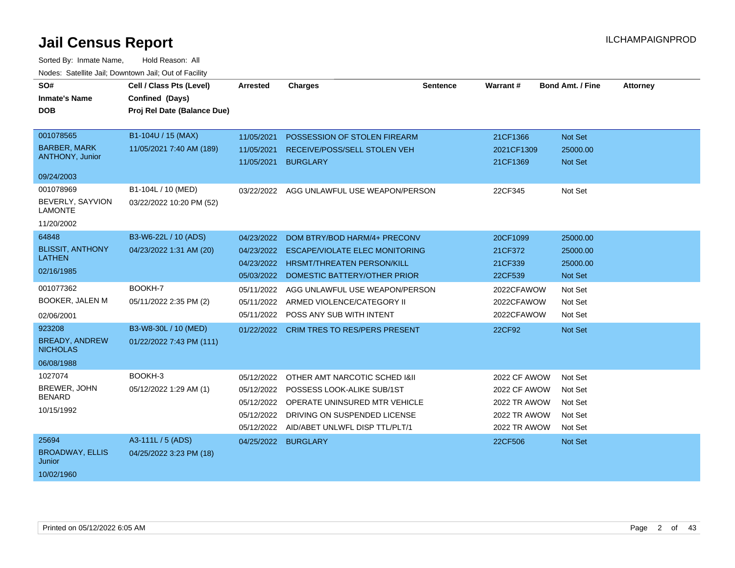# Jail Census Report

ILCHAMPAIGNPROD

Sorted By: Inmate Name, Hold Reason: All

Nodes: Satellite Jail; Downtown Jail; Out of Facility

| SO# / Inmate's Name / DOB | Cell / Class Pts (Level) / Confined (Days) / Proj Rel Date (Balance Due) | Arrested | Charges | Sentence | Warrant # | Bond Amt. / Fine | Attorney |
|---|---|---|---|---|---|---|---|
| 001078565<br>BARBER, MARK ANTHONY, Junior<br>09/24/2003 | B1-104U / 15 (MAX)<br>11/05/2021 7:40 AM (189) | 11/05/2021 | POSSESSION OF STOLEN FIREARM | | 21CF1366 | Not Set | |
| | | 11/05/2021 | RECEIVE/POSS/SELL STOLEN VEH | | 2021CF1309 | 25000.00 | |
| | | 11/05/2021 | BURGLARY | | 21CF1369 | Not Set | |
| 001078969<br>BEVERLY, SAYVION LAMONTE<br>11/20/2002 | B1-104L / 10 (MED)<br>03/22/2022 10:20 PM (52) | 03/22/2022 | AGG UNLAWFUL USE WEAPON/PERSON | | 22CF345 | Not Set | |
| 64848<br>BLISSIT, ANTHONY LATHEN<br>02/16/1985 | B3-W6-22L / 10 (ADS)<br>04/23/2022 1:31 AM (20) | 04/23/2022 | DOM BTRY/BOD HARM/4+ PRECONV | | 20CF1099 | 25000.00 | |
| | | 04/23/2022 | ESCAPE/VIOLATE ELEC MONITORING | | 21CF372 | 25000.00 | |
| | | 04/23/2022 | HRSMT/THREATEN PERSON/KILL | | 21CF339 | 25000.00 | |
| | | 05/03/2022 | DOMESTIC BATTERY/OTHER PRIOR | | 22CF539 | Not Set | |
| 001077362<br>BOOKER, JALEN M<br>02/06/2001 | BOOKH-7<br>05/11/2022 2:35 PM (2) | 05/11/2022 | AGG UNLAWFUL USE WEAPON/PERSON | | 2022CFAWOW | Not Set | |
| | | 05/11/2022 | ARMED VIOLENCE/CATEGORY II | | 2022CFAWOW | Not Set | |
| | | 05/11/2022 | POSS ANY SUB WITH INTENT | | 2022CFAWOW | Not Set | |
| 923208<br>BREADY, ANDREW NICHOLAS<br>06/08/1988 | B3-W8-30L / 10 (MED)<br>01/22/2022 7:43 PM (111) | 01/22/2022 | CRIM TRES TO RES/PERS PRESENT | | 22CF92 | Not Set | |
| 1027074<br>BREWER, JOHN BENARD<br>10/15/1992 | BOOKH-3<br>05/12/2022 1:29 AM (1) | 05/12/2022 | OTHER AMT NARCOTIC SCHED I&II | | 2022 CF AWOW | Not Set | |
| | | 05/12/2022 | POSSESS LOOK-ALIKE SUB/1ST | | 2022 CF AWOW | Not Set | |
| | | 05/12/2022 | OPERATE UNINSURED MTR VEHICLE | | 2022 TR AWOW | Not Set | |
| | | 05/12/2022 | DRIVING ON SUSPENDED LICENSE | | 2022 TR AWOW | Not Set | |
| | | 05/12/2022 | AID/ABET UNLWFL DISP TTL/PLT/1 | | 2022 TR AWOW | Not Set | |
| 25694<br>BROADWAY, ELLIS Junior<br>10/02/1960 | A3-111L / 5 (ADS)<br>04/25/2022 3:23 PM (18) | 04/25/2022 | BURGLARY | | 22CF506 | Not Set | |

Printed on 05/12/2022 6:05 AM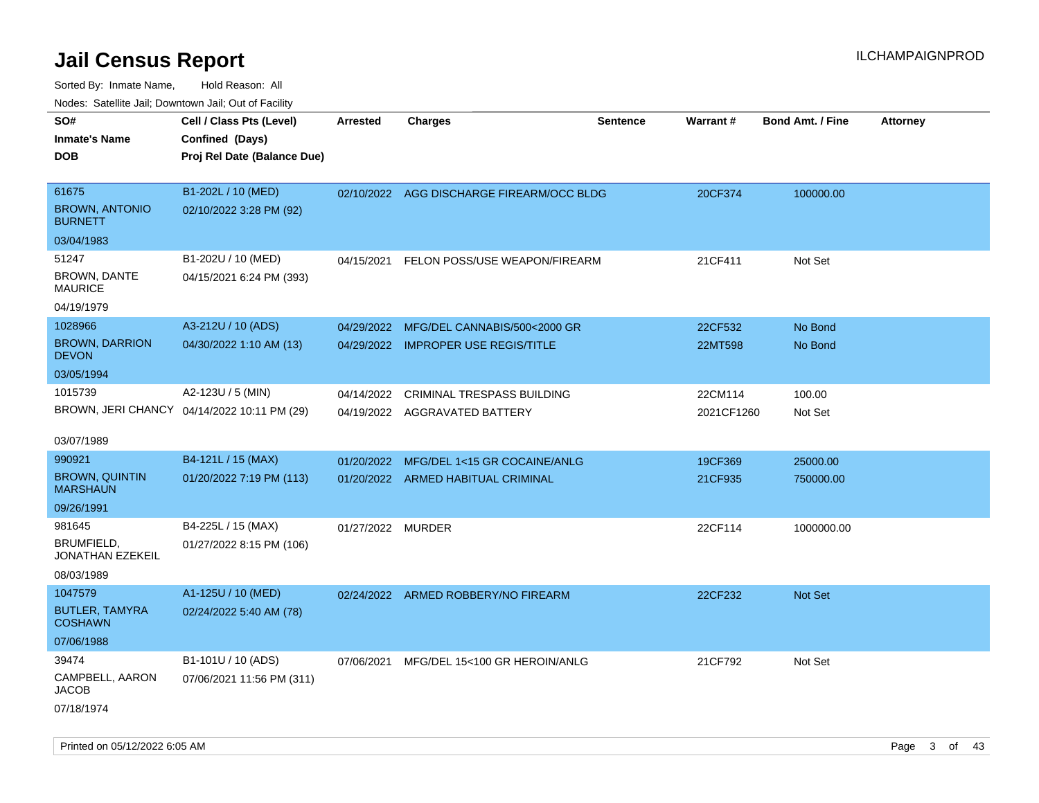# Jail Census Report

ILCHAMPAIGNPROD

Sorted By: Inmate Name, Hold Reason: All

Nodes: Satellite Jail; Downtown Jail; Out of Facility

| SO# / Inmate's Name / DOB | Cell / Class Pts (Level) / Confined (Days) / Proj Rel Date (Balance Due) | Arrested | Charges | Sentence | Warrant # | Bond Amt. / Fine | Attorney |
|---|---|---|---|---|---|---|---|
| 61675<br>BROWN, ANTONIO BURNETT<br>03/04/1983 | B1-202L / 10 (MED)<br>02/10/2022 3:28 PM (92) | 02/10/2022 | AGG DISCHARGE FIREARM/OCC BLDG | | 20CF374 | 100000.00 | |
| 51247<br>BROWN, DANTE MAURICE<br>04/19/1979 | B1-202U / 10 (MED)<br>04/15/2021 6:24 PM (393) | 04/15/2021 | FELON POSS/USE WEAPON/FIREARM | | 21CF411 | Not Set | |
| 1028966<br>BROWN, DARRION DEVON<br>03/05/1994 | A3-212U / 10 (ADS)<br>04/30/2022 1:10 AM (13) | 04/29/2022 | MFG/DEL CANNABIS/500<2000 GR | | 22CF532 | No Bond | |
| | | 04/29/2022 | IMPROPER USE REGIS/TITLE | | 22MT598 | No Bond | |
| 1015739<br>BROWN, JERI CHANCY<br>03/07/1989 | A2-123U / 5 (MIN)<br>04/14/2022 10:11 PM (29) | 04/14/2022 | CRIMINAL TRESPASS BUILDING | | 22CM114 | 100.00 | |
| | | 04/19/2022 | AGGRAVATED BATTERY | | 2021CF1260 | Not Set | |
| 990921<br>BROWN, QUINTIN MARSHAUN<br>09/26/1991 | B4-121L / 15 (MAX)<br>01/20/2022 7:19 PM (113) | 01/20/2022 | MFG/DEL 1<15 GR COCAINE/ANLG | | 19CF369 | 25000.00 | |
| | | 01/20/2022 | ARMED HABITUAL CRIMINAL | | 21CF935 | 750000.00 | |
| 981645<br>BRUMFIELD, JONATHAN EZEKEIL<br>08/03/1989 | B4-225L / 15 (MAX)<br>01/27/2022 8:15 PM (106) | 01/27/2022 | MURDER | | 22CF114 | 1000000.00 | |
| 1047579<br>BUTLER, TAMYRA COSHAWN<br>07/06/1988 | A1-125U / 10 (MED)<br>02/24/2022 5:40 AM (78) | 02/24/2022 | ARMED ROBBERY/NO FIREARM | | 22CF232 | Not Set | |
| 39474<br>CAMPBELL, AARON JACOB<br>07/18/1974 | B1-101U / 10 (ADS)<br>07/06/2021 11:56 PM (311) | 07/06/2021 | MFG/DEL 15<100 GR HEROIN/ANLG | | 21CF792 | Not Set | |

Printed on 05/12/2022 6:05 AM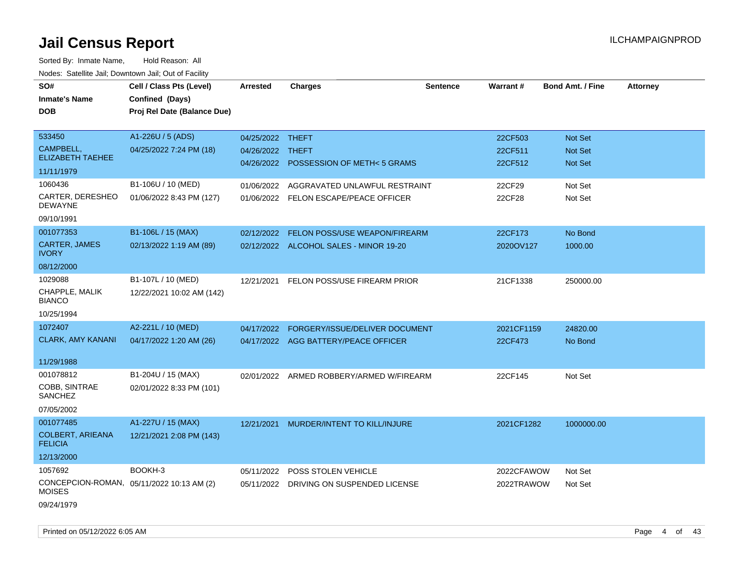# Jail Census Report

ILCHAMPAIGNPROD

Sorted By: Inmate Name, Hold Reason: All

Nodes: Satellite Jail; Downtown Jail; Out of Facility

| SO# / Inmate's Name / DOB | Cell / Class Pts (Level) / Confined (Days) / Proj Rel Date (Balance Due) | Arrested | Charges | Sentence | Warrant # | Bond Amt. / Fine | Attorney |
|---|---|---|---|---|---|---|---|
| 533450<br>CAMPBELL, ELIZABETH TAEHEE<br>11/11/1979 | A1-226U / 5 (ADS)<br>04/25/2022 7:24 PM (18) | 04/25/2022 | THEFT | | 22CF503 | Not Set | |
| | | 04/26/2022 | THEFT | | 22CF511 | Not Set | |
| | | 04/26/2022 | POSSESSION OF METH< 5 GRAMS | | 22CF512 | Not Set | |
| 1060436<br>CARTER, DERESHEO DEWAYNE<br>09/10/1991 | B1-106U / 10 (MED)<br>01/06/2022 8:43 PM (127) | 01/06/2022 | AGGRAVATED UNLAWFUL RESTRAINT | | 22CF29 | Not Set | |
| | | 01/06/2022 | FELON ESCAPE/PEACE OFFICER | | 22CF28 | Not Set | |
| 001077353<br>CARTER, JAMES IVORY<br>08/12/2000 | B1-106L / 15 (MAX)<br>02/13/2022 1:19 AM (89) | 02/12/2022 | FELON POSS/USE WEAPON/FIREARM | | 22CF173 | No Bond | |
| | | 02/12/2022 | ALCOHOL SALES - MINOR 19-20 | | 2020OV127 | 1000.00 | |
| 1029088<br>CHAPPLE, MALIK BIANCO<br>10/25/1994 | B1-107L / 10 (MED)<br>12/22/2021 10:02 AM (142) | 12/21/2021 | FELON POSS/USE FIREARM PRIOR | | 21CF1338 | 250000.00 | |
| 1072407<br>CLARK, AMY KANANI<br>11/29/1988 | A2-221L / 10 (MED)<br>04/17/2022 1:20 AM (26) | 04/17/2022 | FORGERY/ISSUE/DELIVER DOCUMENT | | 2021CF1159 | 24820.00 | |
| | | 04/17/2022 | AGG BATTERY/PEACE OFFICER | | 22CF473 | No Bond | |
| 001078812<br>COBB, SINTRAE SANCHEZ<br>07/05/2002 | B1-204U / 15 (MAX)<br>02/01/2022 8:33 PM (101) | 02/01/2022 | ARMED ROBBERY/ARMED W/FIREARM | | 22CF145 | Not Set | |
| 001077485<br>COLBERT, ARIEANA FELICIA<br>12/13/2000 | A1-227U / 15 (MAX)<br>12/21/2021 2:08 PM (143) | 12/21/2021 | MURDER/INTENT TO KILL/INJURE | | 2021CF1282 | 1000000.00 | |
| 1057692<br>CONCEPCION-ROMAN, MOISES<br>09/24/1979 | BOOKH-3<br>05/11/2022 10:13 AM (2) | 05/11/2022 | POSS STOLEN VEHICLE | | 2022CFAWOW | Not Set | |
| | | 05/11/2022 | DRIVING ON SUSPENDED LICENSE | | 2022TRAWOW | Not Set | |

Printed on 05/12/2022 6:05 AM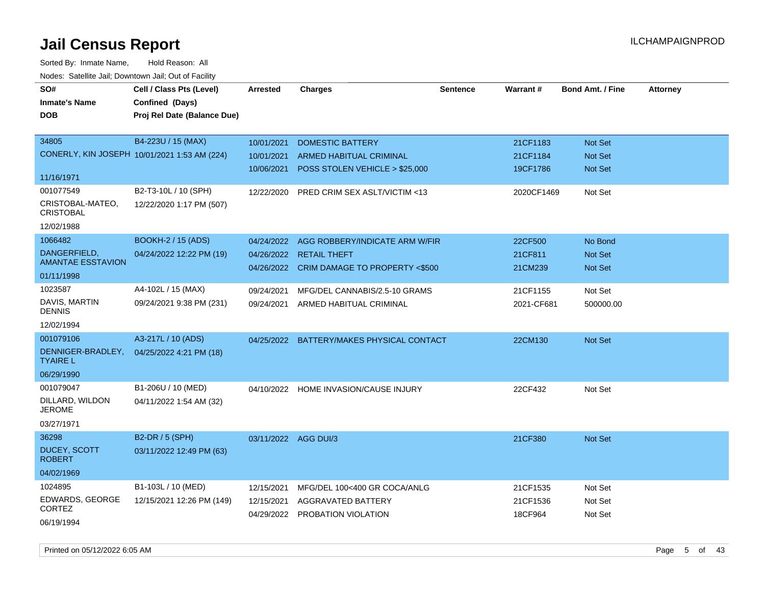# Jail Census Report

Sorted By: Inmate Name, Hold Reason: All

Nodes: Satellite Jail; Downtown Jail; Out of Facility

| SO# / Inmate's Name / DOB | Cell / Class Pts (Level) / Confined (Days) / Proj Rel Date (Balance Due) | Arrested | Charges | Sentence | Warrant # | Bond Amt. / Fine | Attorney |
|---|---|---|---|---|---|---|---|
| 34805<br>CONERLY, KIN JOSEPH<br>11/16/1971 | B4-223U / 15 (MAX)<br>10/01/2021 1:53 AM (224) | 10/01/2021<br>10/01/2021<br>10/06/2021 | DOMESTIC BATTERY<br>ARMED HABITUAL CRIMINAL<br>POSS STOLEN VEHICLE > $25,000 | | 21CF1183<br>21CF1184<br>19CF1786 | Not Set<br>Not Set<br>Not Set | |
| 001077549<br>CRISTOBAL-MATEO, CRISTOBAL<br>12/02/1988 | B2-T3-10L / 10 (SPH)<br>12/22/2020 1:17 PM (507) | 12/22/2020 | PRED CRIM SEX ASLT/VICTIM <13 | | 2020CF1469 | Not Set | |
| 1066482<br>DANGERFIELD, AMANTAE ESSTAVION<br>01/11/1998 | BOOKH-2 / 15 (ADS)<br>04/24/2022 12:22 PM (19) | 04/24/2022<br>04/26/2022<br>04/26/2022 | AGG ROBBERY/INDICATE ARM W/FIR<br>RETAIL THEFT<br>CRIM DAMAGE TO PROPERTY <$500 | | 22CF500<br>21CF811<br>21CM239 | No Bond<br>Not Set<br>Not Set | |
| 1023587<br>DAVIS, MARTIN DENNIS<br>12/02/1994 | A4-102L / 15 (MAX)<br>09/24/2021 9:38 PM (231) | 09/24/2021<br>09/24/2021 | MFG/DEL CANNABIS/2.5-10 GRAMS<br>ARMED HABITUAL CRIMINAL | | 21CF1155<br>2021-CF681 | Not Set<br>500000.00 | |
| 001079106<br>DENNIGER-BRADLEY, TYAIRE L<br>06/29/1990 | A3-217L / 10 (ADS)<br>04/25/2022 4:21 PM (18) | 04/25/2022 | BATTERY/MAKES PHYSICAL CONTACT | | 22CM130 | Not Set | |
| 001079047<br>DILLARD, WILDON JEROME<br>03/27/1971 | B1-206U / 10 (MED)<br>04/11/2022 1:54 AM (32) | 04/10/2022 | HOME INVASION/CAUSE INJURY | | 22CF432 | Not Set | |
| 36298<br>DUCEY, SCOTT ROBERT<br>04/02/1969 | B2-DR / 5 (SPH)<br>03/11/2022 12:49 PM (63) | 03/11/2022 | AGG DUI/3 | | 21CF380 | Not Set | |
| 1024895<br>EDWARDS, GEORGE CORTEZ<br>06/19/1994 | B1-103L / 10 (MED)<br>12/15/2021 12:26 PM (149) | 12/15/2021<br>12/15/2021<br>04/29/2022 | MFG/DEL 100<400 GR COCA/ANLG<br>AGGRAVATED BATTERY<br>PROBATION VIOLATION | | 21CF1535<br>21CF1536<br>18CF964 | Not Set<br>Not Set<br>Not Set | |

Printed on 05/12/2022 6:05 AM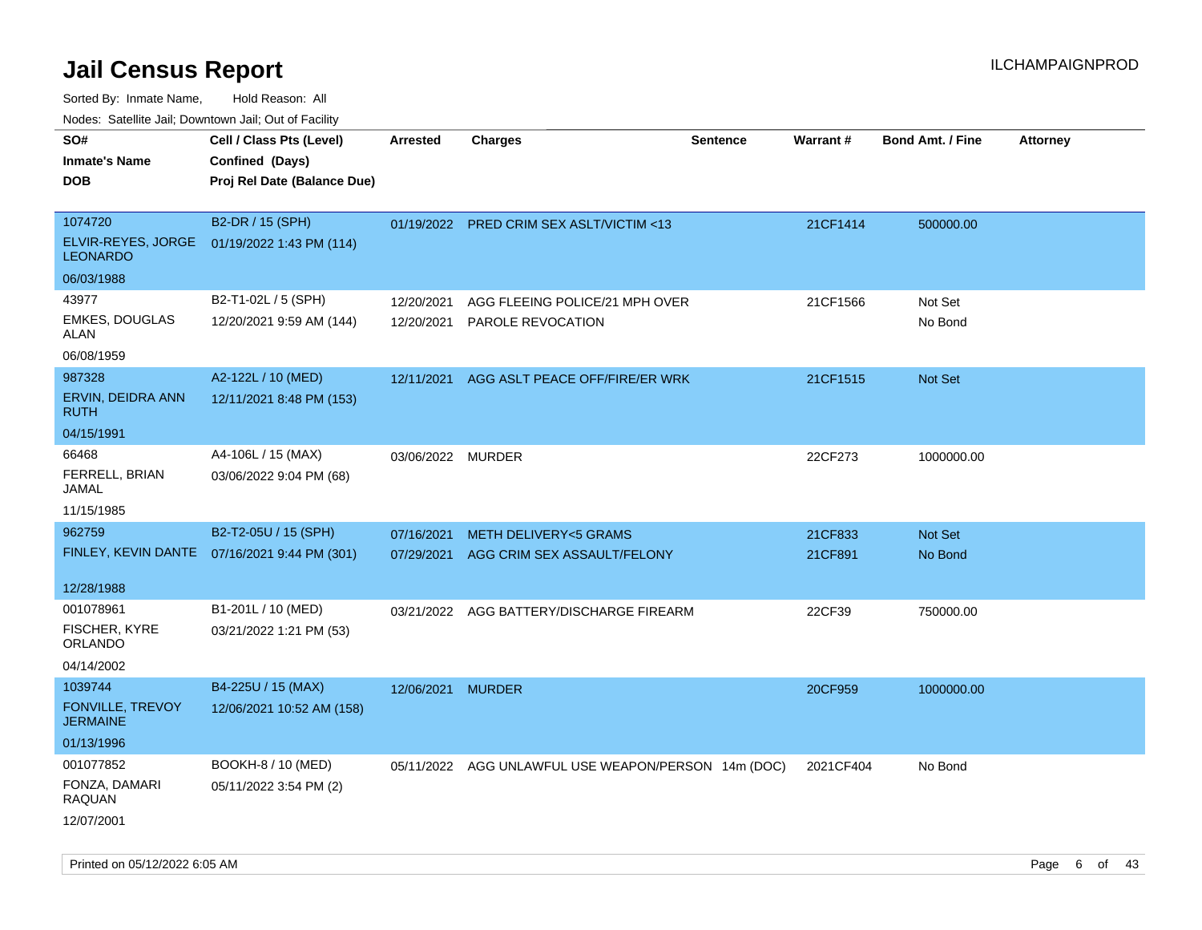# Jail Census Report

ILCHAMPAIGNPROD

Sorted By: Inmate Name, Hold Reason: All

Nodes: Satellite Jail; Downtown Jail; Out of Facility

| SO# / Inmate's Name / DOB | Cell / Class Pts (Level) / Confined (Days) / Proj Rel Date (Balance Due) | Arrested | Charges | Sentence | Warrant # | Bond Amt. / Fine | Attorney |
|---|---|---|---|---|---|---|---|
| 1074720<br>ELVIR-REYES, JORGE LEONARDO<br>06/03/1988 | B2-DR / 15 (SPH)<br>01/19/2022 1:43 PM (114) | 01/19/2022 | PRED CRIM SEX ASLT/VICTIM <13 | | 21CF1414 | 500000.00 | |
| 43977<br>EMKES, DOUGLAS ALAN<br>06/08/1959 | B2-T1-02L / 5 (SPH)<br>12/20/2021 9:59 AM (144) | 12/20/2021<br>12/20/2021 | AGG FLEEING POLICE/21 MPH OVER<br>PAROLE REVOCATION | | 21CF1566 | Not Set<br>No Bond | |
| 987328<br>ERVIN, DEIDRA ANN RUTH<br>04/15/1991 | A2-122L / 10 (MED)<br>12/11/2021 8:48 PM (153) | 12/11/2021 | AGG ASLT PEACE OFF/FIRE/ER WRK | | 21CF1515 | Not Set | |
| 66468<br>FERRELL, BRIAN JAMAL<br>11/15/1985 | A4-106L / 15 (MAX)<br>03/06/2022 9:04 PM (68) | 03/06/2022 | MURDER | | 22CF273 | 1000000.00 | |
| 962759<br>FINLEY, KEVIN DANTE<br>12/28/1988 | B2-T2-05U / 15 (SPH)<br>07/16/2021 9:44 PM (301) | 07/16/2021<br>07/29/2021 | METH DELIVERY<5 GRAMS<br>AGG CRIM SEX ASSAULT/FELONY | | 21CF833<br>21CF891 | Not Set<br>No Bond | |
| 001078961<br>FISCHER, KYRE ORLANDO<br>04/14/2002 | B1-201L / 10 (MED)<br>03/21/2022 1:21 PM (53) | 03/21/2022 | AGG BATTERY/DISCHARGE FIREARM | | 22CF39 | 750000.00 | |
| 1039744<br>FONVILLE, TREVOY JERMAINE<br>01/13/1996 | B4-225U / 15 (MAX)<br>12/06/2021 10:52 AM (158) | 12/06/2021 | MURDER | | 20CF959 | 1000000.00 | |
| 001077852<br>FONZA, DAMARI RAQUAN<br>12/07/2001 | BOOKH-8 / 10 (MED)<br>05/11/2022 3:54 PM (2) | 05/11/2022 | AGG UNLAWFUL USE WEAPON/PERSON | 14m (DOC) | 2021CF404 | No Bond | |

Printed on 05/12/2022 6:05 AM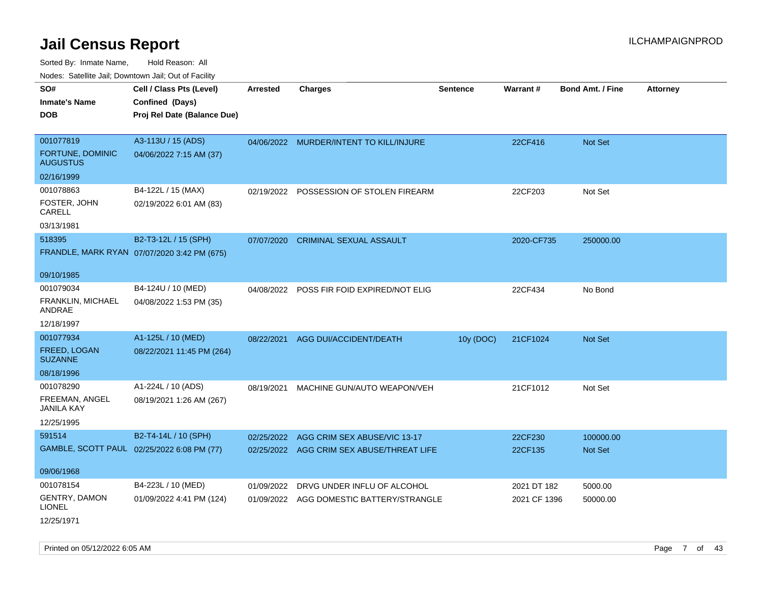# Jail Census Report

ILCHAMPAIGNPROD

Sorted By: Inmate Name, Hold Reason: All

Nodes: Satellite Jail; Downtown Jail; Out of Facility

| SO# / Inmate's Name / DOB | Cell / Class Pts (Level) / Confined (Days) / Proj Rel Date (Balance Due) | Arrested | Charges | Sentence | Warrant # | Bond Amt. / Fine | Attorney |
|---|---|---|---|---|---|---|---|
| 001077819 FORTUNE, DOMINIC AUGUSTUS 02/16/1999 | A3-113U / 15 (ADS) 04/06/2022 7:15 AM (37) | 04/06/2022 | MURDER/INTENT TO KILL/INJURE | | 22CF416 | Not Set | |
| 001078863 FOSTER, JOHN CARELL 03/13/1981 | B4-122L / 15 (MAX) 02/19/2022 6:01 AM (83) | 02/19/2022 | POSSESSION OF STOLEN FIREARM | | 22CF203 | Not Set | |
| 518395 FRANDLE, MARK RYAN 09/10/1985 | B2-T3-12L / 15 (SPH) 07/07/2020 3:42 PM (675) | 07/07/2020 | CRIMINAL SEXUAL ASSAULT | | 2020-CF735 | 250000.00 | |
| 001079034 FRANKLIN, MICHAEL ANDRAE 12/18/1997 | B4-124U / 10 (MED) 04/08/2022 1:53 PM (35) | 04/08/2022 | POSS FIR FOID EXPIRED/NOT ELIG | | 22CF434 | No Bond | |
| 001077934 FREED, LOGAN SUZANNE 08/18/1996 | A1-125L / 10 (MED) 08/22/2021 11:45 PM (264) | 08/22/2021 | AGG DUI/ACCIDENT/DEATH | 10y (DOC) | 21CF1024 | Not Set | |
| 001078290 FREEMAN, ANGEL JANILA KAY 12/25/1995 | A1-224L / 10 (ADS) 08/19/2021 1:26 AM (267) | 08/19/2021 | MACHINE GUN/AUTO WEAPON/VEH | | 21CF1012 | Not Set | |
| 591514 GAMBLE, SCOTT PAUL 09/06/1968 | B2-T4-14L / 10 (SPH) 02/25/2022 6:08 PM (77) | 02/25/2022 | AGG CRIM SEX ABUSE/VIC 13-17 | | 22CF230 | 100000.00 | |
| | | 02/25/2022 | AGG CRIM SEX ABUSE/THREAT LIFE | | 22CF135 | Not Set | |
| 001078154 GENTRY, DAMON LIONEL 12/25/1971 | B4-223L / 10 (MED) 01/09/2022 4:41 PM (124) | 01/09/2022 | DRVG UNDER INFLU OF ALCOHOL | | 2021 DT 182 | 5000.00 | |
| | | 01/09/2022 | AGG DOMESTIC BATTERY/STRANGLE | | 2021 CF 1396 | 50000.00 | |

Printed on 05/12/2022 6:05 AM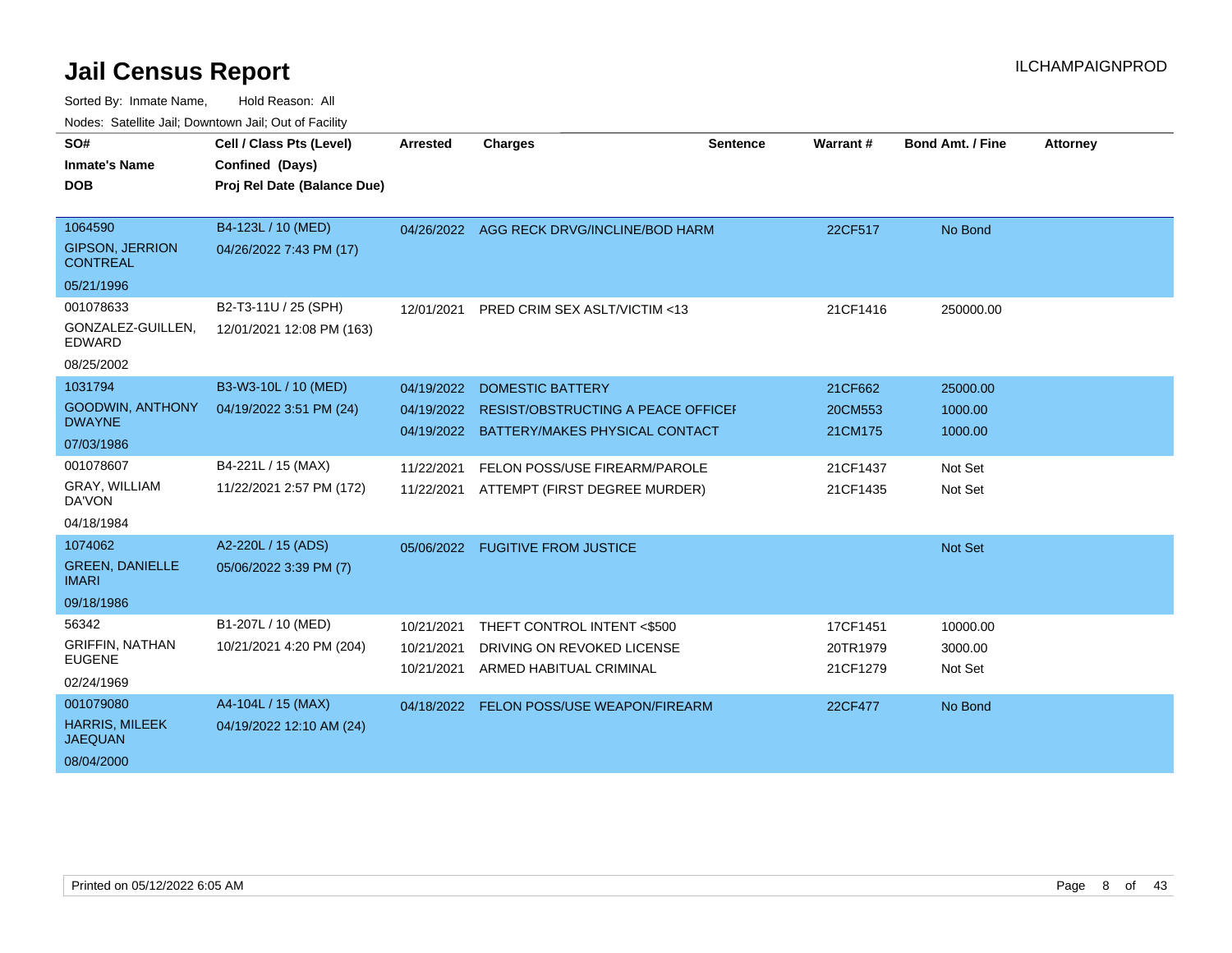# Jail Census Report

Sorted By: Inmate Name, Hold Reason: All

Nodes: Satellite Jail; Downtown Jail; Out of Facility

| SO# / Inmate's Name / DOB | Cell / Class Pts (Level) / Confined (Days) / Proj Rel Date (Balance Due) | Arrested | Charges | Sentence | Warrant # | Bond Amt. / Fine | Attorney |
|---|---|---|---|---|---|---|---|
| 1064590<br>GIPSON, JERRION CONTREAL<br>05/21/1996 | B4-123L / 10 (MED)<br>04/26/2022 7:43 PM (17) | 04/26/2022 | AGG RECK DRVG/INCLINE/BOD HARM | | 22CF517 | No Bond | |
| 001078633<br>GONZALEZ-GUILLEN, EDWARD<br>08/25/2002 | B2-T3-11U / 25 (SPH)<br>12/01/2021 12:08 PM (163) | 12/01/2021 | PRED CRIM SEX ASLT/VICTIM <13 | | 21CF1416 | 250000.00 | |
| 1031794<br>GOODWIN, ANTHONY DWAYNE<br>07/03/1986 | B3-W3-10L / 10 (MED)<br>04/19/2022 3:51 PM (24) | 04/19/2022<br>04/19/2022<br>04/19/2022 | DOMESTIC BATTERY<br>RESIST/OBSTRUCTING A PEACE OFFICEI<br>BATTERY/MAKES PHYSICAL CONTACT | | 21CF662<br>20CM553<br>21CM175 | 25000.00<br>1000.00<br>1000.00 | |
| 001078607<br>GRAY, WILLIAM DA'VON<br>04/18/1984 | B4-221L / 15 (MAX)<br>11/22/2021 2:57 PM (172) | 11/22/2021<br>11/22/2021 | FELON POSS/USE FIREARM/PAROLE<br>ATTEMPT (FIRST DEGREE MURDER) | | 21CF1437<br>21CF1435 | Not Set<br>Not Set | |
| 1074062<br>GREEN, DANIELLE IMARI<br>09/18/1986 | A2-220L / 15 (ADS)<br>05/06/2022 3:39 PM (7) | 05/06/2022 | FUGITIVE FROM JUSTICE | | | Not Set | |
| 56342<br>GRIFFIN, NATHAN EUGENE<br>02/24/1969 | B1-207L / 10 (MED)<br>10/21/2021 4:20 PM (204) | 10/21/2021<br>10/21/2021<br>10/21/2021 | THEFT CONTROL INTENT <$500<br>DRIVING ON REVOKED LICENSE<br>ARMED HABITUAL CRIMINAL | | 17CF1451<br>20TR1979<br>21CF1279 | 10000.00<br>3000.00<br>Not Set | |
| 001079080<br>HARRIS, MILEEK JAEQUAN<br>08/04/2000 | A4-104L / 15 (MAX)<br>04/19/2022 12:10 AM (24) | 04/18/2022 | FELON POSS/USE WEAPON/FIREARM | | 22CF477 | No Bond | |

Printed on 05/12/2022 6:05 AM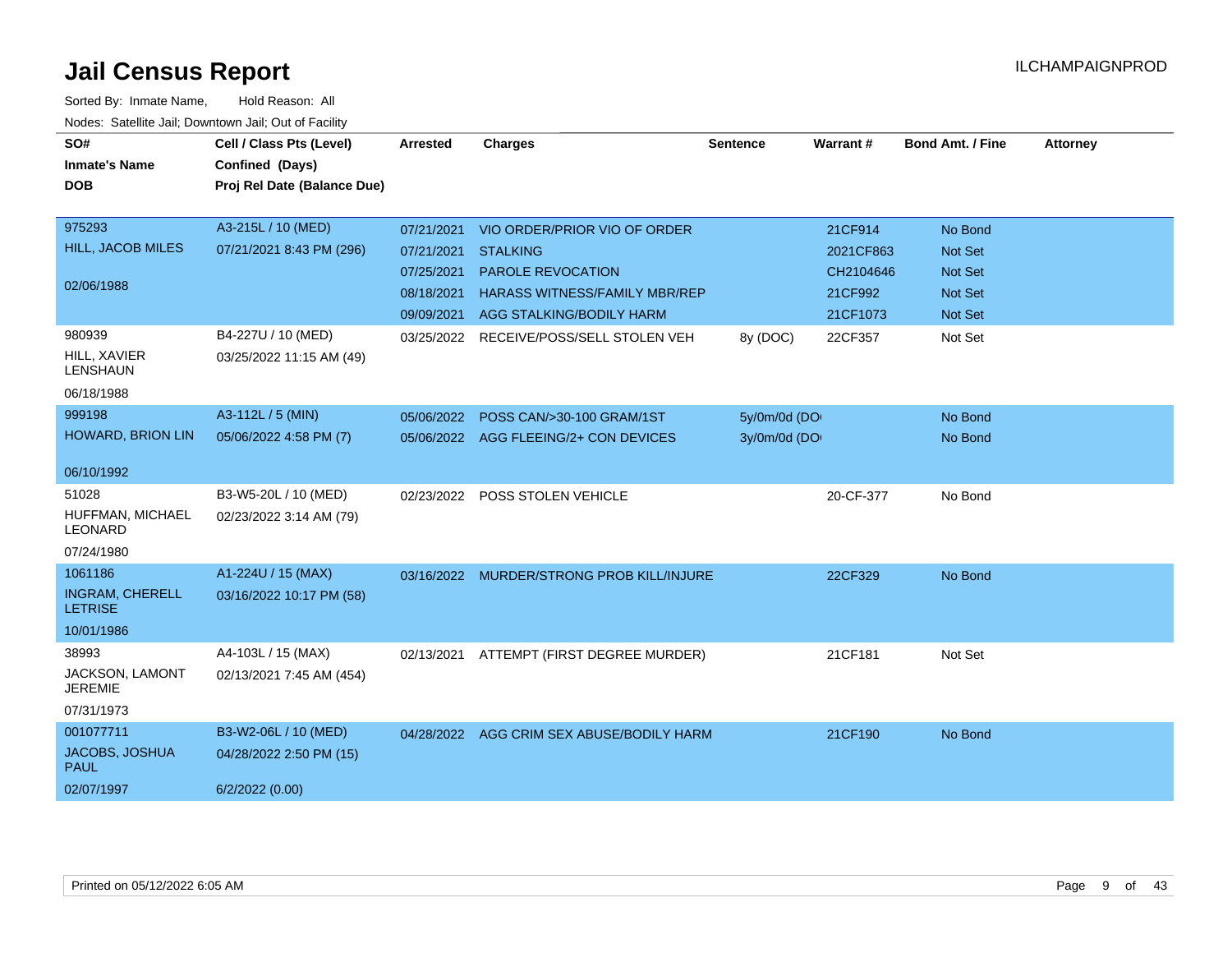# Jail Census Report

Sorted By: Inmate Name, Hold Reason: All

Nodes: Satellite Jail; Downtown Jail; Out of Facility

| SO# / Inmate's Name / DOB | Cell / Class Pts (Level) / Confined (Days) / Proj Rel Date (Balance Due) | Arrested | Charges | Sentence | Warrant # | Bond Amt. / Fine | Attorney |
|---|---|---|---|---|---|---|---|
| 975293<br>HILL, JACOB MILES<br>02/06/1988 | A3-215L / 10 (MED)<br>07/21/2021 8:43 PM (296) | 07/21/2021 | VIO ORDER/PRIOR VIO OF ORDER | | 21CF914 | No Bond | |
| | | 07/21/2021 | STALKING | | 2021CF863 | Not Set | |
| | | 07/25/2021 | PAROLE REVOCATION | | CH2104646 | Not Set | |
| | | 08/18/2021 | HARASS WITNESS/FAMILY MBR/REP | | 21CF992 | Not Set | |
| | | 09/09/2021 | AGG STALKING/BODILY HARM | | 21CF1073 | Not Set | |
| 980939<br>HILL, XAVIER LENSHAUN<br>06/18/1988 | B4-227U / 10 (MED)<br>03/25/2022 11:15 AM (49) | 03/25/2022 | RECEIVE/POSS/SELL STOLEN VEH | 8y (DOC) | 22CF357 | Not Set | |
| 999198<br>HOWARD, BRION LIN<br>06/10/1992 | A3-112L / 5 (MIN)<br>05/06/2022 4:58 PM (7) | 05/06/2022 | POSS CAN/>30-100 GRAM/1ST | 5y/0m/0d (DO | | No Bond | |
| | | 05/06/2022 | AGG FLEEING/2+ CON DEVICES | 3y/0m/0d (DO | | No Bond | |
| 51028<br>HUFFMAN, MICHAEL LEONARD<br>07/24/1980 | B3-W5-20L / 10 (MED)<br>02/23/2022 3:14 AM (79) | 02/23/2022 | POSS STOLEN VEHICLE | | 20-CF-377 | No Bond | |
| 1061186<br>INGRAM, CHERELL LETRISE<br>10/01/1986 | A1-224U / 15 (MAX)<br>03/16/2022 10:17 PM (58) | 03/16/2022 | MURDER/STRONG PROB KILL/INJURE | | 22CF329 | No Bond | |
| 38993<br>JACKSON, LAMONT JEREMIE<br>07/31/1973 | A4-103L / 15 (MAX)<br>02/13/2021 7:45 AM (454) | 02/13/2021 | ATTEMPT (FIRST DEGREE MURDER) | | 21CF181 | Not Set | |
| 001077711<br>JACOBS, JOSHUA PAUL<br>02/07/1997 | B3-W2-06L / 10 (MED)<br>04/28/2022 2:50 PM (15)<br>6/2/2022 (0.00) | 04/28/2022 | AGG CRIM SEX ABUSE/BODILY HARM | | 21CF190 | No Bond | |

Printed on 05/12/2022 6:05 AM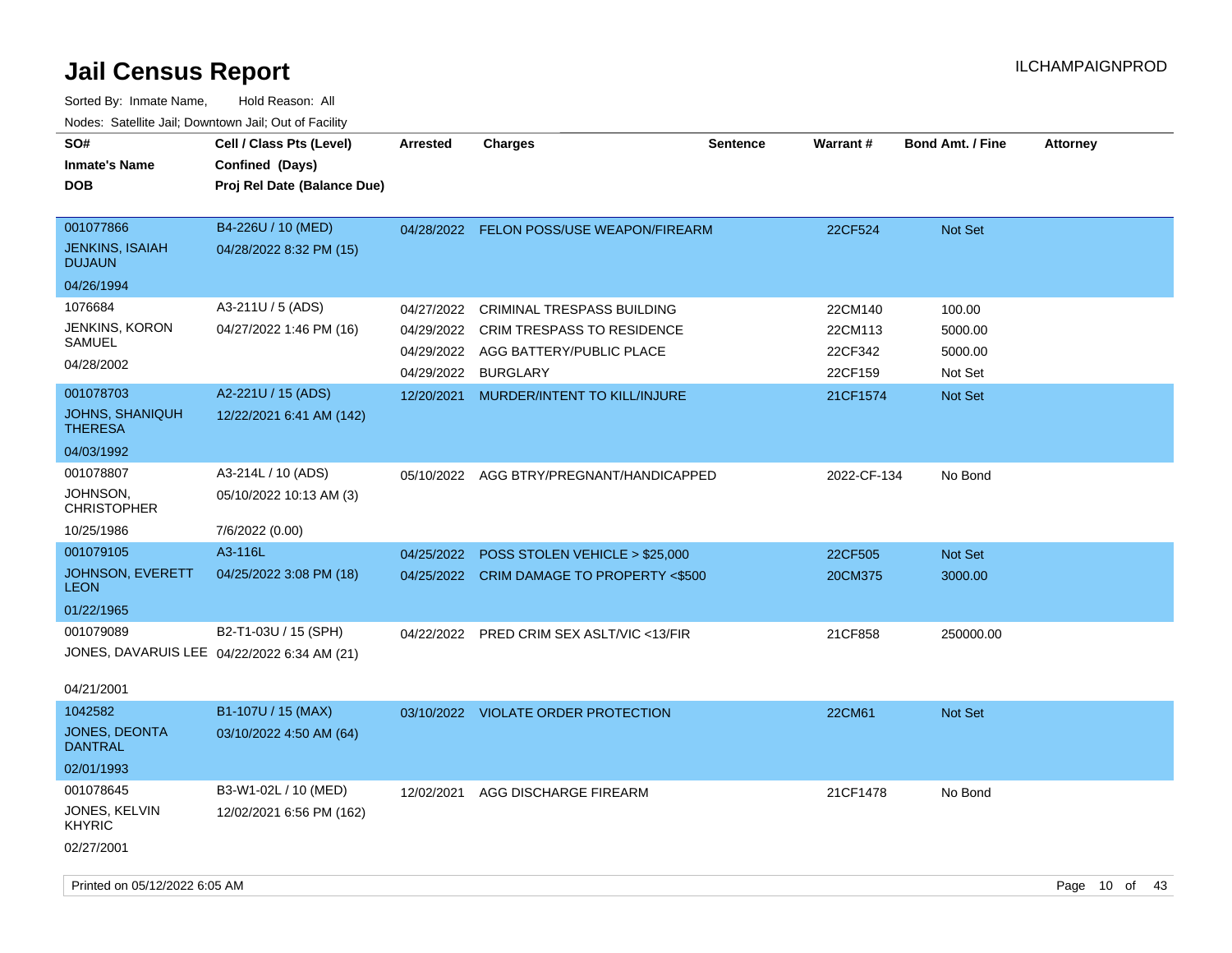# Jail Census Report

ILCHAMPAIGNPROD

Sorted By: Inmate Name, Hold Reason: All

Nodes: Satellite Jail; Downtown Jail; Out of Facility

| SO# / Inmate's Name / DOB | Cell / Class Pts (Level) / Confined (Days) / Proj Rel Date (Balance Due) | Arrested | Charges | Sentence | Warrant # | Bond Amt. / Fine | Attorney |
|---|---|---|---|---|---|---|---|
| 001077866<br>JENKINS, ISAIAH DUJAUN<br>04/26/1994 | B4-226U / 10 (MED)<br>04/28/2022 8:32 PM (15) | 04/28/2022 | FELON POSS/USE WEAPON/FIREARM | | 22CF524 | Not Set | |
| 1076684<br>JENKINS, KORON SAMUEL<br>04/28/2002 | A3-211U / 5 (ADS)<br>04/27/2022 1:46 PM (16) | 04/27/2022 | CRIMINAL TRESPASS BUILDING | | 22CM140 | 100.00 | |
| | | 04/29/2022 | CRIM TRESPASS TO RESIDENCE | | 22CM113 | 5000.00 | |
| | | 04/29/2022 | AGG BATTERY/PUBLIC PLACE | | 22CF342 | 5000.00 | |
| | | 04/29/2022 | BURGLARY | | 22CF159 | Not Set | |
| 001078703<br>JOHNS, SHANIQUH THERESA<br>04/03/1992 | A2-221U / 15 (ADS)<br>12/22/2021 6:41 AM (142) | 12/20/2021 | MURDER/INTENT TO KILL/INJURE | | 21CF1574 | Not Set | |
| 001078807<br>JOHNSON, CHRISTOPHER<br>10/25/1986 | A3-214L / 10 (ADS)<br>05/10/2022 10:13 AM (3)<br>7/6/2022 (0.00) | 05/10/2022 | AGG BTRY/PREGNANT/HANDICAPPED | | 2022-CF-134 | No Bond | |
| 001079105<br>JOHNSON, EVERETT LEON<br>01/22/1965 | A3-116L<br>04/25/2022 3:08 PM (18) | 04/25/2022 | POSS STOLEN VEHICLE > $25,000 | | 22CF505 | Not Set | |
| | | 04/25/2022 | CRIM DAMAGE TO PROPERTY <$500 | | 20CM375 | 3000.00 | |
| 001079089<br>JONES, DAVARUIS LEE<br>04/21/2001 | B2-T1-03U / 15 (SPH)<br>04/22/2022 6:34 AM (21) | 04/22/2022 | PRED CRIM SEX ASLT/VIC <13/FIR | | 21CF858 | 250000.00 | |
| 1042582<br>JONES, DEONTA DANTRAL<br>02/01/1993 | B1-107U / 15 (MAX)<br>03/10/2022 4:50 AM (64) | 03/10/2022 | VIOLATE ORDER PROTECTION | | 22CM61 | Not Set | |
| 001078645<br>JONES, KELVIN KHYRIC<br>02/27/2001 | B3-W1-02L / 10 (MED)<br>12/02/2021 6:56 PM (162) | 12/02/2021 | AGG DISCHARGE FIREARM | | 21CF1478 | No Bond | |

Printed on 05/12/2022 6:05 AM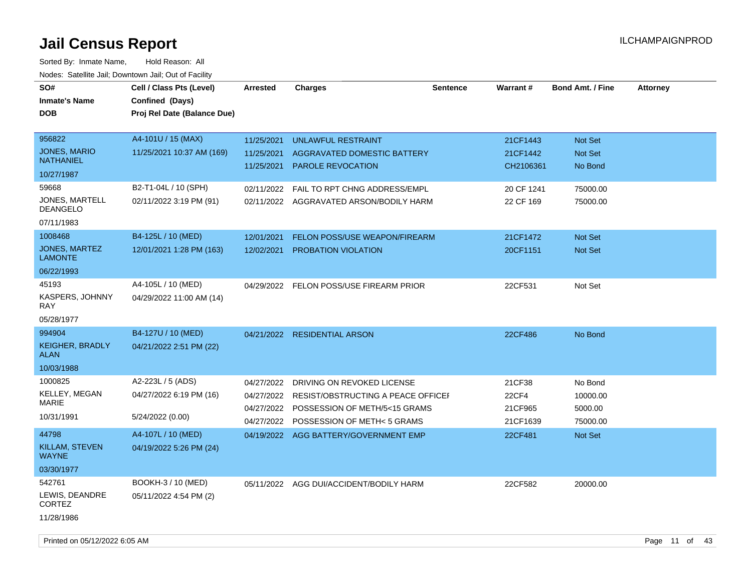# Jail Census Report

ILCHAMPAIGNPROD

Sorted By: Inmate Name, Hold Reason: All

Nodes: Satellite Jail; Downtown Jail; Out of Facility

| SO# / Inmate's Name / DOB | Cell / Class Pts (Level) / Confined (Days) / Proj Rel Date (Balance Due) | Arrested | Charges | Sentence | Warrant # | Bond Amt. / Fine | Attorney |
|---|---|---|---|---|---|---|---|
| 956822<br>JONES, MARIO NATHANIEL<br>10/27/1987 | A4-101U / 15 (MAX)<br>11/25/2021 10:37 AM (169) | 11/25/2021<br>11/25/2021<br>11/25/2021 | UNLAWFUL RESTRAINT<br>AGGRAVATED DOMESTIC BATTERY<br>PAROLE REVOCATION | | 21CF1443<br>21CF1442<br>CH2106361 | Not Set<br>Not Set<br>No Bond | |
| 59668<br>JONES, MARTELL DEANGELO<br>07/11/1983 | B2-T1-04L / 10 (SPH)<br>02/11/2022 3:19 PM (91) | 02/11/2022<br>02/11/2022 | FAIL TO RPT CHNG ADDRESS/EMPL<br>AGGRAVATED ARSON/BODILY HARM | | 20 CF 1241<br>22 CF 169 | 75000.00<br>75000.00 | |
| 1008468<br>JONES, MARTEZ LAMONTE<br>06/22/1993 | B4-125L / 10 (MED)<br>12/01/2021 1:28 PM (163) | 12/01/2021<br>12/02/2021 | FELON POSS/USE WEAPON/FIREARM<br>PROBATION VIOLATION | | 21CF1472<br>20CF1151 | Not Set<br>Not Set | |
| 45193<br>KASPERS, JOHNNY RAY<br>05/28/1977 | A4-105L / 10 (MED)<br>04/29/2022 11:00 AM (14) | 04/29/2022 | FELON POSS/USE FIREARM PRIOR | | 22CF531 | Not Set | |
| 994904<br>KEIGHER, BRADLY ALAN<br>10/03/1988 | B4-127U / 10 (MED)<br>04/21/2022 2:51 PM (22) | 04/21/2022 | RESIDENTIAL ARSON | | 22CF486 | No Bond | |
| 1000825<br>KELLEY, MEGAN MARIE<br>10/31/1991 | A2-223L / 5 (ADS)<br>04/27/2022 6:19 PM (16)<br>5/24/2022 (0.00) | 04/27/2022<br>04/27/2022<br>04/27/2022<br>04/27/2022 | DRIVING ON REVOKED LICENSE<br>RESIST/OBSTRUCTING A PEACE OFFICEI<br>POSSESSION OF METH/5<15 GRAMS<br>POSSESSION OF METH< 5 GRAMS | | 21CF38<br>22CF4<br>21CF965<br>21CF1639 | No Bond<br>10000.00<br>5000.00<br>75000.00 | |
| 44798<br>KILLAM, STEVEN WAYNE<br>03/30/1977 | A4-107L / 10 (MED)<br>04/19/2022 5:26 PM (24) | 04/19/2022 | AGG BATTERY/GOVERNMENT EMP | | 22CF481 | Not Set | |
| 542761<br>LEWIS, DEANDRE CORTEZ<br>11/28/1986 | BOOKH-3 / 10 (MED)<br>05/11/2022 4:54 PM (2) | 05/11/2022 | AGG DUI/ACCIDENT/BODILY HARM | | 22CF582 | 20000.00 | |

Printed on 05/12/2022 6:05 AM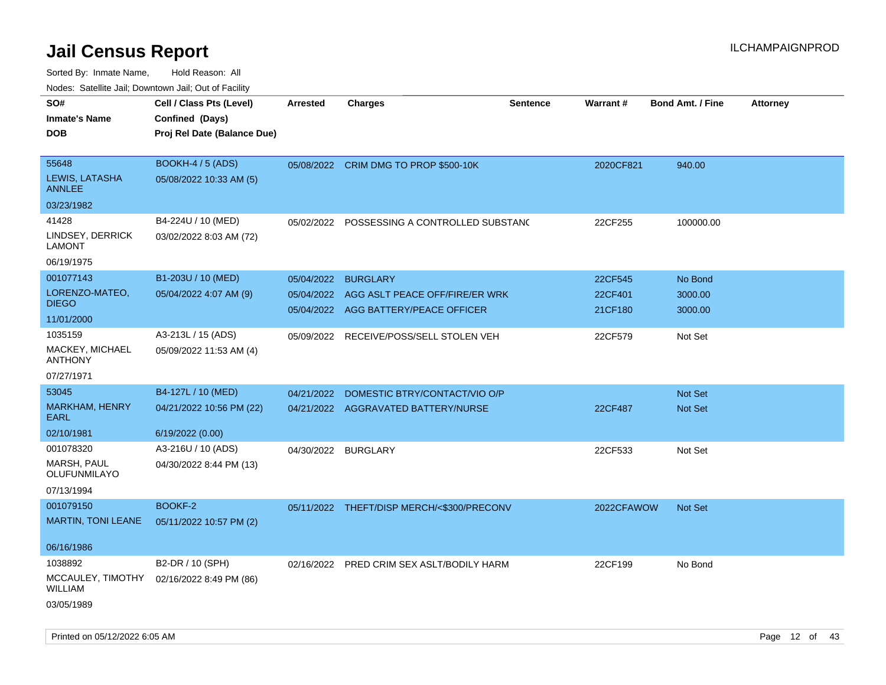# Jail Census Report

ILCHAMPAIGNPROD

Sorted By: Inmate Name, Hold Reason: All

Nodes: Satellite Jail; Downtown Jail; Out of Facility

| SO# / Inmate's Name / DOB | Cell / Class Pts (Level) / Confined (Days) / Proj Rel Date (Balance Due) | Arrested | Charges | Sentence | Warrant # | Bond Amt. / Fine | Attorney |
|---|---|---|---|---|---|---|---|
| 55648<br>LEWIS, LATASHA ANNLEE<br>03/23/1982 | BOOKH-4 / 5 (ADS)<br>05/08/2022 10:33 AM (5) | 05/08/2022 | CRIM DMG TO PROP $500-10K | | 2020CF821 | 940.00 | |
| 41428<br>LINDSEY, DERRICK LAMONT<br>06/19/1975 | B4-224U / 10 (MED)<br>03/02/2022 8:03 AM (72) | 05/02/2022 | POSSESSING A CONTROLLED SUBSTANC | | 22CF255 | 100000.00 | |
| 001077143<br>LORENZO-MATEO, DIEGO<br>11/01/2000 | B1-203U / 10 (MED)<br>05/04/2022 4:07 AM (9) | 05/04/2022 | BURGLARY | | 22CF545 | No Bond | |
| | | 05/04/2022 | AGG ASLT PEACE OFF/FIRE/ER WRK | | 22CF401 | 3000.00 | |
| | | 05/04/2022 | AGG BATTERY/PEACE OFFICER | | 21CF180 | 3000.00 | |
| 1035159<br>MACKEY, MICHAEL ANTHONY<br>07/27/1971 | A3-213L / 15 (ADS)<br>05/09/2022 11:53 AM (4) | 05/09/2022 | RECEIVE/POSS/SELL STOLEN VEH | | 22CF579 | Not Set | |
| 53045<br>MARKHAM, HENRY EARL<br>02/10/1981 | B4-127L / 10 (MED)<br>04/21/2022 10:56 PM (22)<br>6/19/2022 (0.00) | 04/21/2022 | DOMESTIC BTRY/CONTACT/VIO O/P | | | Not Set | |
| | | 04/21/2022 | AGGRAVATED BATTERY/NURSE | | 22CF487 | Not Set | |
| 001078320<br>MARSH, PAUL OLUFUNMILAYO<br>07/13/1994 | A3-216U / 10 (ADS)<br>04/30/2022 8:44 PM (13) | 04/30/2022 | BURGLARY | | 22CF533 | Not Set | |
| 001079150<br>MARTIN, TONI LEANE<br>06/16/1986 | BOOKF-2<br>05/11/2022 10:57 PM (2) | 05/11/2022 | THEFT/DISP MERCH/<$300/PRECONV | | 2022CFAWOW | Not Set | |
| 1038892<br>MCCAULEY, TIMOTHY WILLIAM<br>03/05/1989 | B2-DR / 10 (SPH)<br>02/16/2022 8:49 PM (86) | 02/16/2022 | PRED CRIM SEX ASLT/BODILY HARM | | 22CF199 | No Bond | |

Printed on 05/12/2022 6:05 AM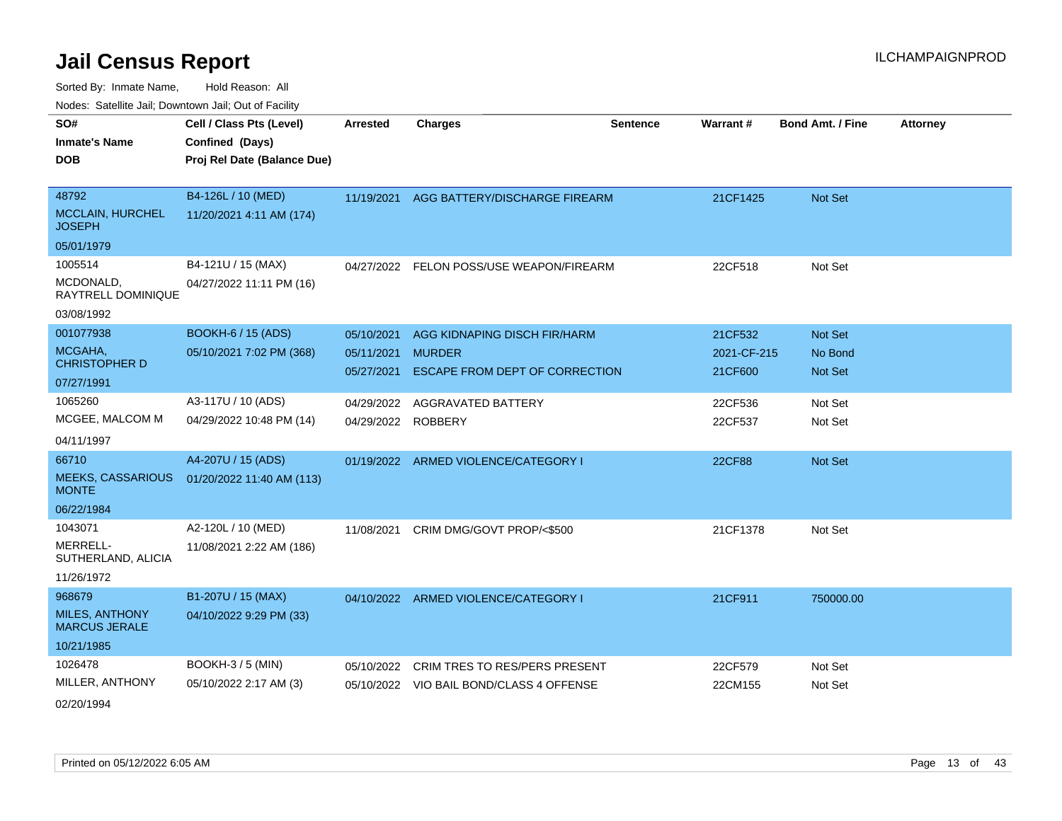# Jail Census Report

ILCHAMPAIGNPROD

Sorted By: Inmate Name, Hold Reason: All

Nodes: Satellite Jail; Downtown Jail; Out of Facility

| SO# / Inmate's Name / DOB | Cell / Class Pts (Level) / Confined (Days) / Proj Rel Date (Balance Due) | Arrested | Charges | Sentence | Warrant # | Bond Amt. / Fine | Attorney |
|---|---|---|---|---|---|---|---|
| 48792<br>MCCLAIN, HURCHEL JOSEPH<br>05/01/1979 | B4-126L / 10 (MED)<br>11/20/2021 4:11 AM (174) | 11/19/2021 | AGG BATTERY/DISCHARGE FIREARM | | 21CF1425 | Not Set | |
| 1005514<br>MCDONALD, RAYTRELL DOMINIQUE<br>03/08/1992 | B4-121U / 15 (MAX)<br>04/27/2022 11:11 PM (16) | 04/27/2022 | FELON POSS/USE WEAPON/FIREARM | | 22CF518 | Not Set | |
| 001077938<br>MCGAHA, CHRISTOPHER D<br>07/27/1991 | BOOKH-6 / 15 (ADS)<br>05/10/2021 7:02 PM (368) | 05/10/2021<br>05/11/2021<br>05/27/2021 | AGG KIDNAPING DISCH FIR/HARM<br>MURDER<br>ESCAPE FROM DEPT OF CORRECTION | | 21CF532<br>2021-CF-215<br>21CF600 | Not Set<br>No Bond<br>Not Set | |
| 1065260<br>MCGEE, MALCOM M<br>04/11/1997 | A3-117U / 10 (ADS)<br>04/29/2022 10:48 PM (14) | 04/29/2022<br>04/29/2022 | AGGRAVATED BATTERY<br>ROBBERY | | 22CF536<br>22CF537 | Not Set<br>Not Set | |
| 66710<br>MEEKS, CASSARIOUS MONTE<br>06/22/1984 | A4-207U / 15 (ADS)<br>01/20/2022 11:40 AM (113) | 01/19/2022 | ARMED VIOLENCE/CATEGORY I | | 22CF88 | Not Set | |
| 1043071<br>MERRELL-SUTHERLAND, ALICIA<br>11/26/1972 | A2-120L / 10 (MED)<br>11/08/2021 2:22 AM (186) | 11/08/2021 | CRIM DMG/GOVT PROP/<$500 | | 21CF1378 | Not Set | |
| 968679<br>MILES, ANTHONY MARCUS JERALE<br>10/21/1985 | B1-207U / 15 (MAX)<br>04/10/2022 9:29 PM (33) | 04/10/2022 | ARMED VIOLENCE/CATEGORY I | | 21CF911 | 750000.00 | |
| 1026478<br>MILLER, ANTHONY<br>02/20/1994 | BOOKH-3 / 5 (MIN)<br>05/10/2022 2:17 AM (3) | 05/10/2022<br>05/10/2022 | CRIM TRES TO RES/PERS PRESENT<br>VIO BAIL BOND/CLASS 4 OFFENSE | | 22CF579<br>22CM155 | Not Set<br>Not Set | |

Printed on 05/12/2022 6:05 AM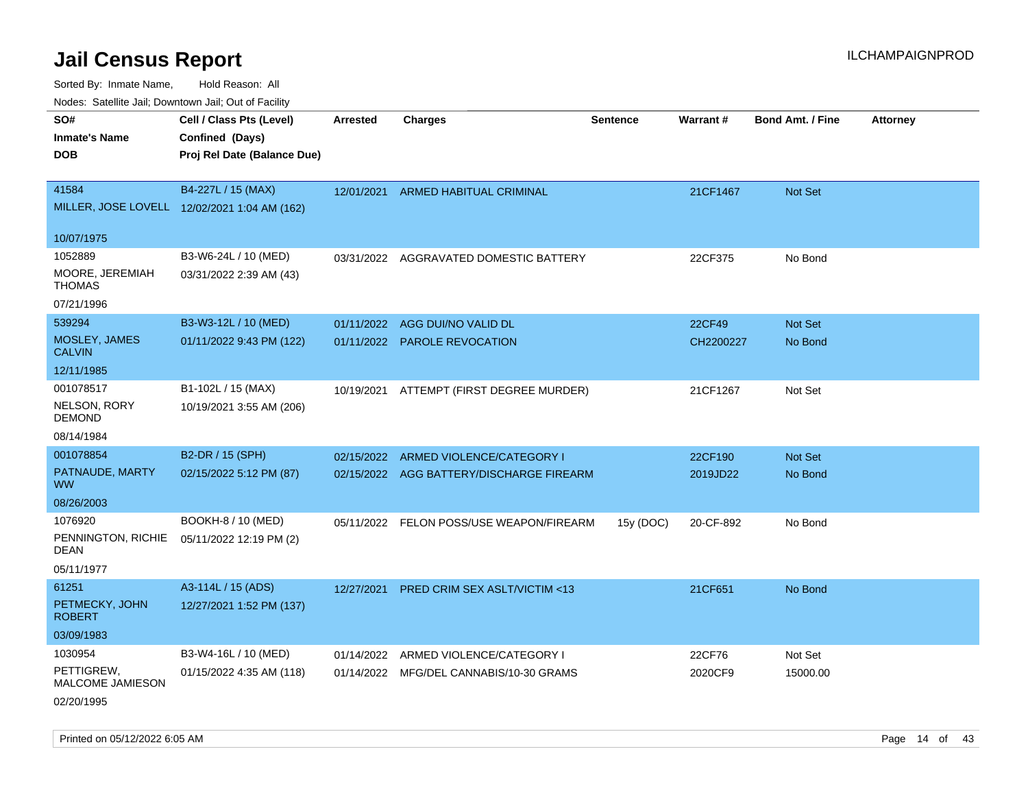# Jail Census Report

Sorted By: Inmate Name, Hold Reason: All

Nodes: Satellite Jail; Downtown Jail; Out of Facility

| SO# / Inmate's Name / DOB | Cell / Class Pts (Level) / Confined (Days) / Proj Rel Date (Balance Due) | Arrested | Charges | Sentence | Warrant # | Bond Amt. / Fine | Attorney |
|---|---|---|---|---|---|---|---|
| 41584<br>MILLER, JOSE LOVELL<br>10/07/1975 | B4-227L / 15 (MAX)<br>12/02/2021 1:04 AM (162) | 12/01/2021 | ARMED HABITUAL CRIMINAL | | 21CF1467 | Not Set | |
| 1052889<br>MOORE, JEREMIAH THOMAS<br>07/21/1996 | B3-W6-24L / 10 (MED)<br>03/31/2022 2:39 AM (43) | 03/31/2022 | AGGRAVATED DOMESTIC BATTERY | | 22CF375 | No Bond | |
| 539294<br>MOSLEY, JAMES CALVIN<br>12/11/1985 | B3-W3-12L / 10 (MED)<br>01/11/2022 9:43 PM (122) | 01/11/2022 | AGG DUI/NO VALID DL | | 22CF49 | Not Set | |
| | | 01/11/2022 | PAROLE REVOCATION | | CH2200227 | No Bond | |
| 001078517<br>NELSON, RORY DEMOND<br>08/14/1984 | B1-102L / 15 (MAX)<br>10/19/2021 3:55 AM (206) | 10/19/2021 | ATTEMPT (FIRST DEGREE MURDER) | | 21CF1267 | Not Set | |
| 001078854<br>PATNAUDE, MARTY WW<br>08/26/2003 | B2-DR / 15 (SPH)<br>02/15/2022 5:12 PM (87) | 02/15/2022 | ARMED VIOLENCE/CATEGORY I | | 22CF190 | Not Set | |
| | | 02/15/2022 | AGG BATTERY/DISCHARGE FIREARM | | 2019JD22 | No Bond | |
| 1076920<br>PENNINGTON, RICHIE DEAN<br>05/11/1977 | BOOKH-8 / 10 (MED)<br>05/11/2022 12:19 PM (2) | 05/11/2022 | FELON POSS/USE WEAPON/FIREARM | 15y (DOC) | 20-CF-892 | No Bond | |
| 61251<br>PETMECKY, JOHN ROBERT<br>03/09/1983 | A3-114L / 15 (ADS)<br>12/27/2021 1:52 PM (137) | 12/27/2021 | PRED CRIM SEX ASLT/VICTIM <13 | | 21CF651 | No Bond | |
| 1030954<br>PETTIGREW, MALCOME JAMIESON<br>02/20/1995 | B3-W4-16L / 10 (MED)<br>01/15/2022 4:35 AM (118) | 01/14/2022 | ARMED VIOLENCE/CATEGORY I | | 22CF76 | Not Set | |
| | | 01/14/2022 | MFG/DEL CANNABIS/10-30 GRAMS | | 2020CF9 | 15000.00 | |

Printed on 05/12/2022 6:05 AM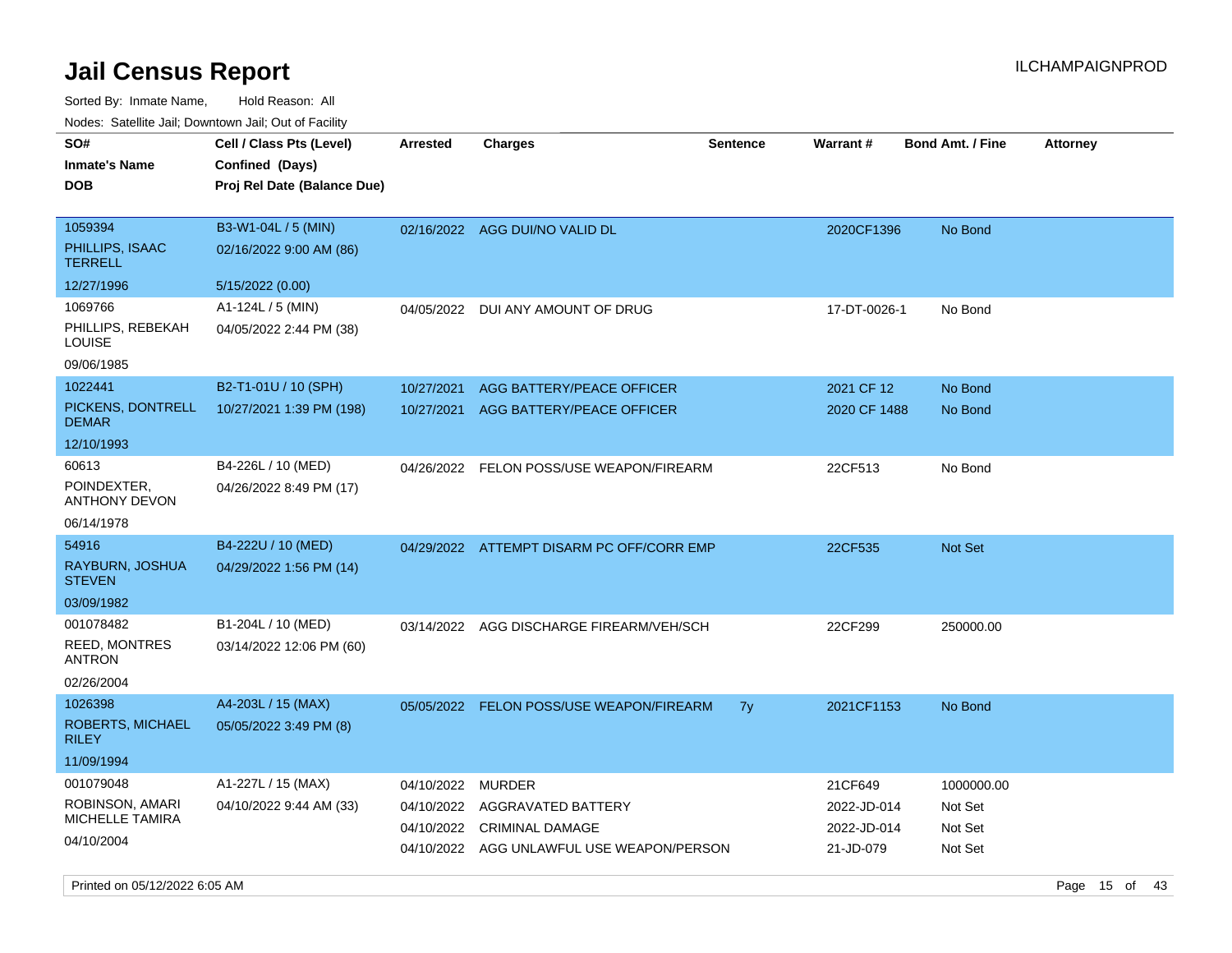# Jail Census Report

Sorted By: Inmate Name, Hold Reason: All

Nodes: Satellite Jail; Downtown Jail; Out of Facility

| SO# / Inmate's Name / DOB | Cell / Class Pts (Level) / Confined (Days) / Proj Rel Date (Balance Due) | Arrested | Charges | Sentence | Warrant # | Bond Amt. / Fine | Attorney |
|---|---|---|---|---|---|---|---|
| 1059394 PHILLIPS, ISAAC TERRELL 12/27/1996 | B3-W1-04L / 5 (MIN) 02/16/2022 9:00 AM (86) 5/15/2022 (0.00) | 02/16/2022 | AGG DUI/NO VALID DL | | 2020CF1396 | No Bond | |
| 1069766 PHILLIPS, REBEKAH LOUISE 09/06/1985 | A1-124L / 5 (MIN) 04/05/2022 2:44 PM (38) | 04/05/2022 | DUI ANY AMOUNT OF DRUG | | 17-DT-0026-1 | No Bond | |
| 1022441 PICKENS, DONTRELL DEMAR 12/10/1993 | B2-T1-01U / 10 (SPH) 10/27/2021 1:39 PM (198) | 10/27/2021 | AGG BATTERY/PEACE OFFICER | | 2021 CF 12 | No Bond | |
| | | 10/27/2021 | AGG BATTERY/PEACE OFFICER | | 2020 CF 1488 | No Bond | |
| 60613 POINDEXTER, ANTHONY DEVON 06/14/1978 | B4-226L / 10 (MED) 04/26/2022 8:49 PM (17) | 04/26/2022 | FELON POSS/USE WEAPON/FIREARM | | 22CF513 | No Bond | |
| 54916 RAYBURN, JOSHUA STEVEN 03/09/1982 | B4-222U / 10 (MED) 04/29/2022 1:56 PM (14) | 04/29/2022 | ATTEMPT DISARM PC OFF/CORR EMP | | 22CF535 | Not Set | |
| 001078482 REED, MONTRES ANTRON 02/26/2004 | B1-204L / 10 (MED) 03/14/2022 12:06 PM (60) | 03/14/2022 | AGG DISCHARGE FIREARM/VEH/SCH | | 22CF299 | 250000.00 | |
| 1026398 ROBERTS, MICHAEL RILEY 11/09/1994 | A4-203L / 15 (MAX) 05/05/2022 3:49 PM (8) | 05/05/2022 | FELON POSS/USE WEAPON/FIREARM | 7y | 2021CF1153 | No Bond | |
| 001079048 ROBINSON, AMARI MICHELLE TAMIRA 04/10/2004 | A1-227L / 15 (MAX) 04/10/2022 9:44 AM (33) | 04/10/2022 | MURDER | | 21CF649 | 1000000.00 | |
| | | 04/10/2022 | AGGRAVATED BATTERY | | 2022-JD-014 | Not Set | |
| | | 04/10/2022 | CRIMINAL DAMAGE | | 2022-JD-014 | Not Set | |
| | | 04/10/2022 | AGG UNLAWFUL USE WEAPON/PERSON | | 21-JD-079 | Not Set | |

Printed on 05/12/2022 6:05 AM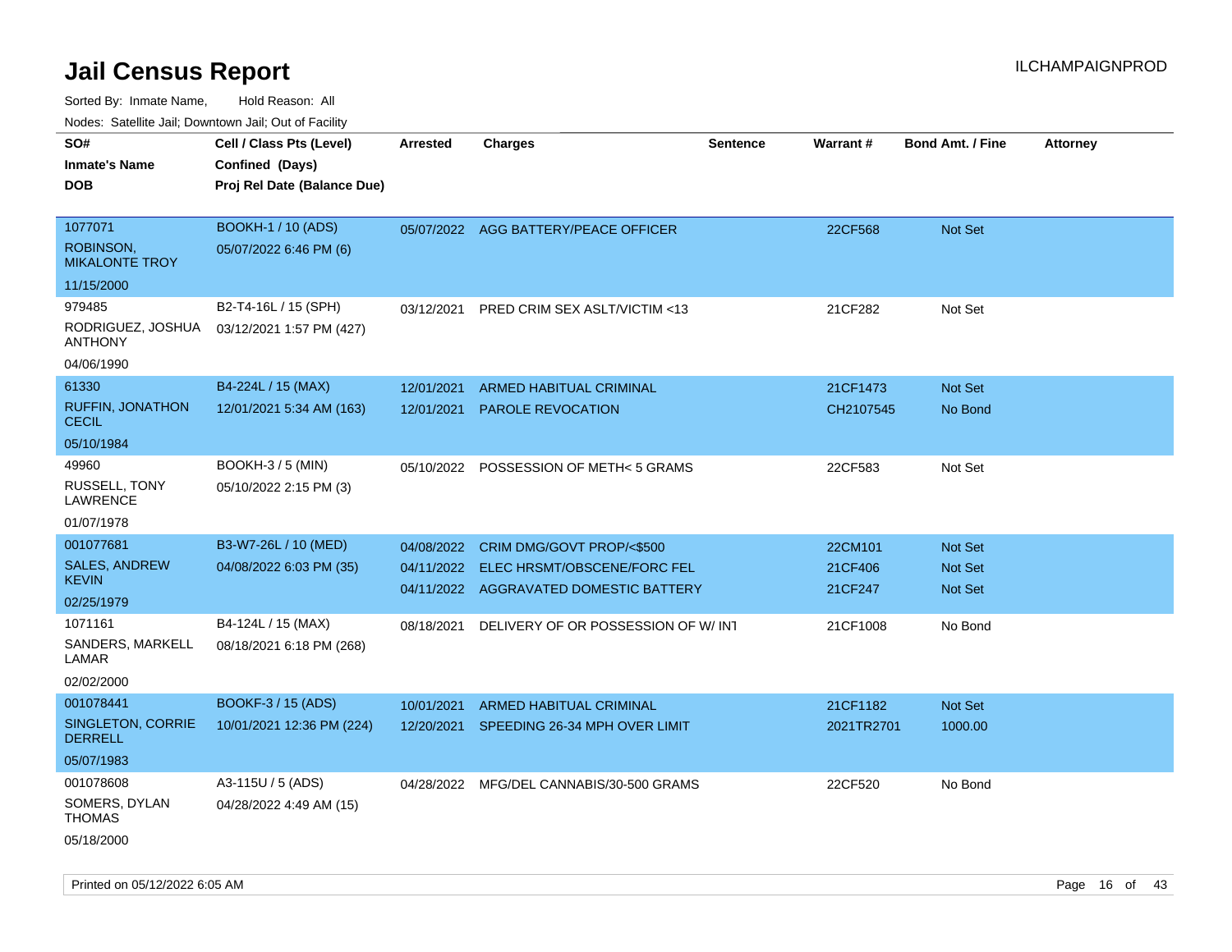# Jail Census Report

ILCHAMPAIGNPROD

Sorted By: Inmate Name, Hold Reason: All

Nodes: Satellite Jail; Downtown Jail; Out of Facility

| SO# / Inmate's Name / DOB | Cell / Class Pts (Level) / Confined (Days) / Proj Rel Date (Balance Due) | Arrested | Charges | Sentence | Warrant # | Bond Amt. / Fine | Attorney |
|---|---|---|---|---|---|---|---|
| 1077071<br>ROBINSON, MIKALONTE TROY<br>11/15/2000 | BOOKH-1 / 10 (ADS)<br>05/07/2022 6:46 PM (6) | 05/07/2022 | AGG BATTERY/PEACE OFFICER | | 22CF568 | Not Set | |
| 979485<br>RODRIGUEZ, JOSHUA ANTHONY<br>04/06/1990 | B2-T4-16L / 15 (SPH)<br>03/12/2021 1:57 PM (427) | 03/12/2021 | PRED CRIM SEX ASLT/VICTIM <13 | | 21CF282 | Not Set | |
| 61330<br>RUFFIN, JONATHON CECIL<br>05/10/1984 | B4-224L / 15 (MAX)<br>12/01/2021 5:34 AM (163) | 12/01/2021<br>12/01/2021 | ARMED HABITUAL CRIMINAL<br>PAROLE REVOCATION | | 21CF1473<br>CH2107545 | Not Set<br>No Bond | |
| 49960<br>RUSSELL, TONY LAWRENCE<br>01/07/1978 | BOOKH-3 / 5 (MIN)<br>05/10/2022 2:15 PM (3) | 05/10/2022 | POSSESSION OF METH< 5 GRAMS | | 22CF583 | Not Set | |
| 001077681<br>SALES, ANDREW KEVIN<br>02/25/1979 | B3-W7-26L / 10 (MED)<br>04/08/2022 6:03 PM (35) | 04/08/2022<br>04/11/2022<br>04/11/2022 | CRIM DMG/GOVT PROP/<$500<br>ELEC HRSMT/OBSCENE/FORC FEL<br>AGGRAVATED DOMESTIC BATTERY | | 22CM101<br>21CF406<br>21CF247 | Not Set<br>Not Set<br>Not Set | |
| 1071161<br>SANDERS, MARKELL LAMAR<br>02/02/2000 | B4-124L / 15 (MAX)<br>08/18/2021 6:18 PM (268) | 08/18/2021 | DELIVERY OF OR POSSESSION OF W/ INT | | 21CF1008 | No Bond | |
| 001078441<br>SINGLETON, CORRIE DERRELL<br>05/07/1983 | BOOKF-3 / 15 (ADS)<br>10/01/2021 12:36 PM (224) | 10/01/2021<br>12/20/2021 | ARMED HABITUAL CRIMINAL<br>SPEEDING 26-34 MPH OVER LIMIT | | 21CF1182<br>2021TR2701 | Not Set<br>1000.00 | |
| 001078608<br>SOMERS, DYLAN THOMAS<br>05/18/2000 | A3-115U / 5 (ADS)<br>04/28/2022 4:49 AM (15) | 04/28/2022 | MFG/DEL CANNABIS/30-500 GRAMS | | 22CF520 | No Bond | |

Printed on 05/12/2022 6:05 AM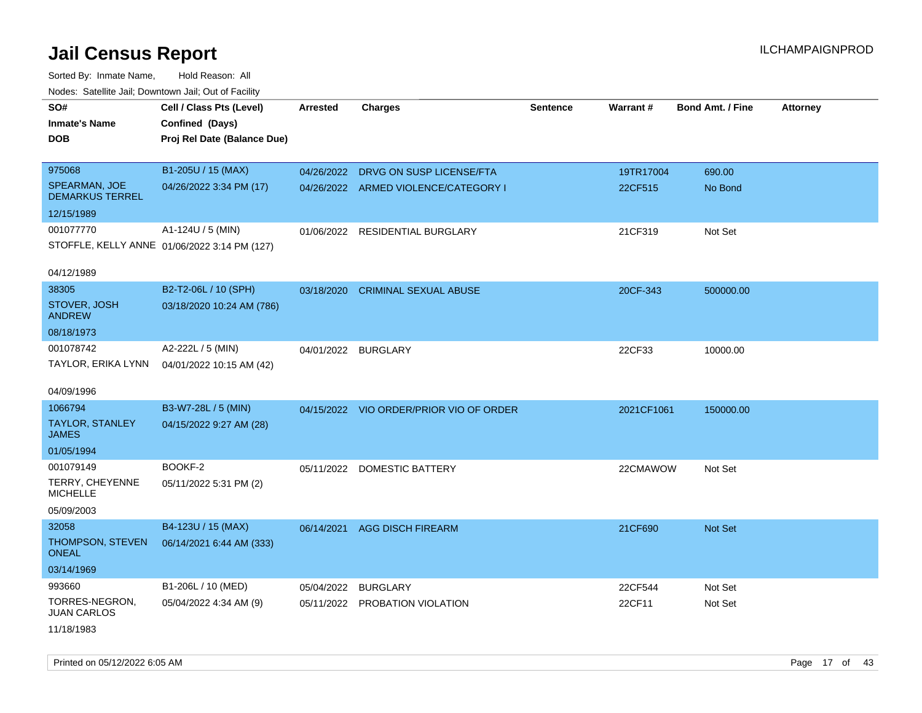# Jail Census Report

ILCHAMPAIGNPROD

Sorted By: Inmate Name, Hold Reason: All

Nodes: Satellite Jail; Downtown Jail; Out of Facility

| SO# / Inmate's Name / DOB | Cell / Class Pts (Level) / Confined (Days) / Proj Rel Date (Balance Due) | Arrested | Charges | Sentence | Warrant # | Bond Amt. / Fine | Attorney |
|---|---|---|---|---|---|---|---|
| 975068<br>SPEARMAN, JOE DEMARKUS TERREL<br>12/15/1989 | B1-205U / 15 (MAX)<br>04/26/2022 3:34 PM (17) | 04/26/2022<br>04/26/2022 | DRVG ON SUSP LICENSE/FTA<br>ARMED VIOLENCE/CATEGORY I | | 19TR17004<br>22CF515 | 690.00<br>No Bond | |
| 001077770<br>STOFFLE, KELLY ANNE<br>04/12/1989 | A1-124U / 5 (MIN)<br>01/06/2022 3:14 PM (127) | 01/06/2022 | RESIDENTIAL BURGLARY | | 21CF319 | Not Set | |
| 38305<br>STOVER, JOSH ANDREW<br>08/18/1973 | B2-T2-06L / 10 (SPH)<br>03/18/2020 10:24 AM (786) | 03/18/2020 | CRIMINAL SEXUAL ABUSE | | 20CF-343 | 500000.00 | |
| 001078742<br>TAYLOR, ERIKA LYNN<br>04/09/1996 | A2-222L / 5 (MIN)<br>04/01/2022 10:15 AM (42) | 04/01/2022 | BURGLARY | | 22CF33 | 10000.00 | |
| 1066794<br>TAYLOR, STANLEY JAMES<br>01/05/1994 | B3-W7-28L / 5 (MIN)<br>04/15/2022 9:27 AM (28) | 04/15/2022 | VIO ORDER/PRIOR VIO OF ORDER | | 2021CF1061 | 150000.00 | |
| 001079149<br>TERRY, CHEYENNE MICHELLE<br>05/09/2003 | BOOKF-2<br>05/11/2022 5:31 PM (2) | 05/11/2022 | DOMESTIC BATTERY | | 22CMAWOW | Not Set | |
| 32058<br>THOMPSON, STEVEN ONEAL<br>03/14/1969 | B4-123U / 15 (MAX)<br>06/14/2021 6:44 AM (333) | 06/14/2021 | AGG DISCH FIREARM | | 21CF690 | Not Set | |
| 993660<br>TORRES-NEGRON, JUAN CARLOS<br>11/18/1983 | B1-206L / 10 (MED)<br>05/04/2022 4:34 AM (9) | 05/04/2022<br>05/11/2022 | BURGLARY<br>PROBATION VIOLATION | | 22CF544<br>22CF11 | Not Set<br>Not Set | |

Printed on 05/12/2022 6:05 AM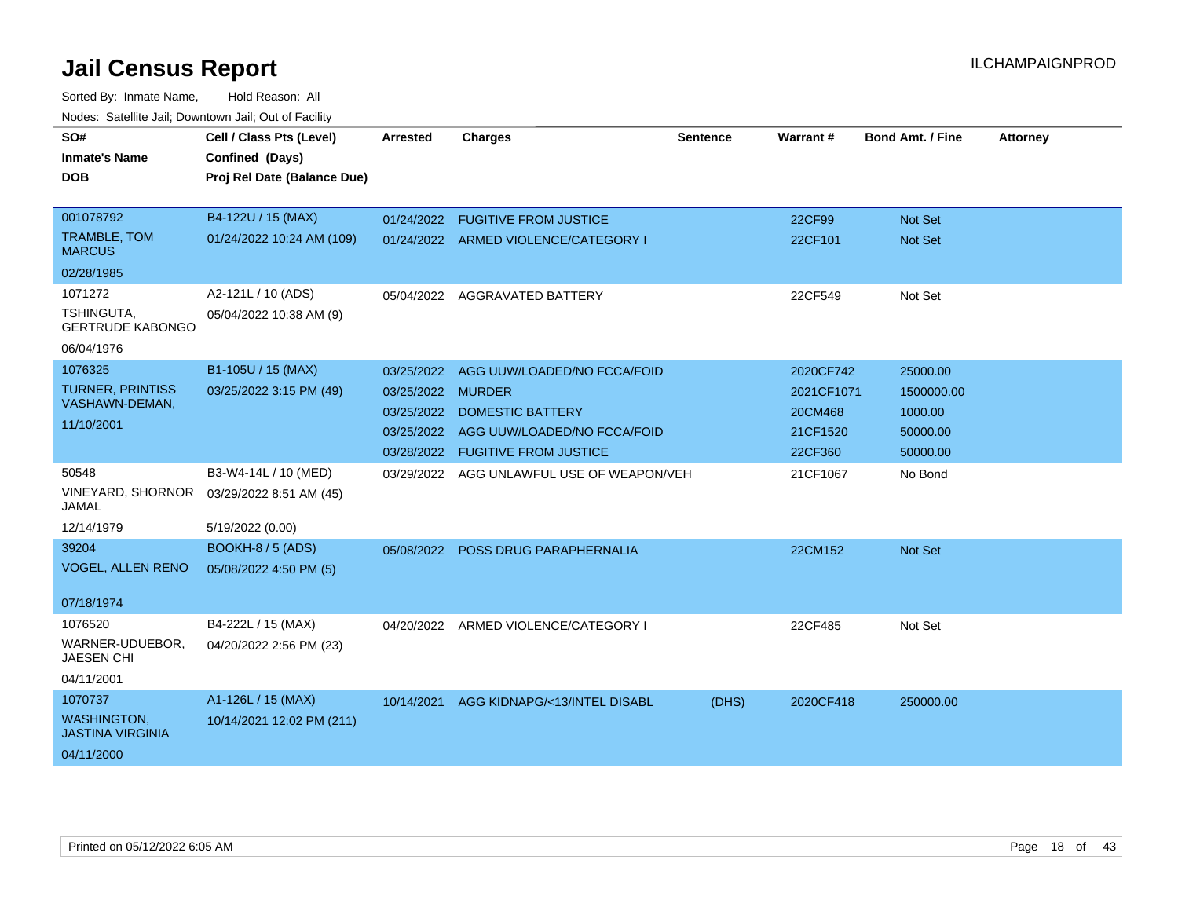# Jail Census Report

ILCHAMPAIGNPROD

Sorted By: Inmate Name, Hold Reason: All

Nodes: Satellite Jail; Downtown Jail; Out of Facility

| SO# / Inmate's Name / DOB | Cell / Class Pts (Level) / Confined (Days) / Proj Rel Date (Balance Due) | Arrested | Charges | Sentence | Warrant # | Bond Amt. / Fine | Attorney |
|---|---|---|---|---|---|---|---|
| 001078792<br>TRAMBLE, TOM MARCUS<br>02/28/1985 | B4-122U / 15 (MAX)<br>01/24/2022 10:24 AM (109) | 01/24/2022 | FUGITIVE FROM JUSTICE | | 22CF99 | Not Set | |
| | | 01/24/2022 | ARMED VIOLENCE/CATEGORY I | | 22CF101 | Not Set | |
| 1071272<br>TSHINGUTA, GERTRUDE KABONGO<br>06/04/1976 | A2-121L / 10 (ADS)<br>05/04/2022 10:38 AM (9) | 05/04/2022 | AGGRAVATED BATTERY | | 22CF549 | Not Set | |
| 1076325<br>TURNER, PRINTISS VASHAWN-DEMAN,<br>11/10/2001 | B1-105U / 15 (MAX)<br>03/25/2022 3:15 PM (49) | 03/25/2022 | AGG UUW/LOADED/NO FCCA/FOID | | 2020CF742 | 25000.00 | |
| | | 03/25/2022 | MURDER | | 2021CF1071 | 1500000.00 | |
| | | 03/25/2022 | DOMESTIC BATTERY | | 20CM468 | 1000.00 | |
| | | 03/25/2022 | AGG UUW/LOADED/NO FCCA/FOID | | 21CF1520 | 50000.00 | |
| | | 03/28/2022 | FUGITIVE FROM JUSTICE | | 22CF360 | 50000.00 | |
| 50548<br>VINEYARD, SHORNOR JAMAL<br>12/14/1979 | B3-W4-14L / 10 (MED)<br>03/29/2022 8:51 AM (45)<br>5/19/2022 (0.00) | 03/29/2022 | AGG UNLAWFUL USE OF WEAPON/VEH | | 21CF1067 | No Bond | |
| 39204<br>VOGEL, ALLEN RENO<br>07/18/1974 | BOOKH-8 / 5 (ADS)<br>05/08/2022 4:50 PM (5) | 05/08/2022 | POSS DRUG PARAPHERNALIA | | 22CM152 | Not Set | |
| 1076520<br>WARNER-UDUEBOR, JAESEN CHI<br>04/11/2001 | B4-222L / 15 (MAX)<br>04/20/2022 2:56 PM (23) | 04/20/2022 | ARMED VIOLENCE/CATEGORY I | | 22CF485 | Not Set | |
| 1070737<br>WASHINGTON, JASTINA VIRGINIA<br>04/11/2000 | A1-126L / 15 (MAX)<br>10/14/2021 12:02 PM (211) | 10/14/2021 | AGG KIDNAPG/<13/INTEL DISABL | (DHS) | 2020CF418 | 250000.00 | |

Printed on 05/12/2022 6:05 AM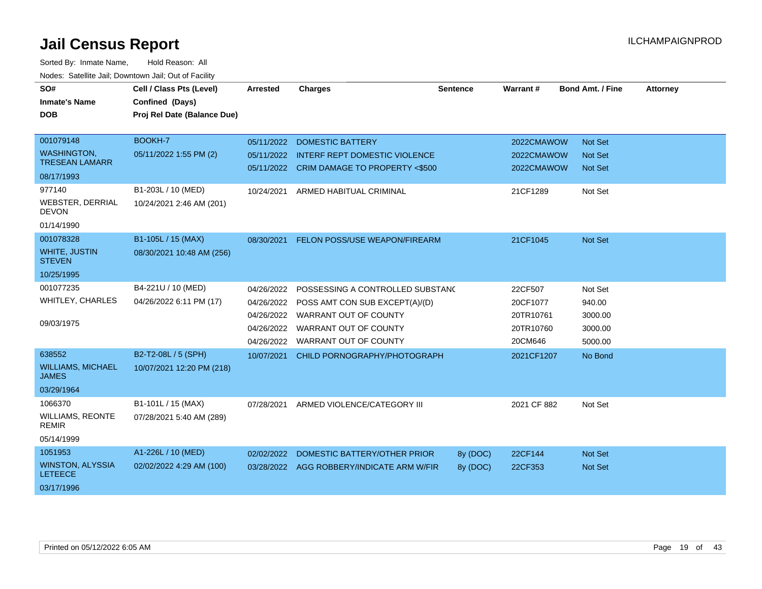# Jail Census Report

ILCHAMPAIGNPROD

Sorted By: Inmate Name, Hold Reason: All

Nodes: Satellite Jail; Downtown Jail; Out of Facility

| SO# / Inmate's Name / DOB | Cell / Class Pts (Level) / Confined (Days) / Proj Rel Date (Balance Due) | Arrested | Charges | Sentence | Warrant # | Bond Amt. / Fine | Attorney |
|---|---|---|---|---|---|---|---|
| 001079148<br>WASHINGTON, TRESEAN LAMARR<br>08/17/1993 | BOOKH-7<br>05/11/2022 1:55 PM (2) | 05/11/2022 | DOMESTIC BATTERY | | 2022CMAWOW | Not Set | |
| | | 05/11/2022 | INTERF REPT DOMESTIC VIOLENCE | | 2022CMAWOW | Not Set | |
| | | 05/11/2022 | CRIM DAMAGE TO PROPERTY <$500 | | 2022CMAWOW | Not Set | |
| 977140<br>WEBSTER, DERRIAL DEVON<br>01/14/1990 | B1-203L / 10 (MED)<br>10/24/2021 2:46 AM (201) | 10/24/2021 | ARMED HABITUAL CRIMINAL | | 21CF1289 | Not Set | |
| 001078328<br>WHITE, JUSTIN STEVEN<br>10/25/1995 | B1-105L / 15 (MAX)<br>08/30/2021 10:48 AM (256) | 08/30/2021 | FELON POSS/USE WEAPON/FIREARM | | 21CF1045 | Not Set | |
| 001077235<br>WHITLEY, CHARLES<br>09/03/1975 | B4-221U / 10 (MED)<br>04/26/2022 6:11 PM (17) | 04/26/2022 | POSSESSING A CONTROLLED SUBSTANC | | 22CF507 | Not Set | |
| | | 04/26/2022 | POSS AMT CON SUB EXCEPT(A)/(D) | | 20CF1077 | 940.00 | |
| | | 04/26/2022 | WARRANT OUT OF COUNTY | | 20TR10761 | 3000.00 | |
| | | 04/26/2022 | WARRANT OUT OF COUNTY | | 20TR10760 | 3000.00 | |
| | | 04/26/2022 | WARRANT OUT OF COUNTY | | 20CM646 | 5000.00 | |
| 638552<br>WILLIAMS, MICHAEL JAMES<br>03/29/1964 | B2-T2-08L / 5 (SPH)<br>10/07/2021 12:20 PM (218) | 10/07/2021 | CHILD PORNOGRAPHY/PHOTOGRAPH | | 2021CF1207 | No Bond | |
| 1066370<br>WILLIAMS, REONTE REMIR<br>05/14/1999 | B1-101L / 15 (MAX)<br>07/28/2021 5:40 AM (289) | 07/28/2021 | ARMED VIOLENCE/CATEGORY III | | 2021 CF 882 | Not Set | |
| 1051953<br>WINSTON, ALYSSIA LETEECE<br>03/17/1996 | A1-226L / 10 (MED)<br>02/02/2022 4:29 AM (100) | 02/02/2022 | DOMESTIC BATTERY/OTHER PRIOR | 8y (DOC) | 22CF144 | Not Set | |
| | | 03/28/2022 | AGG ROBBERY/INDICATE ARM W/FIR | 8y (DOC) | 22CF353 | Not Set | |

Printed on 05/12/2022 6:05 AM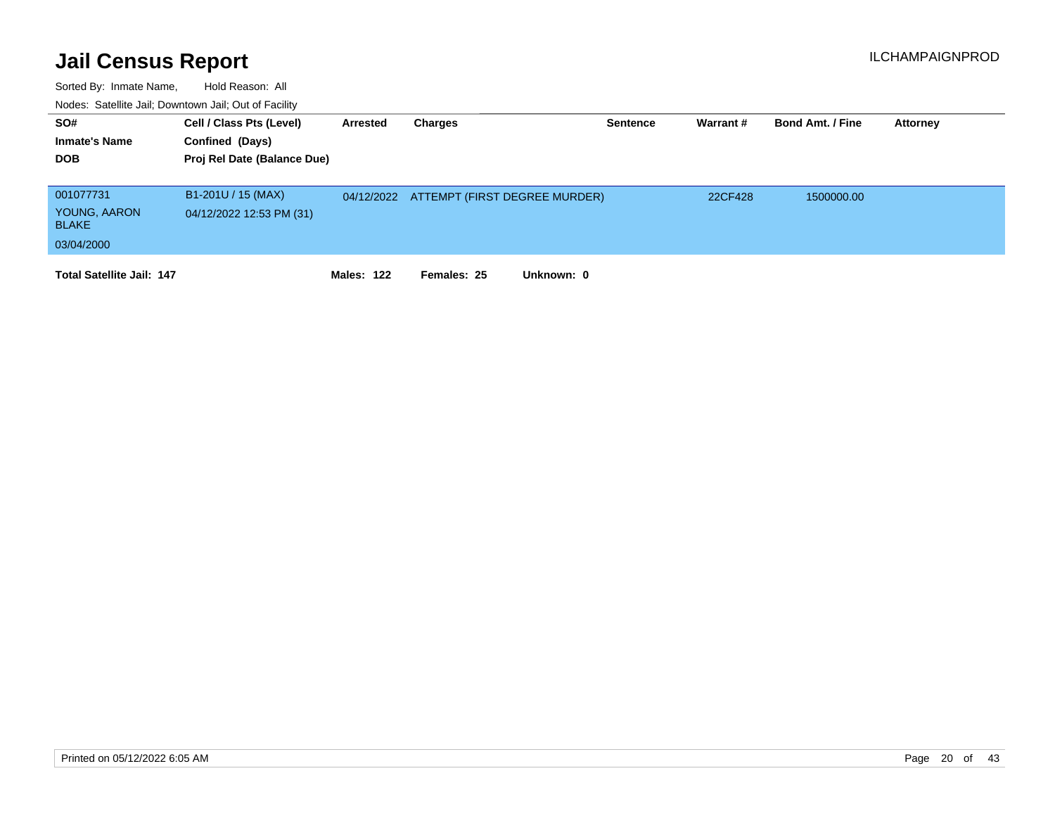# Jail Census Report

ILCHAMPAIGNPROD

Sorted By: Inmate Name, Hold Reason: All

Nodes: Satellite Jail; Downtown Jail; Out of Facility

| SO# / Inmate's Name / DOB | Cell / Class Pts (Level) / Confined (Days) / Proj Rel Date (Balance Due) | Arrested | Charges | Sentence | Warrant # | Bond Amt. / Fine | Attorney |
|---|---|---|---|---|---|---|---|
| 001077731<br>YOUNG, AARON BLAKE<br>03/04/2000 | B1-201U / 15 (MAX)<br>04/12/2022 12:53 PM (31) | 04/12/2022 | ATTEMPT (FIRST DEGREE MURDER) | | 22CF428 | 1500000.00 | |

**Total Satellite Jail: 147** **Males: 122** **Females: 25** **Unknown: 0**

Printed on 05/12/2022 6:05 AM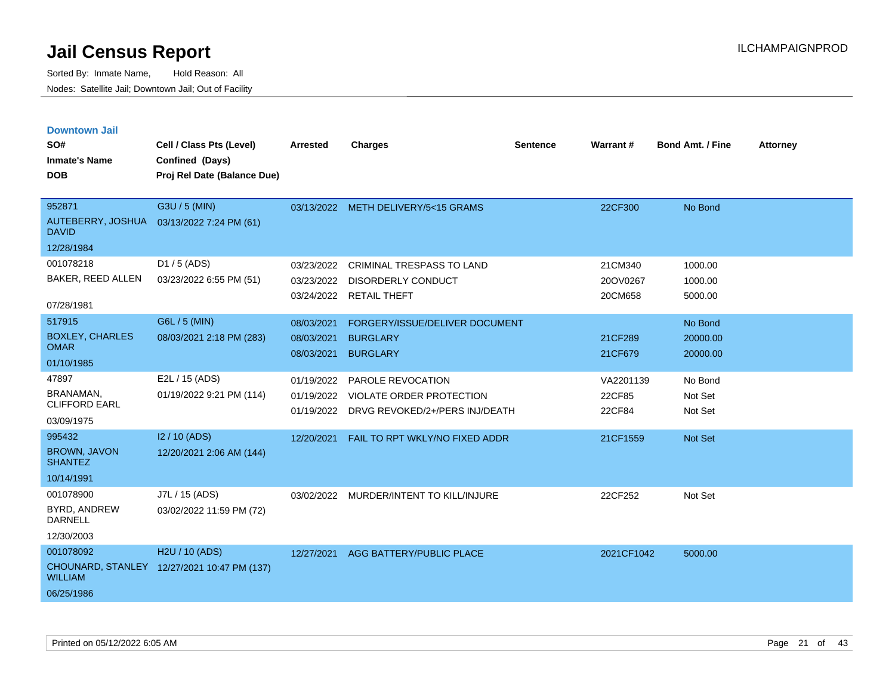# Jail Census Report

ILCHAMPAIGNPROD

Sorted By: Inmate Name, Hold Reason: All

Nodes: Satellite Jail; Downtown Jail; Out of Facility

## Downtown Jail

| SO# / Inmate's Name / DOB | Cell / Class Pts (Level) / Confined (Days) / Proj Rel Date (Balance Due) | Arrested | Charges | Sentence | Warrant # | Bond Amt. / Fine | Attorney |
|---|---|---|---|---|---|---|---|
| 952871<br>AUTEBERRY, JOSHUA DAVID<br>12/28/1984 | G3U / 5 (MIN)<br>03/13/2022 7:24 PM (61) | 03/13/2022 | METH DELIVERY/5<15 GRAMS | | 22CF300 | No Bond | |
| 001078218<br>BAKER, REED ALLEN<br>07/28/1981 | D1 / 5 (ADS)<br>03/23/2022 6:55 PM (51) | 03/23/2022<br>03/23/2022<br>03/24/2022 | CRIMINAL TRESPASS TO LAND<br>DISORDERLY CONDUCT<br>RETAIL THEFT | | 21CM340<br>20OV0267<br>20CM658 | 1000.00<br>1000.00<br>5000.00 | |
| 517915<br>BOXLEY, CHARLES OMAR<br>01/10/1985 | G6L / 5 (MIN)<br>08/03/2021 2:18 PM (283) | 08/03/2021<br>08/03/2021<br>08/03/2021 | FORGERY/ISSUE/DELIVER DOCUMENT<br>BURGLARY<br>BURGLARY | | <br>21CF289<br>21CF679 | No Bond<br>20000.00<br>20000.00 | |
| 47897<br>BRANAMAN, CLIFFORD EARL<br>03/09/1975 | E2L / 15 (ADS)<br>01/19/2022 9:21 PM (114) | 01/19/2022<br>01/19/2022<br>01/19/2022 | PAROLE REVOCATION<br>VIOLATE ORDER PROTECTION<br>DRVG REVOKED/2+/PERS INJ/DEATH | | VA2201139<br>22CF85<br>22CF84 | No Bond<br>Not Set<br>Not Set | |
| 995432<br>BROWN, JAVON SHANTEZ<br>10/14/1991 | I2 / 10 (ADS)<br>12/20/2021 2:06 AM (144) | 12/20/2021 | FAIL TO RPT WKLY/NO FIXED ADDR | | 21CF1559 | Not Set | |
| 001078900<br>BYRD, ANDREW DARNELL<br>12/30/2003 | J7L / 15 (ADS)<br>03/02/2022 11:59 PM (72) | 03/02/2022 | MURDER/INTENT TO KILL/INJURE | | 22CF252 | Not Set | |
| 001078092<br>CHOUNARD, STANLEY WILLIAM<br>06/25/1986 | H2U / 10 (ADS)<br>12/27/2021 10:47 PM (137) | 12/27/2021 | AGG BATTERY/PUBLIC PLACE | | 2021CF1042 | 5000.00 | |

Printed on 05/12/2022 6:05 AM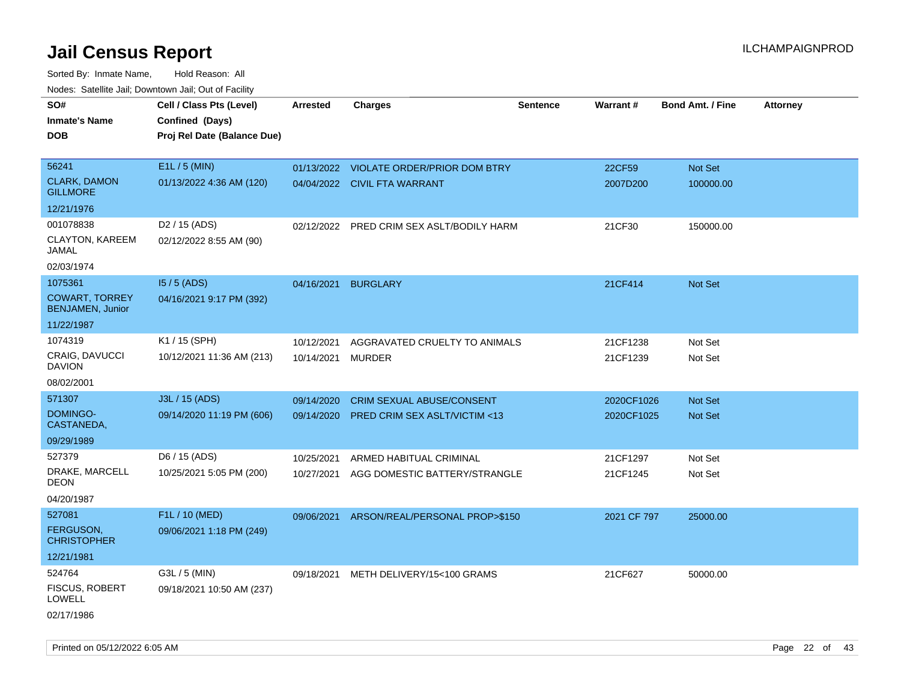# Jail Census Report

ILCHAMPAIGNPROD

Sorted By: Inmate Name, Hold Reason: All

Nodes: Satellite Jail; Downtown Jail; Out of Facility

| SO# / Inmate's Name / DOB | Cell / Class Pts (Level) / Confined (Days) / Proj Rel Date (Balance Due) | Arrested | Charges | Sentence | Warrant # | Bond Amt. / Fine | Attorney |
|---|---|---|---|---|---|---|---|
| 56241<br>CLARK, DAMON GILLMORE<br>12/21/1976 | E1L / 5 (MIN)<br>01/13/2022 4:36 AM (120) | 01/13/2022<br>04/04/2022 | VIOLATE ORDER/PRIOR DOM BTRY<br>CIVIL FTA WARRANT | | 22CF59<br>2007D200 | Not Set<br>100000.00 | |
| 001078838<br>CLAYTON, KAREEM JAMAL<br>02/03/1974 | D2 / 15 (ADS)<br>02/12/2022 8:55 AM (90) | 02/12/2022 | PRED CRIM SEX ASLT/BODILY HARM | | 21CF30 | 150000.00 | |
| 1075361<br>COWART, TORREY BENJAMEN, Junior<br>11/22/1987 | I5 / 5 (ADS)<br>04/16/2021 9:17 PM (392) | 04/16/2021 | BURGLARY | | 21CF414 | Not Set | |
| 1074319<br>CRAIG, DAVUCCI DAVION<br>08/02/2001 | K1 / 15 (SPH)<br>10/12/2021 11:36 AM (213) | 10/12/2021<br>10/14/2021 | AGGRAVATED CRUELTY TO ANIMALS<br>MURDER | | 21CF1238<br>21CF1239 | Not Set<br>Not Set | |
| 571307<br>DOMINGO-CASTANEDA,<br>09/29/1989 | J3L / 15 (ADS)<br>09/14/2020 11:19 PM (606) | 09/14/2020<br>09/14/2020 | CRIM SEXUAL ABUSE/CONSENT<br>PRED CRIM SEX ASLT/VICTIM <13 | | 2020CF1026<br>2020CF1025 | Not Set<br>Not Set | |
| 527379<br>DRAKE, MARCELL DEON<br>04/20/1987 | D6 / 15 (ADS)<br>10/25/2021 5:05 PM (200) | 10/25/2021<br>10/27/2021 | ARMED HABITUAL CRIMINAL<br>AGG DOMESTIC BATTERY/STRANGLE | | 21CF1297<br>21CF1245 | Not Set<br>Not Set | |
| 527081<br>FERGUSON, CHRISTOPHER<br>12/21/1981 | F1L / 10 (MED)<br>09/06/2021 1:18 PM (249) | 09/06/2021 | ARSON/REAL/PERSONAL PROP>$150 | | 2021 CF 797 | 25000.00 | |
| 524764<br>FISCUS, ROBERT LOWELL<br>02/17/1986 | G3L / 5 (MIN)<br>09/18/2021 10:50 AM (237) | 09/18/2021 | METH DELIVERY/15<100 GRAMS | | 21CF627 | 50000.00 | |

Printed on 05/12/2022 6:05 AM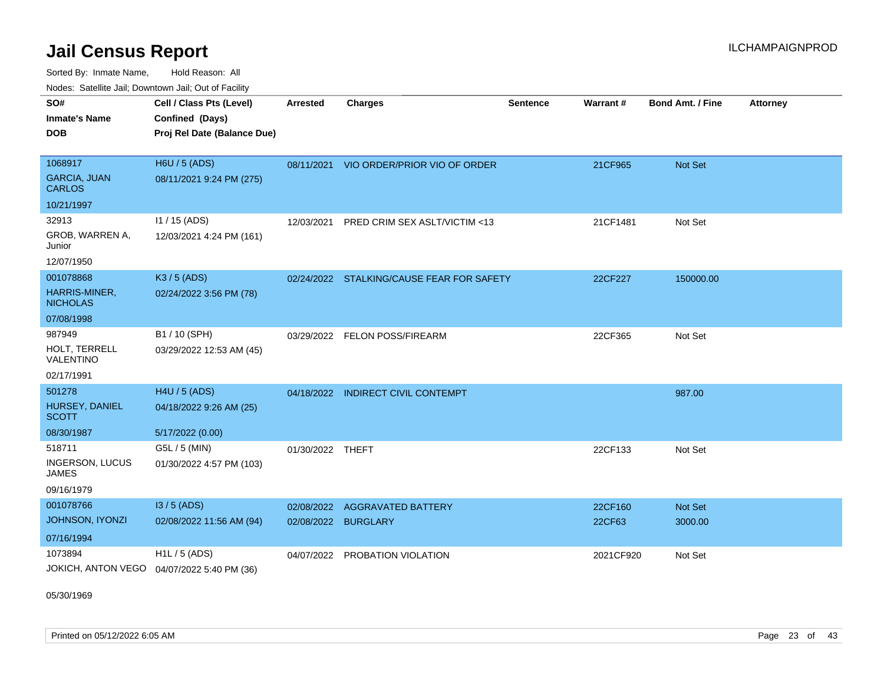# Jail Census Report

Sorted By: Inmate Name, Hold Reason: All

Nodes: Satellite Jail; Downtown Jail; Out of Facility

| SO# / Inmate's Name / DOB | Cell / Class Pts (Level) / Confined (Days) / Proj Rel Date (Balance Due) | Arrested | Charges | Sentence | Warrant # | Bond Amt. / Fine | Attorney |
|---|---|---|---|---|---|---|---|
| 1068917<br>GARCIA, JUAN CARLOS<br>10/21/1997 | H6U / 5 (ADS)<br>08/11/2021 9:24 PM (275) | 08/11/2021 | VIO ORDER/PRIOR VIO OF ORDER | | 21CF965 | Not Set | |
| 32913<br>GROB, WARREN A, Junior<br>12/07/1950 | I1 / 15 (ADS)<br>12/03/2021 4:24 PM (161) | 12/03/2021 | PRED CRIM SEX ASLT/VICTIM <13 | | 21CF1481 | Not Set | |
| 001078868<br>HARRIS-MINER, NICHOLAS<br>07/08/1998 | K3 / 5 (ADS)<br>02/24/2022 3:56 PM (78) | 02/24/2022 | STALKING/CAUSE FEAR FOR SAFETY | | 22CF227 | 150000.00 | |
| 987949<br>HOLT, TERRELL VALENTINO<br>02/17/1991 | B1 / 10 (SPH)<br>03/29/2022 12:53 AM (45) | 03/29/2022 | FELON POSS/FIREARM | | 22CF365 | Not Set | |
| 501278<br>HURSEY, DANIEL SCOTT<br>08/30/1987 | H4U / 5 (ADS)<br>04/18/2022 9:26 AM (25)<br>5/17/2022 (0.00) | 04/18/2022 | INDIRECT CIVIL CONTEMPT | | | 987.00 | |
| 518711<br>INGERSON, LUCUS JAMES<br>09/16/1979 | G5L / 5 (MIN)<br>01/30/2022 4:57 PM (103) | 01/30/2022 | THEFT | | 22CF133 | Not Set | |
| 001078766<br>JOHNSON, IYONZI<br>07/16/1994 | I3 / 5 (ADS)<br>02/08/2022 11:56 AM (94) | 02/08/2022<br>02/08/2022 | AGGRAVATED BATTERY<br>BURGLARY | | 22CF160<br>22CF63 | Not Set<br>3000.00 | |
| 1073894<br>JOKICH, ANTON VEGO<br>05/30/1969 | H1L / 5 (ADS)<br>04/07/2022 5:40 PM (36) | 04/07/2022 | PROBATION VIOLATION | | 2021CF920 | Not Set | |

Printed on 05/12/2022 6:05 AM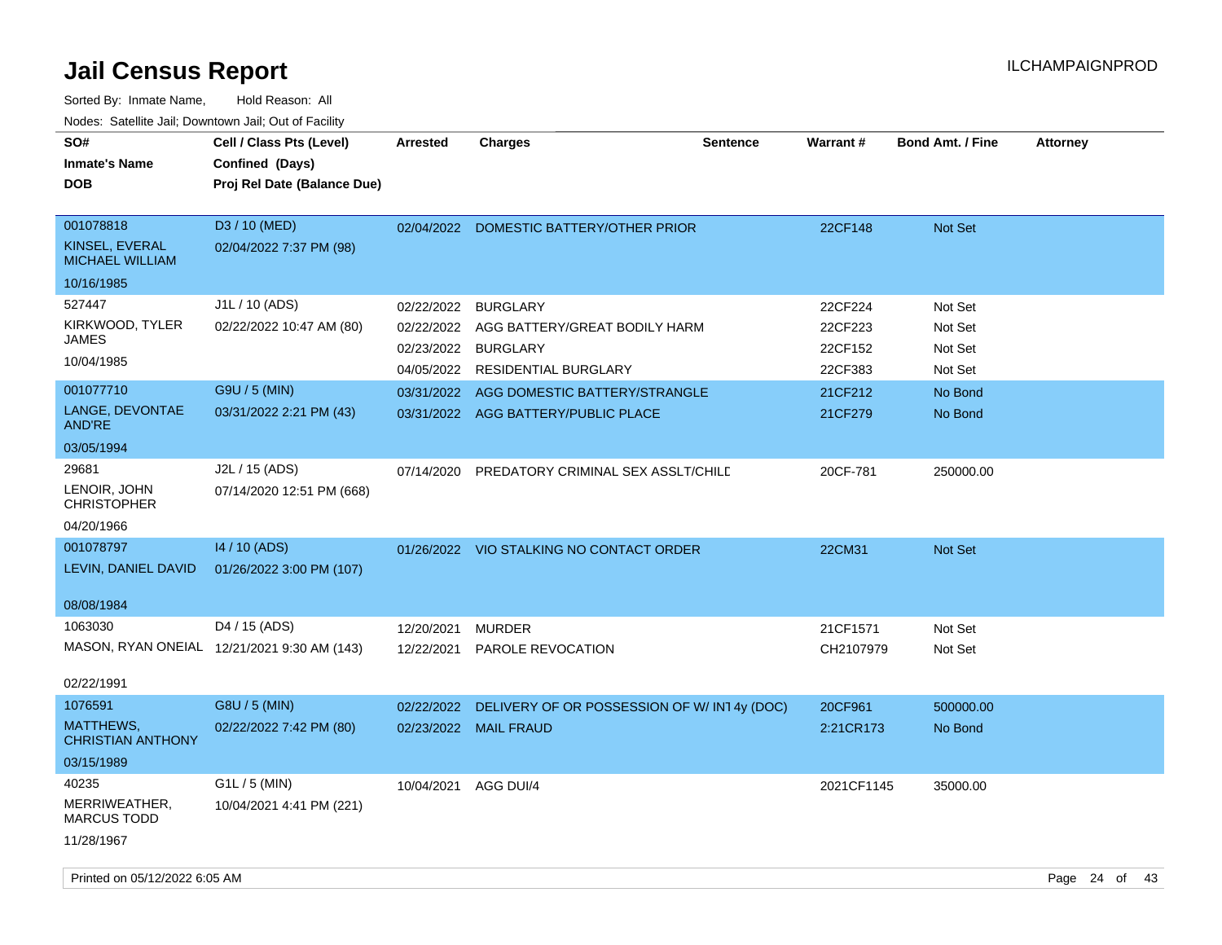# Jail Census Report

Sorted By: Inmate Name, Hold Reason: All

Nodes: Satellite Jail; Downtown Jail; Out of Facility

| SO# / Inmate's Name / DOB | Cell / Class Pts (Level) / Confined (Days) / Proj Rel Date (Balance Due) | Arrested | Charges | Sentence | Warrant # | Bond Amt. / Fine | Attorney |
|---|---|---|---|---|---|---|---|
| 001078818 KINSEL, EVERAL MICHAEL WILLIAM 10/16/1985 | D3 / 10 (MED) 02/04/2022 7:37 PM (98) | 02/04/2022 | DOMESTIC BATTERY/OTHER PRIOR | | 22CF148 | Not Set | |
| 527447 KIRKWOOD, TYLER JAMES 10/04/1985 | J1L / 10 (ADS) 02/22/2022 10:47 AM (80) | 02/22/2022 | BURGLARY | | 22CF224 | Not Set | |
| | | 02/22/2022 | AGG BATTERY/GREAT BODILY HARM | | 22CF223 | Not Set | |
| | | 02/23/2022 | BURGLARY | | 22CF152 | Not Set | |
| | | 04/05/2022 | RESIDENTIAL BURGLARY | | 22CF383 | Not Set | |
| 001077710 LANGE, DEVONTAE AND'RE 03/05/1994 | G9U / 5 (MIN) 03/31/2022 2:21 PM (43) | 03/31/2022 | AGG DOMESTIC BATTERY/STRANGLE | | 21CF212 | No Bond | |
| | | 03/31/2022 | AGG BATTERY/PUBLIC PLACE | | 21CF279 | No Bond | |
| 29681 LENOIR, JOHN CHRISTOPHER 04/20/1966 | J2L / 15 (ADS) 07/14/2020 12:51 PM (668) | 07/14/2020 | PREDATORY CRIMINAL SEX ASSLT/CHILD | | 20CF-781 | 250000.00 | |
| 001078797 LEVIN, DANIEL DAVID 08/08/1984 | I4 / 10 (ADS) 01/26/2022 3:00 PM (107) | 01/26/2022 | VIO STALKING NO CONTACT ORDER | | 22CM31 | Not Set | |
| 1063030 MASON, RYAN ONEIAL 02/22/1991 | D4 / 15 (ADS) 12/21/2021 9:30 AM (143) | 12/20/2021 | MURDER | | 21CF1571 | Not Set | |
| | | 12/22/2021 | PAROLE REVOCATION | | CH2107979 | Not Set | |
| 1076591 MATTHEWS, CHRISTIAN ANTHONY 03/15/1989 | G8U / 5 (MIN) 02/22/2022 7:42 PM (80) | 02/22/2022 | DELIVERY OF OR POSSESSION OF W/ INT | 4y (DOC) | 20CF961 | 500000.00 | |
| | | 02/23/2022 | MAIL FRAUD | | 2:21CR173 | No Bond | |
| 40235 MERRIWEATHER, MARCUS TODD 11/28/1967 | G1L / 5 (MIN) 10/04/2021 4:41 PM (221) | 10/04/2021 | AGG DUI/4 | | 2021CF1145 | 35000.00 | |

Printed on 05/12/2022 6:05 AM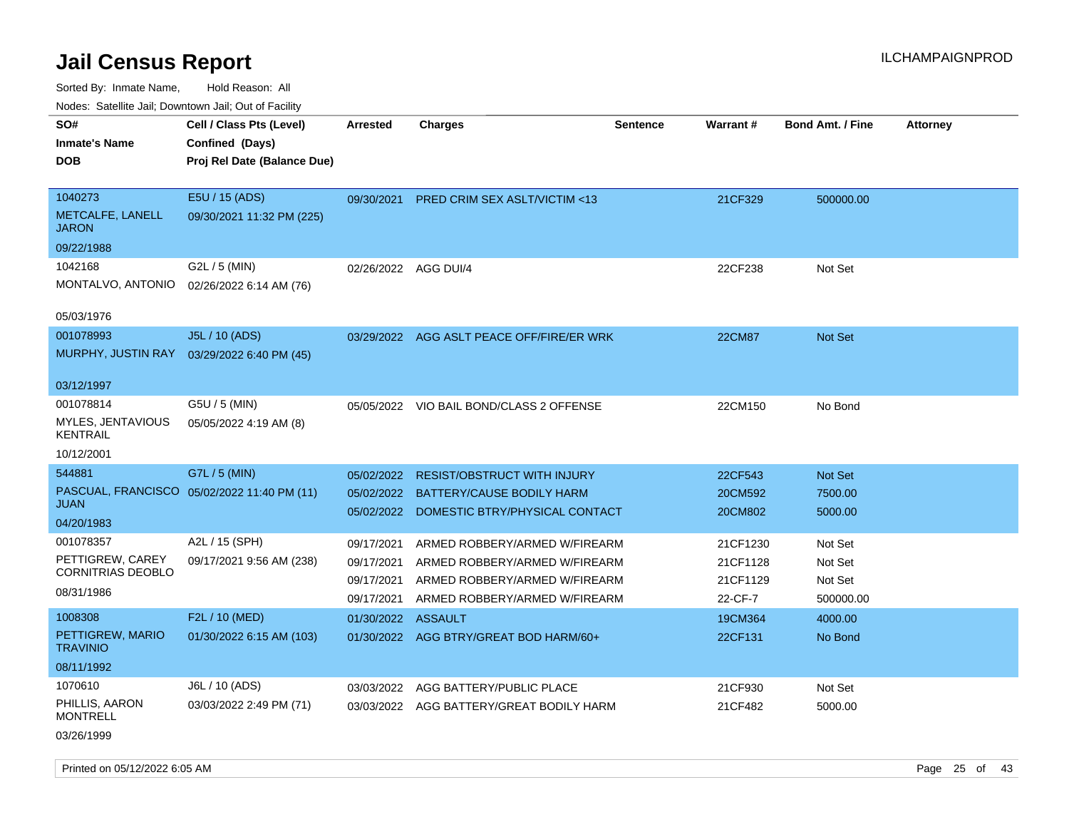# Jail Census Report

ILCHAMPAIGNPROD

Sorted By: Inmate Name, Hold Reason: All

Nodes: Satellite Jail; Downtown Jail; Out of Facility

| SO# / Inmate's Name / DOB | Cell / Class Pts (Level) / Confined (Days) / Proj Rel Date (Balance Due) | Arrested | Charges | Sentence | Warrant # | Bond Amt. / Fine | Attorney |
|---|---|---|---|---|---|---|---|
| 1040273<br>METCALFE, LANELL JARON<br>09/22/1988 | E5U / 15 (ADS)<br>09/30/2021 11:32 PM (225) | 09/30/2021 | PRED CRIM SEX ASLT/VICTIM <13 | | 21CF329 | 500000.00 | |
| 1042168<br>MONTALVO, ANTONIO<br>05/03/1976 | G2L / 5 (MIN)<br>02/26/2022 6:14 AM (76) | 02/26/2022 | AGG DUI/4 | | 22CF238 | Not Set | |
| 001078993<br>MURPHY, JUSTIN RAY<br>03/12/1997 | J5L / 10 (ADS)<br>03/29/2022 6:40 PM (45) | 03/29/2022 | AGG ASLT PEACE OFF/FIRE/ER WRK | | 22CM87 | Not Set | |
| 001078814<br>MYLES, JENTAVIOUS KENTRAIL<br>10/12/2001 | G5U / 5 (MIN)<br>05/05/2022 4:19 AM (8) | 05/05/2022 | VIO BAIL BOND/CLASS 2 OFFENSE | | 22CM150 | No Bond | |
| 544881<br>PASCUAL, FRANCISCO JUAN<br>04/20/1983 | G7L / 5 (MIN)<br>05/02/2022 11:40 PM (11) | 05/02/2022 | RESIST/OBSTRUCT WITH INJURY | | 22CF543 | Not Set | |
| | | 05/02/2022 | BATTERY/CAUSE BODILY HARM | | 20CM592 | 7500.00 | |
| | | 05/02/2022 | DOMESTIC BTRY/PHYSICAL CONTACT | | 20CM802 | 5000.00 | |
| 001078357<br>PETTIGREW, CAREY CORNITRIAS DEOBLO<br>08/31/1986 | A2L / 15 (SPH)<br>09/17/2021 9:56 AM (238) | 09/17/2021 | ARMED ROBBERY/ARMED W/FIREARM | | 21CF1230 | Not Set | |
| | | 09/17/2021 | ARMED ROBBERY/ARMED W/FIREARM | | 21CF1128 | Not Set | |
| | | 09/17/2021 | ARMED ROBBERY/ARMED W/FIREARM | | 21CF1129 | Not Set | |
| | | 09/17/2021 | ARMED ROBBERY/ARMED W/FIREARM | | 22-CF-7 | 500000.00 | |
| 1008308<br>PETTIGREW, MARIO TRAVINIO<br>08/11/1992 | F2L / 10 (MED)<br>01/30/2022 6:15 AM (103) | 01/30/2022 | ASSAULT | | 19CM364 | 4000.00 | |
| | | 01/30/2022 | AGG BTRY/GREAT BOD HARM/60+ | | 22CF131 | No Bond | |
| 1070610<br>PHILLIS, AARON MONTRELL<br>03/26/1999 | J6L / 10 (ADS)<br>03/03/2022 2:49 PM (71) | 03/03/2022 | AGG BATTERY/PUBLIC PLACE | | 21CF930 | Not Set | |
| | | 03/03/2022 | AGG BATTERY/GREAT BODILY HARM | | 21CF482 | 5000.00 | |

Printed on 05/12/2022 6:05 AM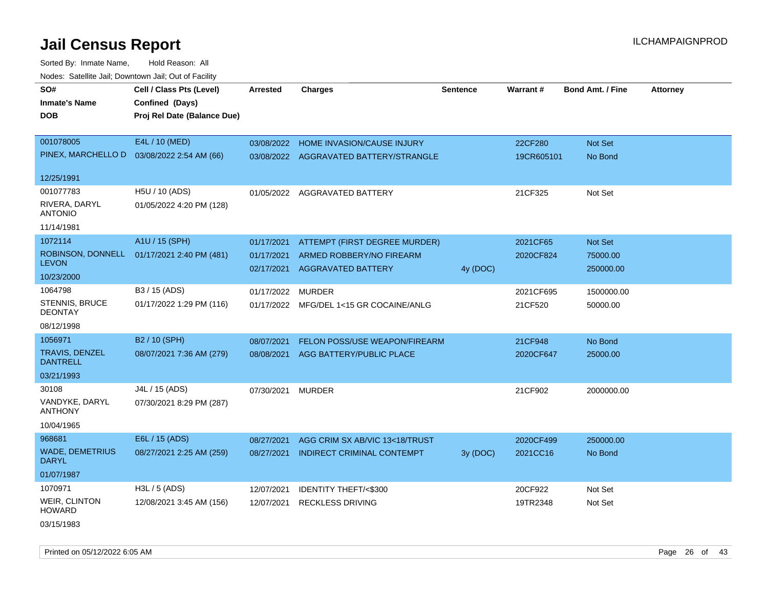# Jail Census Report

ILCHAMPAIGNPROD

Sorted By: Inmate Name, Hold Reason: All

Nodes: Satellite Jail; Downtown Jail; Out of Facility

| SO# / Inmate's Name / DOB | Cell / Class Pts (Level) / Confined (Days) / Proj Rel Date (Balance Due) | Arrested | Charges | Sentence | Warrant # | Bond Amt. / Fine | Attorney |
|---|---|---|---|---|---|---|---|
| 001078005 PINEX, MARCHELLO D 12/25/1991 | E4L / 10 (MED) 03/08/2022 2:54 AM (66) | 03/08/2022 | HOME INVASION/CAUSE INJURY | | 22CF280 | Not Set | |
| | | 03/08/2022 | AGGRAVATED BATTERY/STRANGLE | | 19CR605101 | No Bond | |
| 001077783 RIVERA, DARYL ANTONIO 11/14/1981 | H5U / 10 (ADS) 01/05/2022 4:20 PM (128) | 01/05/2022 | AGGRAVATED BATTERY | | 21CF325 | Not Set | |
| 1072114 ROBINSON, DONNELL LEVON 10/23/2000 | A1U / 15 (SPH) 01/17/2021 2:40 PM (481) | 01/17/2021 | ATTEMPT (FIRST DEGREE MURDER) | | 2021CF65 | Not Set | |
| | | 01/17/2021 | ARMED ROBBERY/NO FIREARM | | 2020CF824 | 75000.00 | |
| | | 02/17/2021 | AGGRAVATED BATTERY | 4y (DOC) | | 250000.00 | |
| 1064798 STENNIS, BRUCE DEONTAY 08/12/1998 | B3 / 15 (ADS) 01/17/2022 1:29 PM (116) | 01/17/2022 | MURDER | | 2021CF695 | 1500000.00 | |
| | | 01/17/2022 | MFG/DEL 1<15 GR COCAINE/ANLG | | 21CF520 | 50000.00 | |
| 1056971 TRAVIS, DENZEL DANTRELL 03/21/1993 | B2 / 10 (SPH) 08/07/2021 7:36 AM (279) | 08/07/2021 | FELON POSS/USE WEAPON/FIREARM | | 21CF948 | No Bond | |
| | | 08/08/2021 | AGG BATTERY/PUBLIC PLACE | | 2020CF647 | 25000.00 | |
| 30108 VANDYKE, DARYL ANTHONY 10/04/1965 | J4L / 15 (ADS) 07/30/2021 8:29 PM (287) | 07/30/2021 | MURDER | | 21CF902 | 2000000.00 | |
| 968681 WADE, DEMETRIUS DARYL 01/07/1987 | E6L / 15 (ADS) 08/27/2021 2:25 AM (259) | 08/27/2021 | AGG CRIM SX AB/VIC 13<18/TRUST | | 2020CF499 | 250000.00 | |
| | | 08/27/2021 | INDIRECT CRIMINAL CONTEMPT | 3y (DOC) | 2021CC16 | No Bond | |
| 1070971 WEIR, CLINTON HOWARD 03/15/1983 | H3L / 5 (ADS) 12/08/2021 3:45 AM (156) | 12/07/2021 | IDENTITY THEFT/<$300 | | 20CF922 | Not Set | |
| | | 12/07/2021 | RECKLESS DRIVING | | 19TR2348 | Not Set | |

Printed on 05/12/2022 6:05 AM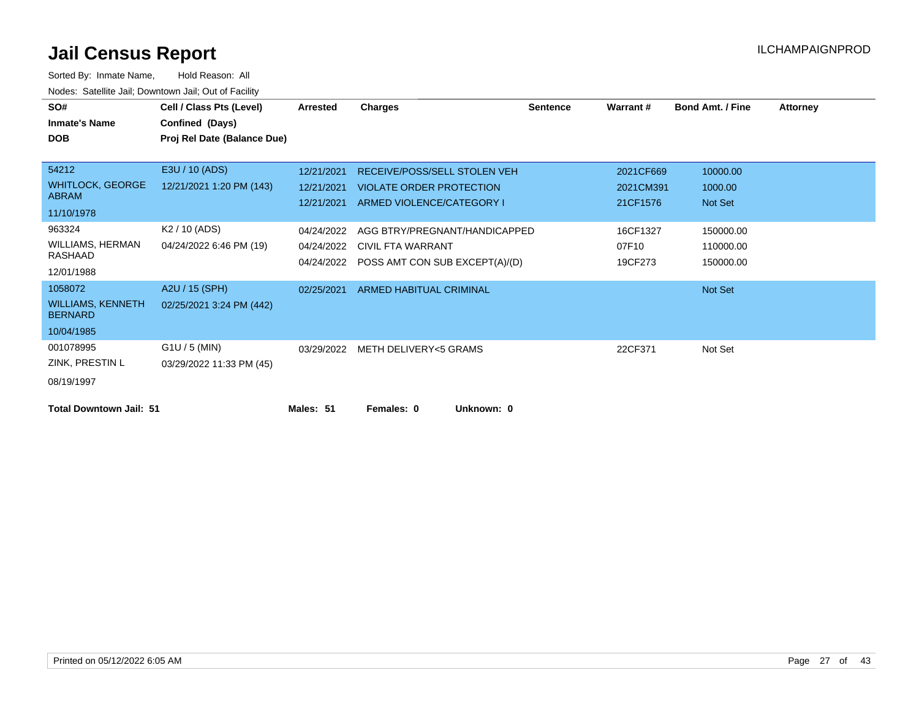# Jail Census Report

ILCHAMPAIGNPROD

Sorted By: Inmate Name, Hold Reason: All

Nodes: Satellite Jail; Downtown Jail; Out of Facility

| SO# / Inmate's Name / DOB | Cell / Class Pts (Level) / Confined (Days) / Proj Rel Date (Balance Due) | Arrested | Charges | Sentence | Warrant # | Bond Amt. / Fine | Attorney |
|---|---|---|---|---|---|---|---|
| 54212 | E3U / 10 (ADS) | 12/21/2021 | RECEIVE/POSS/SELL STOLEN VEH | | 2021CF669 | 10000.00 | |
| WHITLOCK, GEORGE ABRAM | 12/21/2021 1:20 PM (143) | 12/21/2021 | VIOLATE ORDER PROTECTION | | 2021CM391 | 1000.00 | |
| 11/10/1978 | | 12/21/2021 | ARMED VIOLENCE/CATEGORY I | | 21CF1576 | Not Set | |
| 963324 | K2 / 10 (ADS) | 04/24/2022 | AGG BTRY/PREGNANT/HANDICAPPED | | 16CF1327 | 150000.00 | |
| WILLIAMS, HERMAN RASHAAD | 04/24/2022 6:46 PM (19) | 04/24/2022 | CIVIL FTA WARRANT | | 07F10 | 110000.00 | |
| 12/01/1988 | | 04/24/2022 | POSS AMT CON SUB EXCEPT(A)/(D) | | 19CF273 | 150000.00 | |
| 1058072 | A2U / 15 (SPH) | 02/25/2021 | ARMED HABITUAL CRIMINAL | | | Not Set | |
| WILLIAMS, KENNETH BERNARD | 02/25/2021 3:24 PM (442) | | | | | | |
| 10/04/1985 | | | | | | | |
| 001078995 | G1U / 5 (MIN) | 03/29/2022 | METH DELIVERY<5 GRAMS | | 22CF371 | Not Set | |
| ZINK, PRESTIN L | 03/29/2022 11:33 PM (45) | | | | | | |
| 08/19/1997 | | | | | | | |

**Total Downtown Jail: 51** **Males: 51** **Females: 0** **Unknown: 0**

Printed on 05/12/2022 6:05 AM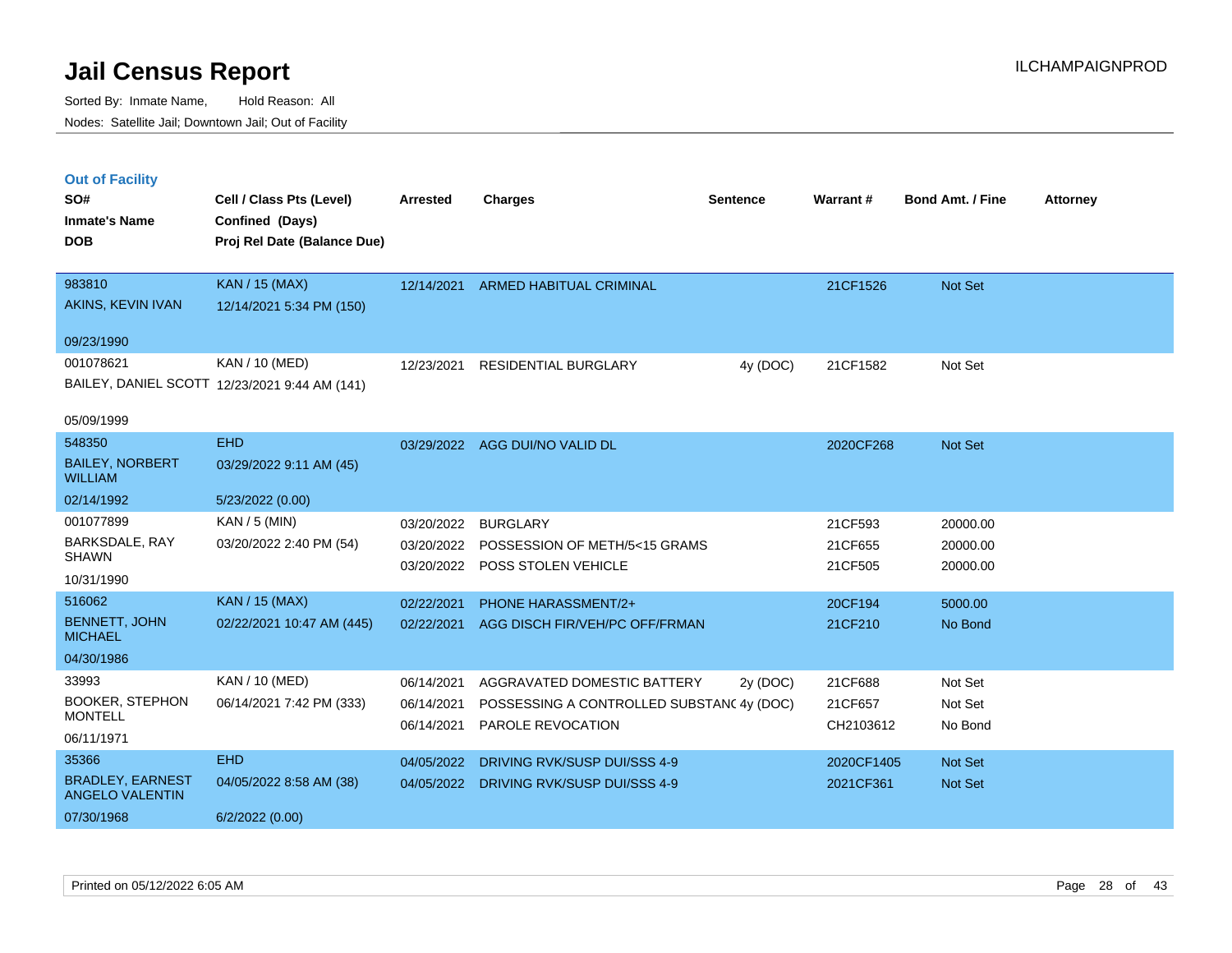# Jail Census Report

Sorted By: Inmate Name, Hold Reason: All

Nodes: Satellite Jail; Downtown Jail; Out of Facility

ILCHAMPAIGNPROD

## Out of Facility

| SO# / Inmate's Name / DOB | Cell / Class Pts (Level) / Confined (Days) / Proj Rel Date (Balance Due) | Arrested | Charges | Sentence | Warrant # | Bond Amt. / Fine | Attorney |
|---|---|---|---|---|---|---|---|
| 983810<br>AKINS, KEVIN IVAN<br>09/23/1990 | KAN / 15 (MAX)<br>12/14/2021 5:34 PM (150) | 12/14/2021 | ARMED HABITUAL CRIMINAL | | 21CF1526 | Not Set | |
| 001078621<br>BAILEY, DANIEL SCOTT<br>05/09/1999 | KAN / 10 (MED)<br>12/23/2021 9:44 AM (141) | 12/23/2021 | RESIDENTIAL BURGLARY | 4y (DOC) | 21CF1582 | Not Set | |
| 548350<br>BAILEY, NORBERT WILLIAM<br>02/14/1992 | EHD<br>03/29/2022 9:11 AM (45)<br>5/23/2022 (0.00) | 03/29/2022 | AGG DUI/NO VALID DL | | 2020CF268 | Not Set | |
| 001077899<br>BARKSDALE, RAY SHAWN<br>10/31/1990 | KAN / 5 (MIN)<br>03/20/2022 2:40 PM (54) | 03/20/2022 | BURGLARY | | 21CF593 | 20000.00 | |
| | | 03/20/2022 | POSSESSION OF METH/5<15 GRAMS | | 21CF655 | 20000.00 | |
| | | 03/20/2022 | POSS STOLEN VEHICLE | | 21CF505 | 20000.00 | |
| 516062<br>BENNETT, JOHN MICHAEL<br>04/30/1986 | KAN / 15 (MAX)<br>02/22/2021 10:47 AM (445) | 02/22/2021 | PHONE HARASSMENT/2+ | | 20CF194 | 5000.00 | |
| | | 02/22/2021 | AGG DISCH FIR/VEH/PC OFF/FRMAN | | 21CF210 | No Bond | |
| 33993<br>BOOKER, STEPHON MONTELL<br>06/11/1971 | KAN / 10 (MED)<br>06/14/2021 7:42 PM (333) | 06/14/2021 | AGGRAVATED DOMESTIC BATTERY | 2y (DOC) | 21CF688 | Not Set | |
| | | 06/14/2021 | POSSESSING A CONTROLLED SUBSTANC | 4y (DOC) | 21CF657 | Not Set | |
| | | 06/14/2021 | PAROLE REVOCATION | | CH2103612 | No Bond | |
| 35366<br>BRADLEY, EARNEST ANGELO VALENTIN<br>07/30/1968 | EHD<br>04/05/2022 8:58 AM (38)<br>6/2/2022 (0.00) | 04/05/2022 | DRIVING RVK/SUSP DUI/SSS 4-9 | | 2020CF1405 | Not Set | |
| | | 04/05/2022 | DRIVING RVK/SUSP DUI/SSS 4-9 | | 2021CF361 | Not Set | |

Printed on 05/12/2022 6:05 AM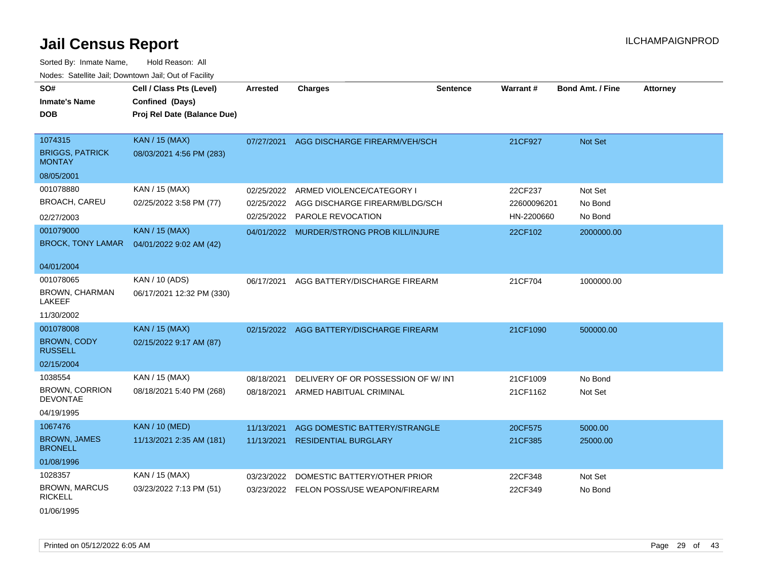# Jail Census Report

ILCHAMPAIGNPROD

Sorted By: Inmate Name, Hold Reason: All

Nodes: Satellite Jail; Downtown Jail; Out of Facility

| SO# / Inmate's Name / DOB | Cell / Class Pts (Level) / Confined (Days) / Proj Rel Date (Balance Due) | Arrested | Charges | Sentence | Warrant # | Bond Amt. / Fine | Attorney |
|---|---|---|---|---|---|---|---|
| 1074315<br>BRIGGS, PATRICK MONTAY<br>08/05/2001 | KAN / 15 (MAX)<br>08/03/2021 4:56 PM (283) | 07/27/2021 | AGG DISCHARGE FIREARM/VEH/SCH | | 21CF927 | Not Set | |
| 001078880<br>BROACH, CAREU<br>02/27/2003 | KAN / 15 (MAX)<br>02/25/2022 3:58 PM (77) | 02/25/2022<br>02/25/2022<br>02/25/2022 | ARMED VIOLENCE/CATEGORY I<br>AGG DISCHARGE FIREARM/BLDG/SCH<br>PAROLE REVOCATION | | 22CF237<br>22600096201<br>HN-2200660 | Not Set<br>No Bond<br>No Bond | |
| 001079000<br>BROCK, TONY LAMAR<br>04/01/2004 | KAN / 15 (MAX)<br>04/01/2022 9:02 AM (42) | 04/01/2022 | MURDER/STRONG PROB KILL/INJURE | | 22CF102 | 2000000.00 | |
| 001078065<br>BROWN, CHARMAN LAKEEF<br>11/30/2002 | KAN / 10 (ADS)<br>06/17/2021 12:32 PM (330) | 06/17/2021 | AGG BATTERY/DISCHARGE FIREARM | | 21CF704 | 1000000.00 | |
| 001078008<br>BROWN, CODY RUSSELL<br>02/15/2004 | KAN / 15 (MAX)<br>02/15/2022 9:17 AM (87) | 02/15/2022 | AGG BATTERY/DISCHARGE FIREARM | | 21CF1090 | 500000.00 | |
| 1038554<br>BROWN, CORRION DEVONTAE<br>04/19/1995 | KAN / 15 (MAX)<br>08/18/2021 5:40 PM (268) | 08/18/2021<br>08/18/2021 | DELIVERY OF OR POSSESSION OF W/ INT<br>ARMED HABITUAL CRIMINAL | | 21CF1009<br>21CF1162 | No Bond<br>Not Set | |
| 1067476<br>BROWN, JAMES BRONELL<br>01/08/1996 | KAN / 10 (MED)<br>11/13/2021 2:35 AM (181) | 11/13/2021<br>11/13/2021 | AGG DOMESTIC BATTERY/STRANGLE<br>RESIDENTIAL BURGLARY | | 20CF575<br>21CF385 | 5000.00<br>25000.00 | |
| 1028357<br>BROWN, MARCUS RICKELL<br>01/06/1995 | KAN / 15 (MAX)<br>03/23/2022 7:13 PM (51) | 03/23/2022<br>03/23/2022 | DOMESTIC BATTERY/OTHER PRIOR<br>FELON POSS/USE WEAPON/FIREARM | | 22CF348<br>22CF349 | Not Set<br>No Bond | |

Printed on 05/12/2022 6:05 AM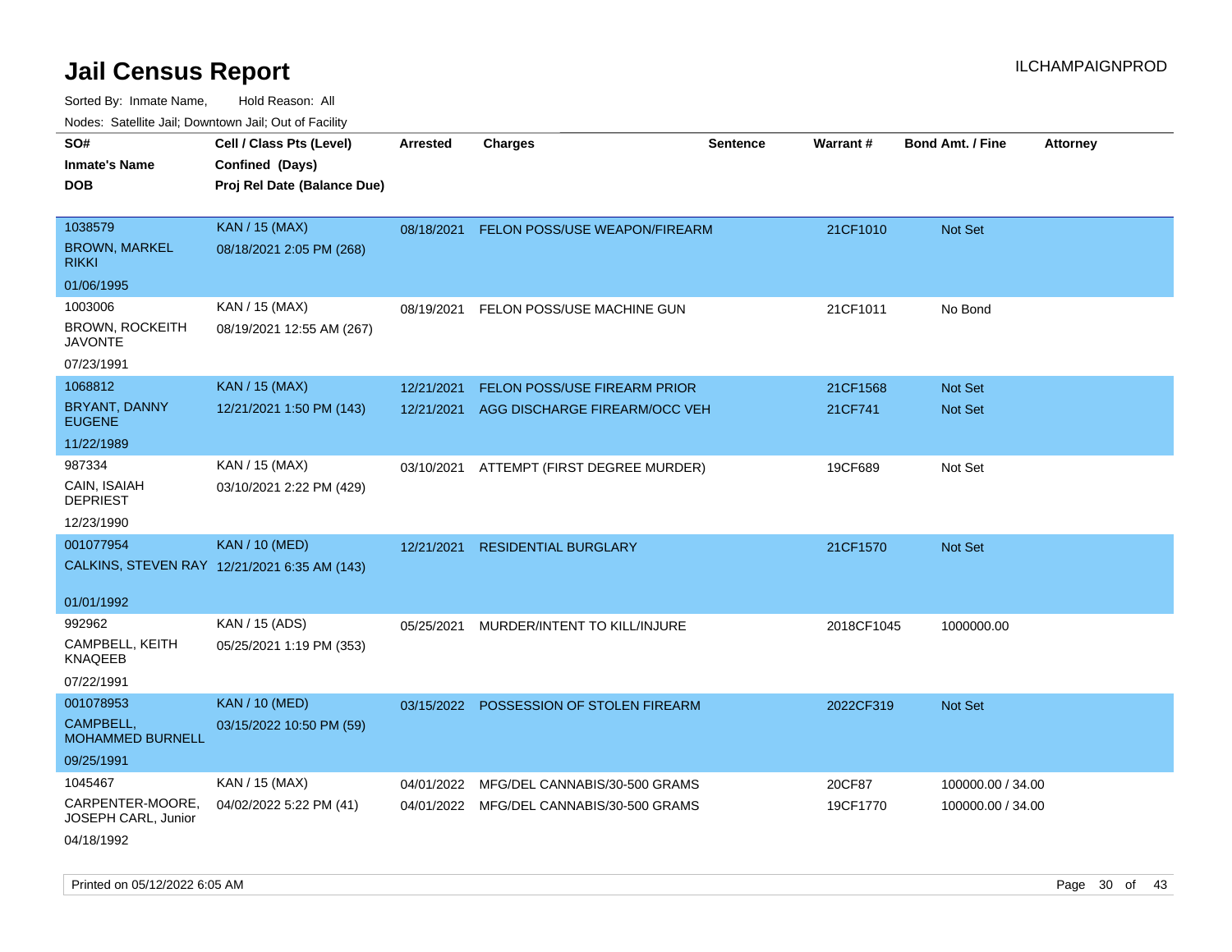# Jail Census Report

ILCHAMPAIGNPROD

Sorted By: Inmate Name, Hold Reason: All

Nodes: Satellite Jail; Downtown Jail; Out of Facility

| SO# / Inmate's Name / DOB | Cell / Class Pts (Level) / Confined (Days) / Proj Rel Date (Balance Due) | Arrested | Charges | Sentence | Warrant # | Bond Amt. / Fine | Attorney |
|---|---|---|---|---|---|---|---|
| 1038579<br>BROWN, MARKEL RIKKI<br>01/06/1995 | KAN / 15 (MAX)<br>08/18/2021 2:05 PM (268) | 08/18/2021 | FELON POSS/USE WEAPON/FIREARM | | 21CF1010 | Not Set | |
| 1003006<br>BROWN, ROCKEITH JAVONTE<br>07/23/1991 | KAN / 15 (MAX)<br>08/19/2021 12:55 AM (267) | 08/19/2021 | FELON POSS/USE MACHINE GUN | | 21CF1011 | No Bond | |
| 1068812<br>BRYANT, DANNY EUGENE<br>11/22/1989 | KAN / 15 (MAX)<br>12/21/2021 1:50 PM (143) | 12/21/2021<br>12/21/2021 | FELON POSS/USE FIREARM PRIOR<br>AGG DISCHARGE FIREARM/OCC VEH | | 21CF1568<br>21CF741 | Not Set<br>Not Set | |
| 987334<br>CAIN, ISAIAH DEPRIEST<br>12/23/1990 | KAN / 15 (MAX)<br>03/10/2021 2:22 PM (429) | 03/10/2021 | ATTEMPT (FIRST DEGREE MURDER) | | 19CF689 | Not Set | |
| 001077954<br>CALKINS, STEVEN RAY<br>01/01/1992 | KAN / 10 (MED)<br>12/21/2021 6:35 AM (143) | 12/21/2021 | RESIDENTIAL BURGLARY | | 21CF1570 | Not Set | |
| 992962<br>CAMPBELL, KEITH KNAQEEB<br>07/22/1991 | KAN / 15 (ADS)<br>05/25/2021 1:19 PM (353) | 05/25/2021 | MURDER/INTENT TO KILL/INJURE | | 2018CF1045 | 1000000.00 | |
| 001078953<br>CAMPBELL, MOHAMMED BURNELL<br>09/25/1991 | KAN / 10 (MED)<br>03/15/2022 10:50 PM (59) | 03/15/2022 | POSSESSION OF STOLEN FIREARM | | 2022CF319 | Not Set | |
| 1045467<br>CARPENTER-MOORE, JOSEPH CARL, Junior<br>04/18/1992 | KAN / 15 (MAX)<br>04/02/2022 5:22 PM (41) | 04/01/2022<br>04/01/2022 | MFG/DEL CANNABIS/30-500 GRAMS<br>MFG/DEL CANNABIS/30-500 GRAMS | | 20CF87<br>19CF1770 | 100000.00 / 34.00<br>100000.00 / 34.00 | |

Printed on 05/12/2022 6:05 AM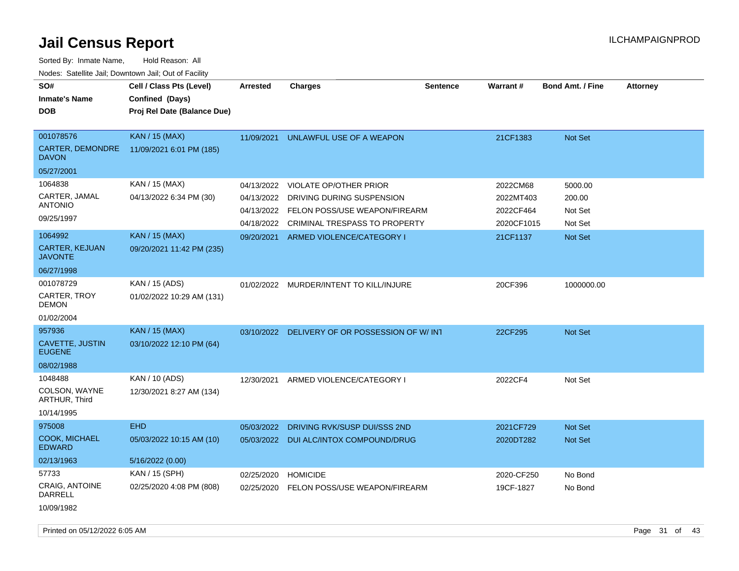# Jail Census Report

Sorted By: Inmate Name, Hold Reason: All

Nodes: Satellite Jail; Downtown Jail; Out of Facility

| SO# / Inmate's Name / DOB | Cell / Class Pts (Level) / Confined (Days) / Proj Rel Date (Balance Due) | Arrested | Charges | Sentence | Warrant # | Bond Amt. / Fine | Attorney |
|---|---|---|---|---|---|---|---|
| 001078576 CARTER, DEMONDRE DAVON 05/27/2001 | KAN / 15 (MAX) 11/09/2021 6:01 PM (185) | 11/09/2021 | UNLAWFUL USE OF A WEAPON | | 21CF1383 | Not Set | |
| 1064838 CARTER, JAMAL ANTONIO 09/25/1997 | KAN / 15 (MAX) 04/13/2022 6:34 PM (30) | 04/13/2022 | VIOLATE OP/OTHER PRIOR | | 2022CM68 | 5000.00 | |
| | | 04/13/2022 | DRIVING DURING SUSPENSION | | 2022MT403 | 200.00 | |
| | | 04/13/2022 | FELON POSS/USE WEAPON/FIREARM | | 2022CF464 | Not Set | |
| | | 04/18/2022 | CRIMINAL TRESPASS TO PROPERTY | | 2020CF1015 | Not Set | |
| 1064992 CARTER, KEJUAN JAVONTE 06/27/1998 | KAN / 15 (MAX) 09/20/2021 11:42 PM (235) | 09/20/2021 | ARMED VIOLENCE/CATEGORY I | | 21CF1137 | Not Set | |
| 001078729 CARTER, TROY DEMON 01/02/2004 | KAN / 15 (ADS) 01/02/2022 10:29 AM (131) | 01/02/2022 | MURDER/INTENT TO KILL/INJURE | | 20CF396 | 1000000.00 | |
| 957936 CAVETTE, JUSTIN EUGENE 08/02/1988 | KAN / 15 (MAX) 03/10/2022 12:10 PM (64) | 03/10/2022 | DELIVERY OF OR POSSESSION OF W/ INT | | 22CF295 | Not Set | |
| 1048488 COLSON, WAYNE ARTHUR, Third 10/14/1995 | KAN / 10 (ADS) 12/30/2021 8:27 AM (134) | 12/30/2021 | ARMED VIOLENCE/CATEGORY I | | 2022CF4 | Not Set | |
| 975008 COOK, MICHAEL EDWARD 02/13/1963 | EHD 05/03/2022 10:15 AM (10) 5/16/2022 (0.00) | 05/03/2022 | DRIVING RVK/SUSP DUI/SSS 2ND | | 2021CF729 | Not Set | |
| | | 05/03/2022 | DUI ALC/INTOX COMPOUND/DRUG | | 2020DT282 | Not Set | |
| 57733 CRAIG, ANTOINE DARRELL 10/09/1982 | KAN / 15 (SPH) 02/25/2020 4:08 PM (808) | 02/25/2020 | HOMICIDE | | 2020-CF250 | No Bond | |
| | | 02/25/2020 | FELON POSS/USE WEAPON/FIREARM | | 19CF-1827 | No Bond | |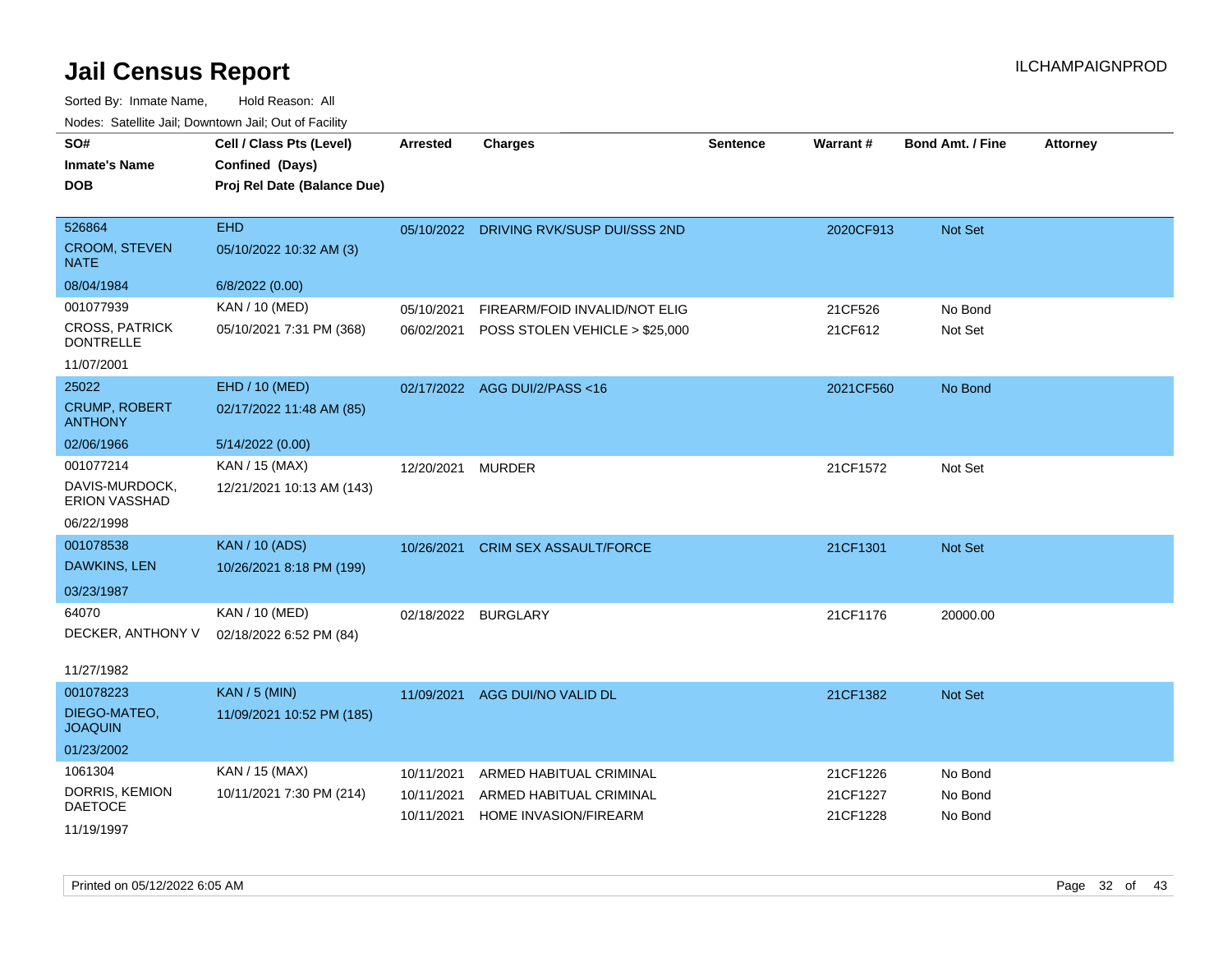# Jail Census Report

ILCHAMPAIGNPROD

Sorted By: Inmate Name, Hold Reason: All

Nodes: Satellite Jail; Downtown Jail; Out of Facility

| SO# / Inmate's Name / DOB | Cell / Class Pts (Level) / Confined (Days) / Proj Rel Date (Balance Due) | Arrested | Charges | Sentence | Warrant # | Bond Amt. / Fine | Attorney |
|---|---|---|---|---|---|---|---|
| 526864<br>CROOM, STEVEN NATE<br>08/04/1984 | EHD<br>05/10/2022 10:32 AM (3)<br>6/8/2022 (0.00) | 05/10/2022 | DRIVING RVK/SUSP DUI/SSS 2ND | | 2020CF913 | Not Set | |
| 001077939<br>CROSS, PATRICK DONTRELLE<br>11/07/2001 | KAN / 10 (MED)<br>05/10/2021 7:31 PM (368) | 05/10/2021<br>06/02/2021 | FIREARM/FOID INVALID/NOT ELIG<br>POSS STOLEN VEHICLE > $25,000 | | 21CF526<br>21CF612 | No Bond<br>Not Set | |
| 25022<br>CRUMP, ROBERT ANTHONY<br>02/06/1966 | EHD / 10 (MED)<br>02/17/2022 11:48 AM (85)<br>5/14/2022 (0.00) | 02/17/2022 | AGG DUI/2/PASS <16 | | 2021CF560 | No Bond | |
| 001077214<br>DAVIS-MURDOCK, ERION VASSHAD<br>06/22/1998 | KAN / 15 (MAX)<br>12/21/2021 10:13 AM (143) | 12/20/2021 | MURDER | | 21CF1572 | Not Set | |
| 001078538<br>DAWKINS, LEN<br>03/23/1987 | KAN / 10 (ADS)<br>10/26/2021 8:18 PM (199) | 10/26/2021 | CRIM SEX ASSAULT/FORCE | | 21CF1301 | Not Set | |
| 64070<br>DECKER, ANTHONY V<br>11/27/1982 | KAN / 10 (MED)<br>02/18/2022 6:52 PM (84) | 02/18/2022 | BURGLARY | | 21CF1176 | 20000.00 | |
| 001078223<br>DIEGO-MATEO, JOAQUIN<br>01/23/2002 | KAN / 5 (MIN)<br>11/09/2021 10:52 PM (185) | 11/09/2021 | AGG DUI/NO VALID DL | | 21CF1382 | Not Set | |
| 1061304<br>DORRIS, KEMION DAETOCE<br>11/19/1997 | KAN / 15 (MAX)<br>10/11/2021 7:30 PM (214) | 10/11/2021<br>10/11/2021<br>10/11/2021 | ARMED HABITUAL CRIMINAL<br>ARMED HABITUAL CRIMINAL<br>HOME INVASION/FIREARM | | 21CF1226<br>21CF1227<br>21CF1228 | No Bond<br>No Bond<br>No Bond | |

Printed on 05/12/2022 6:05 AM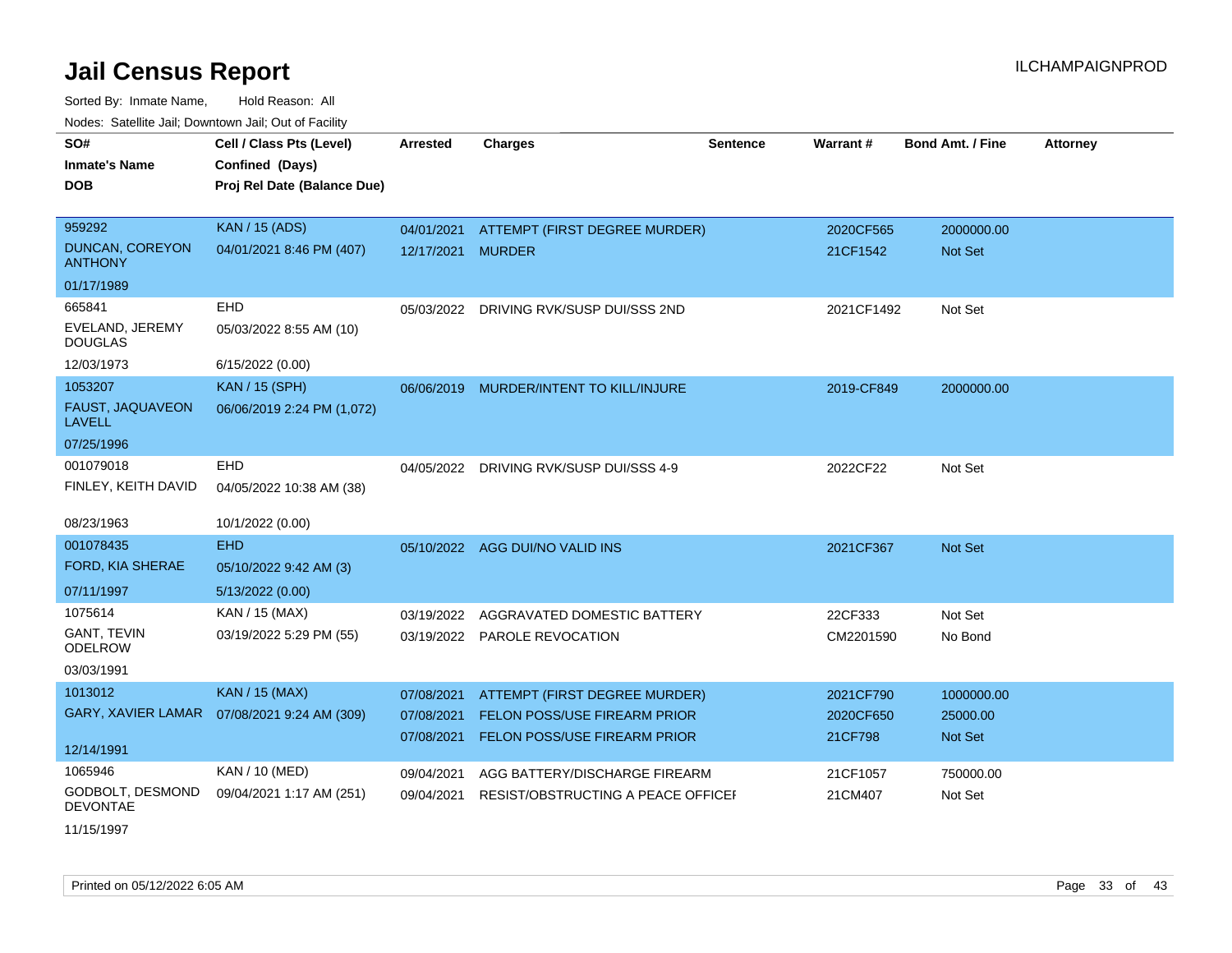# Jail Census Report

ILCHAMPAIGNPROD

Sorted By: Inmate Name, Hold Reason: All

Nodes: Satellite Jail; Downtown Jail; Out of Facility

| SO# / Inmate's Name / DOB | Cell / Class Pts (Level) / Confined (Days) / Proj Rel Date (Balance Due) | Arrested | Charges | Sentence | Warrant # | Bond Amt. / Fine | Attorney |
|---|---|---|---|---|---|---|---|
| 959292<br>DUNCAN, COREYON ANTHONY<br>01/17/1989 | KAN / 15 (ADS)<br>04/01/2021 8:46 PM (407) | 04/01/2021<br>12/17/2021 | ATTEMPT (FIRST DEGREE MURDER)<br>MURDER | | 2020CF565<br>21CF1542 | 2000000.00<br>Not Set | |
| 665841<br>EVELAND, JEREMY DOUGLAS<br>12/03/1973 | EHD<br>05/03/2022 8:55 AM (10)<br>6/15/2022 (0.00) | 05/03/2022 | DRIVING RVK/SUSP DUI/SSS 2ND | | 2021CF1492 | Not Set | |
| 1053207<br>FAUST, JAQUAVEON LAVELL<br>07/25/1996 | KAN / 15 (SPH)<br>06/06/2019 2:24 PM (1,072) | 06/06/2019 | MURDER/INTENT TO KILL/INJURE | | 2019-CF849 | 2000000.00 | |
| 001079018<br>FINLEY, KEITH DAVID<br>08/23/1963 | EHD<br>04/05/2022 10:38 AM (38)<br>10/1/2022 (0.00) | 04/05/2022 | DRIVING RVK/SUSP DUI/SSS 4-9 | | 2022CF22 | Not Set | |
| 001078435<br>FORD, KIA SHERAE<br>07/11/1997 | EHD<br>05/10/2022 9:42 AM (3)<br>5/13/2022 (0.00) | 05/10/2022 | AGG DUI/NO VALID INS | | 2021CF367 | Not Set | |
| 1075614<br>GANT, TEVIN ODELROW<br>03/03/1991 | KAN / 15 (MAX)<br>03/19/2022 5:29 PM (55) | 03/19/2022<br>03/19/2022 | AGGRAVATED DOMESTIC BATTERY<br>PAROLE REVOCATION | | 22CF333<br>CM2201590 | Not Set<br>No Bond | |
| 1013012<br>GARY, XAVIER LAMAR<br>12/14/1991 | KAN / 15 (MAX)<br>07/08/2021 9:24 AM (309) | 07/08/2021<br>07/08/2021<br>07/08/2021 | ATTEMPT (FIRST DEGREE MURDER)<br>FELON POSS/USE FIREARM PRIOR<br>FELON POSS/USE FIREARM PRIOR | | 2021CF790<br>2020CF650<br>21CF798 | 1000000.00<br>25000.00<br>Not Set | |
| 1065946<br>GODBOLT, DESMOND DEVONTAE<br>11/15/1997 | KAN / 10 (MED)<br>09/04/2021 1:17 AM (251) | 09/04/2021<br>09/04/2021 | AGG BATTERY/DISCHARGE FIREARM<br>RESIST/OBSTRUCTING A PEACE OFFICEI | | 21CF1057<br>21CM407 | 750000.00<br>Not Set | |

Printed on 05/12/2022 6:05 AM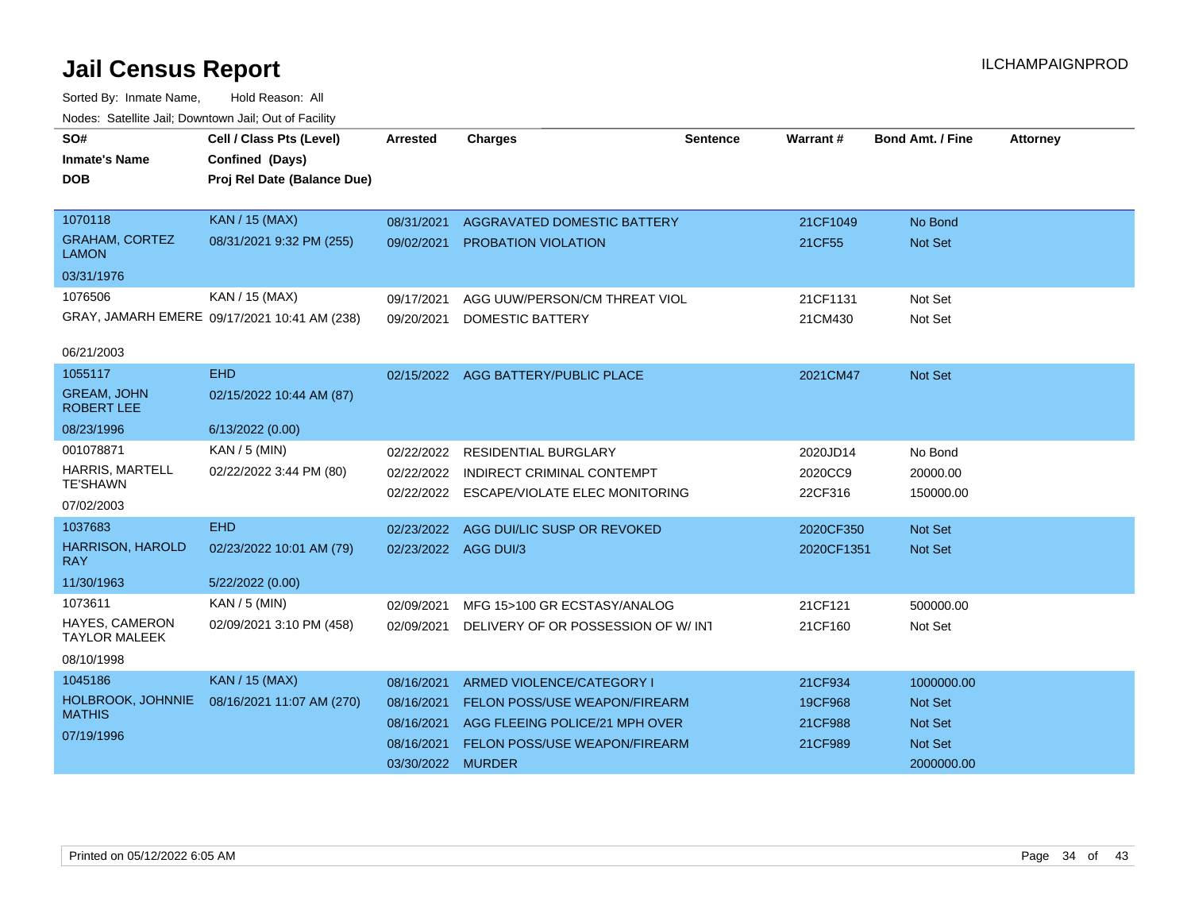# Jail Census Report

ILCHAMPAIGNPROD

Sorted By: Inmate Name, Hold Reason: All

Nodes: Satellite Jail; Downtown Jail; Out of Facility

| SO# / Inmate's Name / DOB | Cell / Class Pts (Level) / Confined (Days) / Proj Rel Date (Balance Due) | Arrested | Charges | Sentence | Warrant # | Bond Amt. / Fine | Attorney |
|---|---|---|---|---|---|---|---|
| 1070118 | KAN / 15 (MAX) | 08/31/2021 | AGGRAVATED DOMESTIC BATTERY | | 21CF1049 | No Bond | |
| GRAHAM, CORTEZ LAMON | 08/31/2021 9:32 PM (255) | 09/02/2021 | PROBATION VIOLATION | | 21CF55 | Not Set | |
| 03/31/1976 | | | | | | | |
| 1076506 | KAN / 15 (MAX) | 09/17/2021 | AGG UUW/PERSON/CM THREAT VIOL | | 21CF1131 | Not Set | |
| GRAY, JAMARH EMERE | 09/17/2021 10:41 AM (238) | 09/20/2021 | DOMESTIC BATTERY | | 21CM430 | Not Set | |
| 06/21/2003 | | | | | | | |
| 1055117 | EHD | 02/15/2022 | AGG BATTERY/PUBLIC PLACE | | 2021CM47 | Not Set | |
| GREAM, JOHN ROBERT LEE | 02/15/2022 10:44 AM (87) | | | | | | |
| 08/23/1996 | 6/13/2022 (0.00) | | | | | | |
| 001078871 | KAN / 5 (MIN) | 02/22/2022 | RESIDENTIAL BURGLARY | | 2020JD14 | No Bond | |
| HARRIS, MARTELL TE'SHAWN | 02/22/2022 3:44 PM (80) | 02/22/2022 | INDIRECT CRIMINAL CONTEMPT | | 2020CC9 | 20000.00 | |
| 07/02/2003 | | 02/22/2022 | ESCAPE/VIOLATE ELEC MONITORING | | 22CF316 | 150000.00 | |
| 1037683 | EHD | 02/23/2022 | AGG DUI/LIC SUSP OR REVOKED | | 2020CF350 | Not Set | |
| HARRISON, HAROLD RAY | 02/23/2022 10:01 AM (79) | 02/23/2022 | AGG DUI/3 | | 2020CF1351 | Not Set | |
| 11/30/1963 | 5/22/2022 (0.00) | | | | | | |
| 1073611 | KAN / 5 (MIN) | 02/09/2021 | MFG 15>100 GR ECSTASY/ANALOG | | 21CF121 | 500000.00 | |
| HAYES, CAMERON TAYLOR MALEEK | 02/09/2021 3:10 PM (458) | 02/09/2021 | DELIVERY OF OR POSSESSION OF W/ INT | | 21CF160 | Not Set | |
| 08/10/1998 | | | | | | | |
| 1045186 | KAN / 15 (MAX) | 08/16/2021 | ARMED VIOLENCE/CATEGORY I | | 21CF934 | 1000000.00 | |
| HOLBROOK, JOHNNIE MATHIS | 08/16/2021 11:07 AM (270) | 08/16/2021 | FELON POSS/USE WEAPON/FIREARM | | 19CF968 | Not Set | |
| 07/19/1996 | | 08/16/2021 | AGG FLEEING POLICE/21 MPH OVER | | 21CF988 | Not Set | |
| | | 08/16/2021 | FELON POSS/USE WEAPON/FIREARM | | 21CF989 | Not Set | |
| | | 03/30/2022 | MURDER | | | 2000000.00 | |

Printed on 05/12/2022 6:05 AM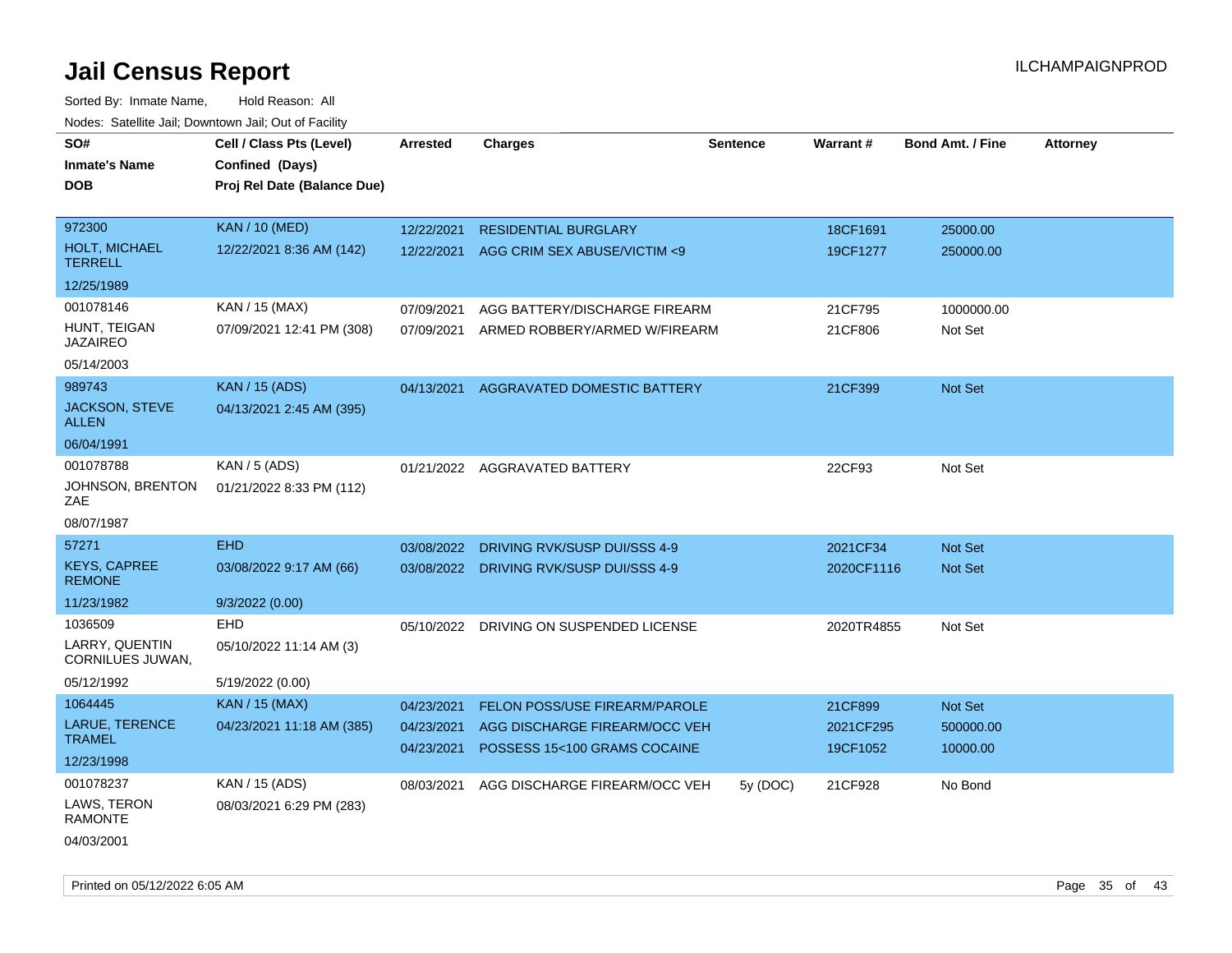# Jail Census Report

Sorted By: Inmate Name, Hold Reason: All

Nodes: Satellite Jail; Downtown Jail; Out of Facility

| SO# / Inmate's Name / DOB | Cell / Class Pts (Level) / Confined (Days) / Proj Rel Date (Balance Due) | Arrested | Charges | Sentence | Warrant # | Bond Amt. / Fine | Attorney |
|---|---|---|---|---|---|---|---|
| 972300<br>HOLT, MICHAEL TERRELL<br>12/25/1989 | KAN / 10 (MED)<br>12/22/2021 8:36 AM (142) | 12/22/2021<br>12/22/2021 | RESIDENTIAL BURGLARY<br>AGG CRIM SEX ABUSE/VICTIM <9 | | 18CF1691<br>19CF1277 | 25000.00<br>250000.00 | |
| 001078146<br>HUNT, TEIGAN JAZAIREO<br>05/14/2003 | KAN / 15 (MAX)<br>07/09/2021 12:41 PM (308) | 07/09/2021<br>07/09/2021 | AGG BATTERY/DISCHARGE FIREARM<br>ARMED ROBBERY/ARMED W/FIREARM | | 21CF795<br>21CF806 | 1000000.00<br>Not Set | |
| 989743<br>JACKSON, STEVE ALLEN<br>06/04/1991 | KAN / 15 (ADS)<br>04/13/2021 2:45 AM (395) | 04/13/2021 | AGGRAVATED DOMESTIC BATTERY | | 21CF399 | Not Set | |
| 001078788<br>JOHNSON, BRENTON ZAE<br>08/07/1987 | KAN / 5 (ADS)<br>01/21/2022 8:33 PM (112) | 01/21/2022 | AGGRAVATED BATTERY | | 22CF93 | Not Set | |
| 57271<br>KEYS, CAPREE REMONE<br>11/23/1982 | EHD<br>03/08/2022 9:17 AM (66)<br>9/3/2022 (0.00) | 03/08/2022<br>03/08/2022 | DRIVING RVK/SUSP DUI/SSS 4-9<br>DRIVING RVK/SUSP DUI/SSS 4-9 | | 2021CF34<br>2020CF1116 | Not Set<br>Not Set | |
| 1036509<br>LARRY, QUENTIN CORNILUES JUWAN,<br>05/12/1992 | EHD<br>05/10/2022 11:14 AM (3)<br>5/19/2022 (0.00) | 05/10/2022 | DRIVING ON SUSPENDED LICENSE | | 2020TR4855 | Not Set | |
| 1064445<br>LARUE, TERENCE TRAMEL<br>12/23/1998 | KAN / 15 (MAX)<br>04/23/2021 11:18 AM (385) | 04/23/2021<br>04/23/2021<br>04/23/2021 | FELON POSS/USE FIREARM/PAROLE<br>AGG DISCHARGE FIREARM/OCC VEH<br>POSSESS 15<100 GRAMS COCAINE | | 21CF899<br>2021CF295<br>19CF1052 | Not Set<br>500000.00<br>10000.00 | |
| 001078237<br>LAWS, TERON RAMONTE<br>04/03/2001 | KAN / 15 (ADS)<br>08/03/2021 6:29 PM (283) | 08/03/2021 | AGG DISCHARGE FIREARM/OCC VEH | 5y (DOC) | 21CF928 | No Bond | |

Printed on 05/12/2022 6:05 AM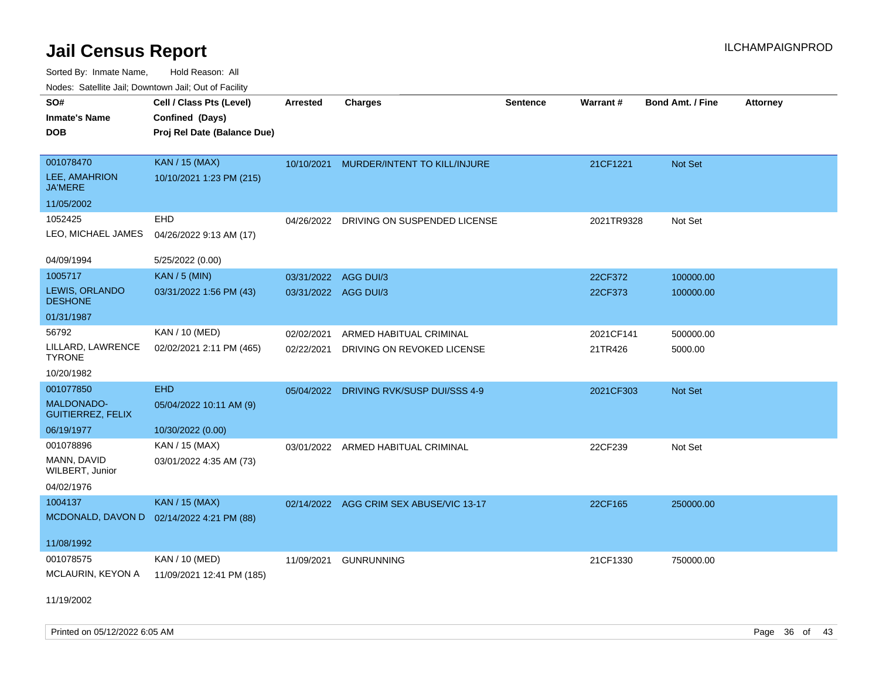# Jail Census Report

Sorted By: Inmate Name, Hold Reason: All

Nodes: Satellite Jail; Downtown Jail; Out of Facility

ILCHAMPAIGNPROD

| SO# / Inmate's Name / DOB | Cell / Class Pts (Level) / Confined (Days) / Proj Rel Date (Balance Due) | Arrested | Charges | Sentence | Warrant # | Bond Amt. / Fine | Attorney |
|---|---|---|---|---|---|---|---|
| 001078470<br>LEE, AMAHRION JA'MERE<br>11/05/2002 | KAN / 15 (MAX)<br>10/10/2021 1:23 PM (215) | 10/10/2021 | MURDER/INTENT TO KILL/INJURE | | 21CF1221 | Not Set | |
| 1052425<br>LEO, MICHAEL JAMES<br>04/09/1994 | EHD<br>04/26/2022 9:13 AM (17)<br>5/25/2022 (0.00) | 04/26/2022 | DRIVING ON SUSPENDED LICENSE | | 2021TR9328 | Not Set | |
| 1005717<br>LEWIS, ORLANDO DESHONE<br>01/31/1987 | KAN / 5 (MIN)<br>03/31/2022 1:56 PM (43) | 03/31/2022<br>03/31/2022 | AGG DUI/3<br>AGG DUI/3 | | 22CF372<br>22CF373 | 100000.00<br>100000.00 | |
| 56792<br>LILLARD, LAWRENCE TYRONE<br>10/20/1982 | KAN / 10 (MED)<br>02/02/2021 2:11 PM (465) | 02/02/2021<br>02/22/2021 | ARMED HABITUAL CRIMINAL<br>DRIVING ON REVOKED LICENSE | | 2021CF141<br>21TR426 | 500000.00<br>5000.00 | |
| 001077850<br>MALDONADO-GUITIERREZ, FELIX<br>06/19/1977 | EHD<br>05/04/2022 10:11 AM (9)<br>10/30/2022 (0.00) | 05/04/2022 | DRIVING RVK/SUSP DUI/SSS 4-9 | | 2021CF303 | Not Set | |
| 001078896<br>MANN, DAVID WILBERT, Junior<br>04/02/1976 | KAN / 15 (MAX)<br>03/01/2022 4:35 AM (73) | 03/01/2022 | ARMED HABITUAL CRIMINAL | | 22CF239 | Not Set | |
| 1004137<br>MCDONALD, DAVON D<br>11/08/1992 | KAN / 15 (MAX)<br>02/14/2022 4:21 PM (88) | 02/14/2022 | AGG CRIM SEX ABUSE/VIC 13-17 | | 22CF165 | 250000.00 | |
| 001078575<br>MCLAURIN, KEYON A<br>11/19/2002 | KAN / 10 (MED)<br>11/09/2021 12:41 PM (185) | 11/09/2021 | GUNRUNNING | | 21CF1330 | 750000.00 | |

Printed on 05/12/2022 6:05 AM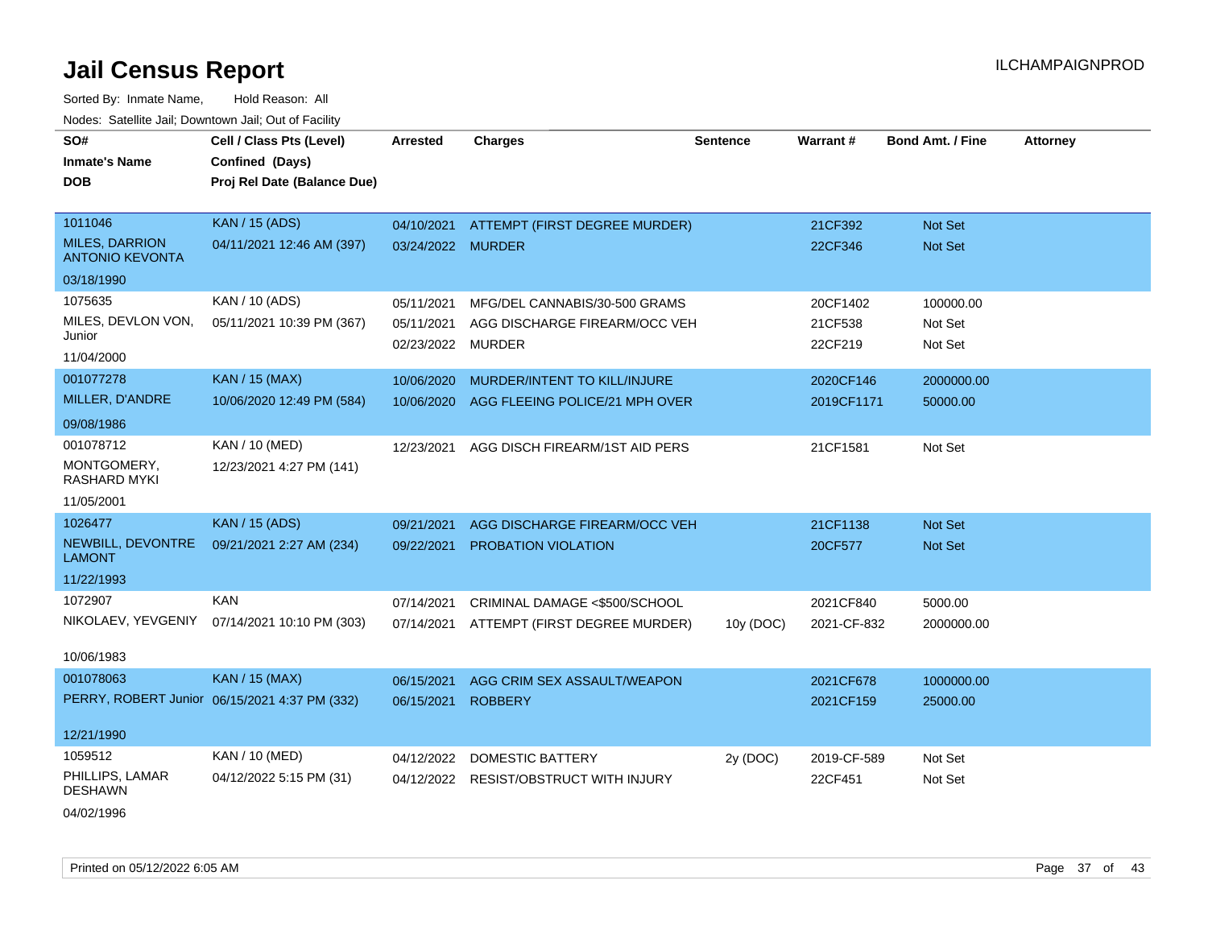# Jail Census Report

ILCHAMPAIGNPROD

Sorted By: Inmate Name, Hold Reason: All

Nodes: Satellite Jail; Downtown Jail; Out of Facility

| SO# / Inmate's Name / DOB | Cell / Class Pts (Level) / Confined (Days) / Proj Rel Date (Balance Due) | Arrested | Charges | Sentence | Warrant # | Bond Amt. / Fine | Attorney |
|---|---|---|---|---|---|---|---|
| 1011046 MILES, DARRION ANTONIO KEVONTA 03/18/1990 | KAN / 15 (ADS) 04/11/2021 12:46 AM (397) | 04/10/2021 | ATTEMPT (FIRST DEGREE MURDER) | | 21CF392 | Not Set | |
| | | 03/24/2022 | MURDER | | 22CF346 | Not Set | |
| 1075635 MILES, DEVLON VON, Junior 11/04/2000 | KAN / 10 (ADS) 05/11/2021 10:39 PM (367) | 05/11/2021 | MFG/DEL CANNABIS/30-500 GRAMS | | 20CF1402 | 100000.00 | |
| | | 05/11/2021 | AGG DISCHARGE FIREARM/OCC VEH | | 21CF538 | Not Set | |
| | | 02/23/2022 | MURDER | | 22CF219 | Not Set | |
| 001077278 MILLER, D'ANDRE 09/08/1986 | KAN / 15 (MAX) 10/06/2020 12:49 PM (584) | 10/06/2020 | MURDER/INTENT TO KILL/INJURE | | 2020CF146 | 2000000.00 | |
| | | 10/06/2020 | AGG FLEEING POLICE/21 MPH OVER | | 2019CF1171 | 50000.00 | |
| 001078712 MONTGOMERY, RASHARD MYKI 11/05/2001 | KAN / 10 (MED) 12/23/2021 4:27 PM (141) | 12/23/2021 | AGG DISCH FIREARM/1ST AID PERS | | 21CF1581 | Not Set | |
| 1026477 NEWBILL, DEVONTRE LAMONT 11/22/1993 | KAN / 15 (ADS) 09/21/2021 2:27 AM (234) | 09/21/2021 | AGG DISCHARGE FIREARM/OCC VEH | | 21CF1138 | Not Set | |
| | | 09/22/2021 | PROBATION VIOLATION | | 20CF577 | Not Set | |
| 1072907 NIKOLAEV, YEVGENIY 10/06/1983 | KAN 07/14/2021 10:10 PM (303) | 07/14/2021 | CRIMINAL DAMAGE <$500/SCHOOL | | 2021CF840 | 5000.00 | |
| | | 07/14/2021 | ATTEMPT (FIRST DEGREE MURDER) | 10y (DOC) | 2021-CF-832 | 2000000.00 | |
| 001078063 PERRY, ROBERT Junior 12/21/1990 | KAN / 15 (MAX) 06/15/2021 4:37 PM (332) | 06/15/2021 | AGG CRIM SEX ASSAULT/WEAPON | | 2021CF678 | 1000000.00 | |
| | | 06/15/2021 | ROBBERY | | 2021CF159 | 25000.00 | |
| 1059512 PHILLIPS, LAMAR DESHAWN 04/02/1996 | KAN / 10 (MED) 04/12/2022 5:15 PM (31) | 04/12/2022 | DOMESTIC BATTERY | 2y (DOC) | 2019-CF-589 | Not Set | |
| | | 04/12/2022 | RESIST/OBSTRUCT WITH INJURY | | 22CF451 | Not Set | |

Printed on 05/12/2022 6:05 AM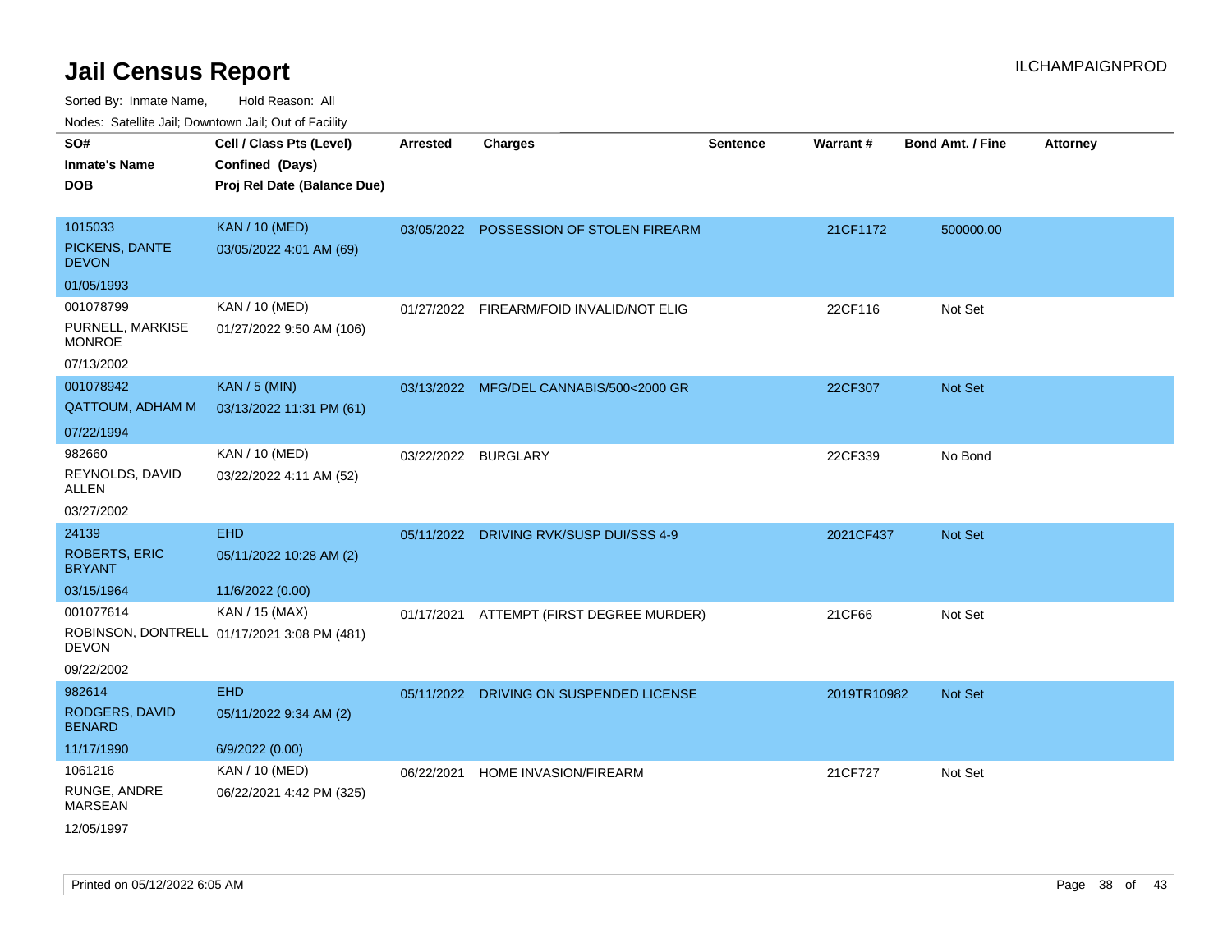# Jail Census Report

Sorted By: Inmate Name, Hold Reason: All

Nodes: Satellite Jail; Downtown Jail; Out of Facility

| SO# / Inmate's Name / DOB | Cell / Class Pts (Level) / Confined (Days) / Proj Rel Date (Balance Due) | Arrested | Charges | Sentence | Warrant # | Bond Amt. / Fine | Attorney |
|---|---|---|---|---|---|---|---|
| 1015033<br>PICKENS, DANTE DEVON<br>01/05/1993 | KAN / 10 (MED)<br>03/05/2022 4:01 AM (69) | 03/05/2022 | POSSESSION OF STOLEN FIREARM | | 21CF1172 | 500000.00 | |
| 001078799<br>PURNELL, MARKISE MONROE<br>07/13/2002 | KAN / 10 (MED)<br>01/27/2022 9:50 AM (106) | 01/27/2022 | FIREARM/FOID INVALID/NOT ELIG | | 22CF116 | Not Set | |
| 001078942<br>QATTOUM, ADHAM M<br>07/22/1994 | KAN / 5 (MIN)<br>03/13/2022 11:31 PM (61) | 03/13/2022 | MFG/DEL CANNABIS/500<2000 GR | | 22CF307 | Not Set | |
| 982660<br>REYNOLDS, DAVID ALLEN<br>03/27/2002 | KAN / 10 (MED)<br>03/22/2022 4:11 AM (52) | 03/22/2022 | BURGLARY | | 22CF339 | No Bond | |
| 24139<br>ROBERTS, ERIC BRYANT<br>03/15/1964 | EHD<br>05/11/2022 10:28 AM (2)<br>11/6/2022 (0.00) | 05/11/2022 | DRIVING RVK/SUSP DUI/SSS 4-9 | | 2021CF437 | Not Set | |
| 001077614<br>ROBINSON, DONTRELL DEVON<br>09/22/2002 | KAN / 15 (MAX)<br>01/17/2021 3:08 PM (481) | 01/17/2021 | ATTEMPT (FIRST DEGREE MURDER) | | 21CF66 | Not Set | |
| 982614<br>RODGERS, DAVID BENARD<br>11/17/1990 | EHD<br>05/11/2022 9:34 AM (2)<br>6/9/2022 (0.00) | 05/11/2022 | DRIVING ON SUSPENDED LICENSE | | 2019TR10982 | Not Set | |
| 1061216<br>RUNGE, ANDRE MARSEAN<br>12/05/1997 | KAN / 10 (MED)<br>06/22/2021 4:42 PM (325) | 06/22/2021 | HOME INVASION/FIREARM | | 21CF727 | Not Set | |

Printed on 05/12/2022 6:05 AM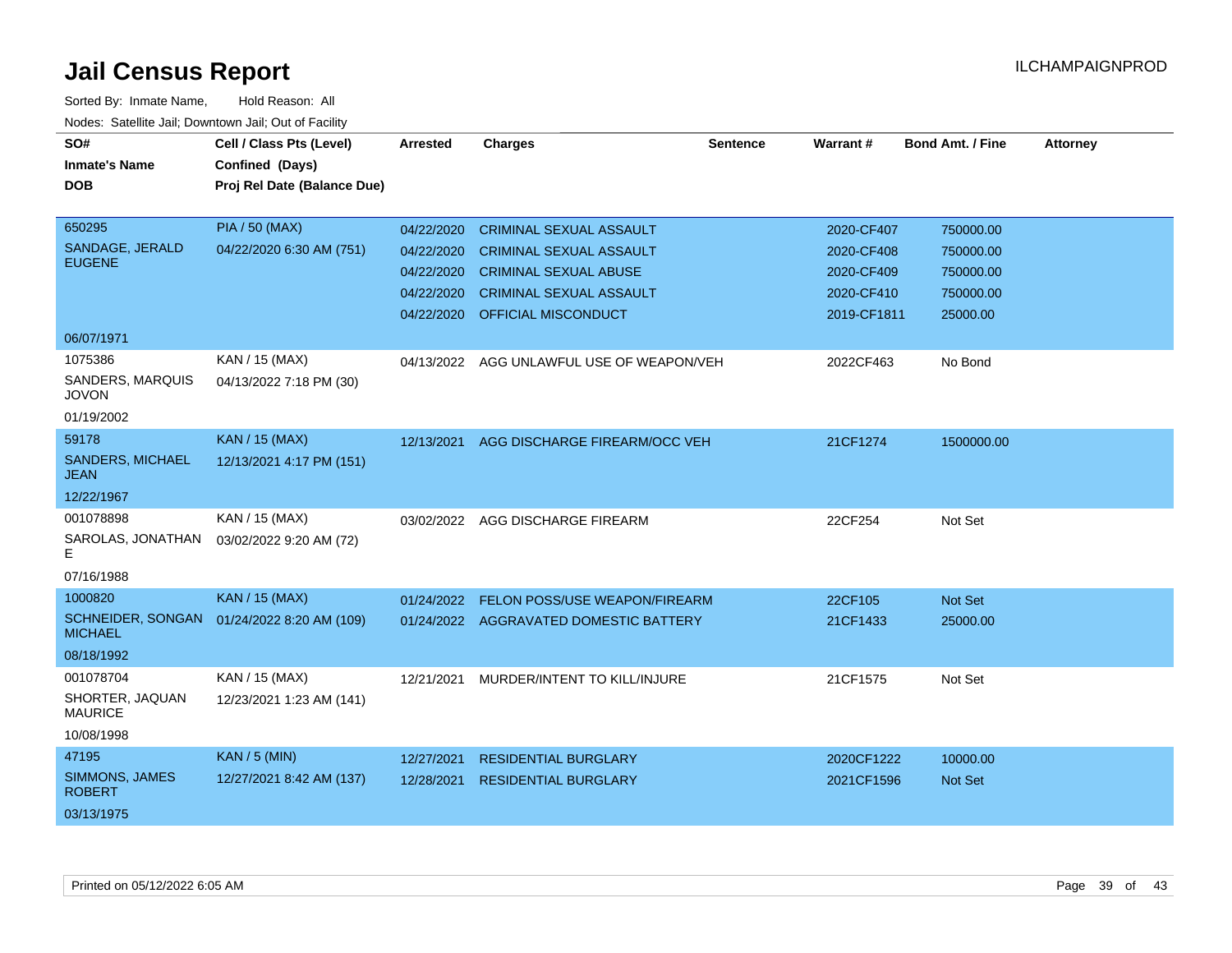# Jail Census Report

ILCHAMPAIGNPROD

Sorted By: Inmate Name, Hold Reason: All

Nodes: Satellite Jail; Downtown Jail; Out of Facility

| SO# / Inmate's Name / DOB | Cell / Class Pts (Level) / Confined (Days) / Proj Rel Date (Balance Due) | Arrested | Charges | Sentence | Warrant # | Bond Amt. / Fine | Attorney |
|---|---|---|---|---|---|---|---|
| 650295 SANDAGE, JERALD EUGENE 06/07/1971 | PIA / 50 (MAX) 04/22/2020 6:30 AM (751) | 04/22/2020 | CRIMINAL SEXUAL ASSAULT | | 2020-CF407 | 750000.00 | |
| | | 04/22/2020 | CRIMINAL SEXUAL ASSAULT | | 2020-CF408 | 750000.00 | |
| | | 04/22/2020 | CRIMINAL SEXUAL ABUSE | | 2020-CF409 | 750000.00 | |
| | | 04/22/2020 | CRIMINAL SEXUAL ASSAULT | | 2020-CF410 | 750000.00 | |
| | | 04/22/2020 | OFFICIAL MISCONDUCT | | 2019-CF1811 | 25000.00 | |
| 1075386 SANDERS, MARQUIS JOVON 01/19/2002 | KAN / 15 (MAX) 04/13/2022 7:18 PM (30) | 04/13/2022 | AGG UNLAWFUL USE OF WEAPON/VEH | | 2022CF463 | No Bond | |
| 59178 SANDERS, MICHAEL JEAN 12/22/1967 | KAN / 15 (MAX) 12/13/2021 4:17 PM (151) | 12/13/2021 | AGG DISCHARGE FIREARM/OCC VEH | | 21CF1274 | 1500000.00 | |
| 001078898 SAROLAS, JONATHAN E 07/16/1988 | KAN / 15 (MAX) 03/02/2022 9:20 AM (72) | 03/02/2022 | AGG DISCHARGE FIREARM | | 22CF254 | Not Set | |
| 1000820 SCHNEIDER, SONGAN MICHAEL 08/18/1992 | KAN / 15 (MAX) 01/24/2022 8:20 AM (109) | 01/24/2022 | FELON POSS/USE WEAPON/FIREARM | | 22CF105 | Not Set | |
| | | 01/24/2022 | AGGRAVATED DOMESTIC BATTERY | | 21CF1433 | 25000.00 | |
| 001078704 SHORTER, JAQUAN MAURICE 10/08/1998 | KAN / 15 (MAX) 12/23/2021 1:23 AM (141) | 12/21/2021 | MURDER/INTENT TO KILL/INJURE | | 21CF1575 | Not Set | |
| 47195 SIMMONS, JAMES ROBERT 03/13/1975 | KAN / 5 (MIN) 12/27/2021 8:42 AM (137) | 12/27/2021 | RESIDENTIAL BURGLARY | | 2020CF1222 | 10000.00 | |
| | | 12/28/2021 | RESIDENTIAL BURGLARY | | 2021CF1596 | Not Set | |

Printed on 05/12/2022 6:05 AM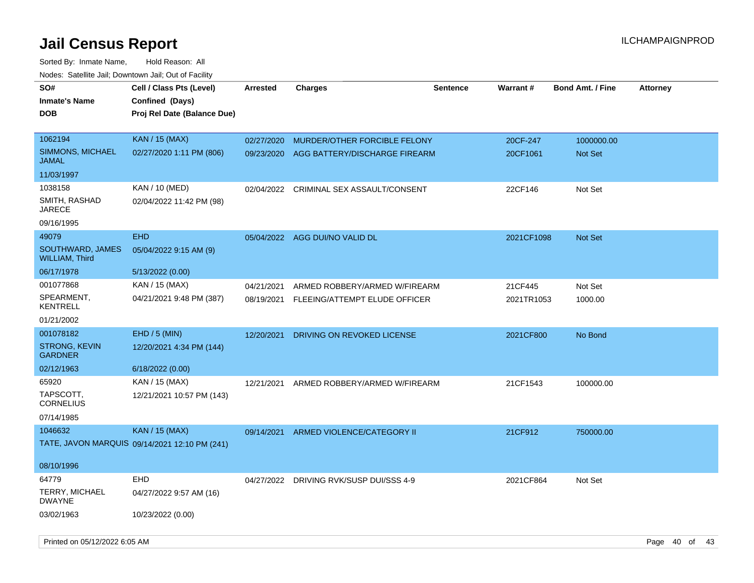# Jail Census Report

ILCHAMPAIGNPROD

Sorted By: Inmate Name, Hold Reason: All

Nodes: Satellite Jail; Downtown Jail; Out of Facility

| SO# / Inmate's Name / DOB | Cell / Class Pts (Level) / Confined (Days) / Proj Rel Date (Balance Due) | Arrested | Charges | Sentence | Warrant # | Bond Amt. / Fine | Attorney |
|---|---|---|---|---|---|---|---|
| 1062194<br>SIMMONS, MICHAEL JAMAL<br>11/03/1997 | KAN / 15 (MAX)<br>02/27/2020 1:11 PM (806) | 02/27/2020<br>09/23/2020 | MURDER/OTHER FORCIBLE FELONY<br>AGG BATTERY/DISCHARGE FIREARM | | 20CF-247<br>20CF1061 | 1000000.00<br>Not Set | |
| 1038158<br>SMITH, RASHAD JARECE<br>09/16/1995 | KAN / 10 (MED)<br>02/04/2022 11:42 PM (98) | 02/04/2022 | CRIMINAL SEX ASSAULT/CONSENT | | 22CF146 | Not Set | |
| 49079<br>SOUTHWARD, JAMES WILLIAM, Third<br>06/17/1978 | EHD<br>05/04/2022 9:15 AM (9)<br>5/13/2022 (0.00) | 05/04/2022 | AGG DUI/NO VALID DL | | 2021CF1098 | Not Set | |
| 001077868<br>SPEARMENT, KENTRELL<br>01/21/2002 | KAN / 15 (MAX)<br>04/21/2021 9:48 PM (387) | 04/21/2021<br>08/19/2021 | ARMED ROBBERY/ARMED W/FIREARM<br>FLEEING/ATTEMPT ELUDE OFFICER | | 21CF445<br>2021TR1053 | Not Set<br>1000.00 | |
| 001078182<br>STRONG, KEVIN GARDNER<br>02/12/1963 | EHD / 5 (MIN)<br>12/20/2021 4:34 PM (144)<br>6/18/2022 (0.00) | 12/20/2021 | DRIVING ON REVOKED LICENSE | | 2021CF800 | No Bond | |
| 65920<br>TAPSCOTT, CORNELIUS<br>07/14/1985 | KAN / 15 (MAX)<br>12/21/2021 10:57 PM (143) | 12/21/2021 | ARMED ROBBERY/ARMED W/FIREARM | | 21CF1543 | 100000.00 | |
| 1046632<br>TATE, JAVON MARQUIS<br>08/10/1996 | KAN / 15 (MAX)<br>09/14/2021 12:10 PM (241) | 09/14/2021 | ARMED VIOLENCE/CATEGORY II | | 21CF912 | 750000.00 | |
| 64779<br>TERRY, MICHAEL DWAYNE<br>03/02/1963 | EHD<br>04/27/2022 9:57 AM (16)<br>10/23/2022 (0.00) | 04/27/2022 | DRIVING RVK/SUSP DUI/SSS 4-9 | | 2021CF864 | Not Set | |

Printed on 05/12/2022 6:05 AM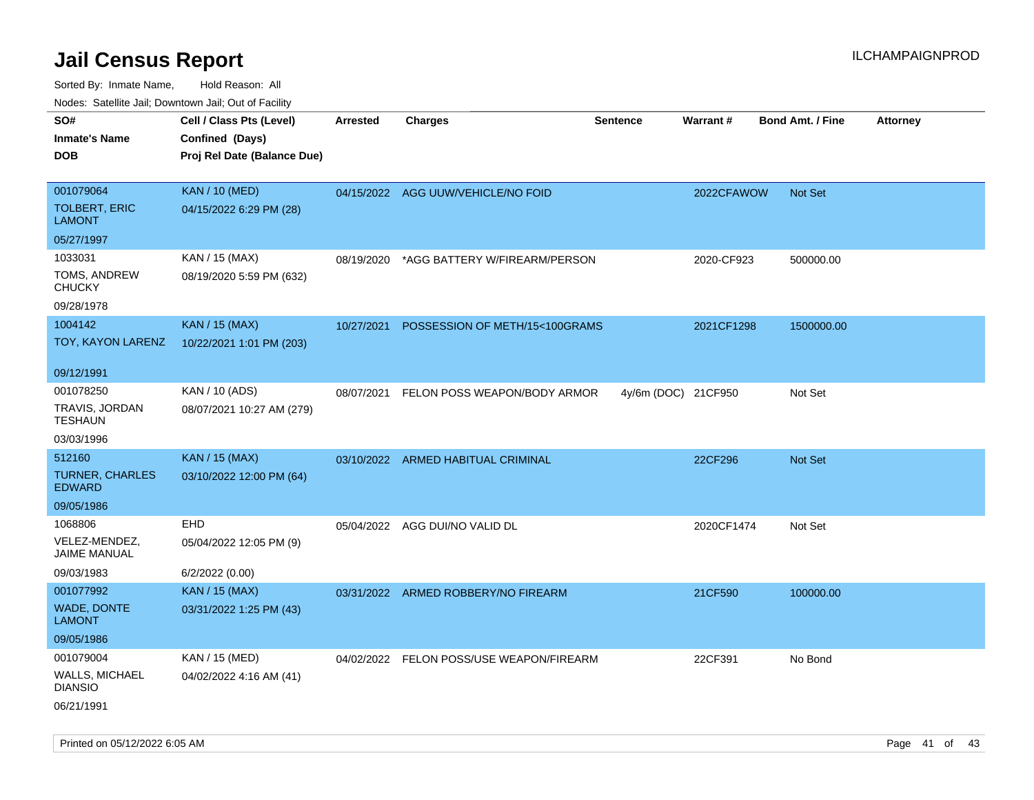# Jail Census Report

ILCHAMPAIGNPROD

Sorted By: Inmate Name, Hold Reason: All

Nodes: Satellite Jail; Downtown Jail; Out of Facility

| SO# / Inmate's Name / DOB | Cell / Class Pts (Level) / Confined (Days) / Proj Rel Date (Balance Due) | Arrested | Charges | Sentence | Warrant # | Bond Amt. / Fine | Attorney |
|---|---|---|---|---|---|---|---|
| 001079064<br>TOLBERT, ERIC LAMONT<br>05/27/1997 | KAN / 10 (MED)<br>04/15/2022 6:29 PM (28) | 04/15/2022 | AGG UUW/VEHICLE/NO FOID | | 2022CFAWOW | Not Set | |
| 1033031<br>TOMS, ANDREW CHUCKY<br>09/28/1978 | KAN / 15 (MAX)<br>08/19/2020 5:59 PM (632) | 08/19/2020 | *AGG BATTERY W/FIREARM/PERSON | | 2020-CF923 | 500000.00 | |
| 1004142<br>TOY, KAYON LARENZ<br>09/12/1991 | KAN / 15 (MAX)<br>10/22/2021 1:01 PM (203) | 10/27/2021 | POSSESSION OF METH/15<100GRAMS | | 2021CF1298 | 1500000.00 | |
| 001078250<br>TRAVIS, JORDAN TESHAUN<br>03/03/1996 | KAN / 10 (ADS)<br>08/07/2021 10:27 AM (279) | 08/07/2021 | FELON POSS WEAPON/BODY ARMOR | 4y/6m (DOC) | 21CF950 | Not Set | |
| 512160<br>TURNER, CHARLES EDWARD<br>09/05/1986 | KAN / 15 (MAX)<br>03/10/2022 12:00 PM (64) | 03/10/2022 | ARMED HABITUAL CRIMINAL | | 22CF296 | Not Set | |
| 1068806<br>VELEZ-MENDEZ, JAIME MANUAL<br>09/03/1983 | EHD<br>05/04/2022 12:05 PM (9)<br>6/2/2022 (0.00) | 05/04/2022 | AGG DUI/NO VALID DL | | 2020CF1474 | Not Set | |
| 001077992<br>WADE, DONTE LAMONT<br>09/05/1986 | KAN / 15 (MAX)<br>03/31/2022 1:25 PM (43) | 03/31/2022 | ARMED ROBBERY/NO FIREARM | | 21CF590 | 100000.00 | |
| 001079004<br>WALLS, MICHAEL DIANSIO<br>06/21/1991 | KAN / 15 (MED)<br>04/02/2022 4:16 AM (41) | 04/02/2022 | FELON POSS/USE WEAPON/FIREARM | | 22CF391 | No Bond | |

Printed on 05/12/2022 6:05 AM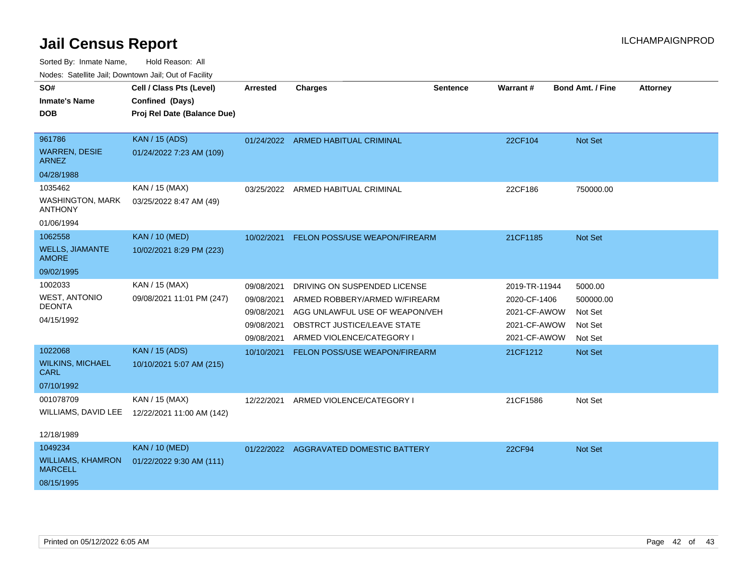# Jail Census Report

Sorted By: Inmate Name, Hold Reason: All

Nodes: Satellite Jail; Downtown Jail; Out of Facility

| SO# / Inmate's Name / DOB | Cell / Class Pts (Level) / Confined (Days) / Proj Rel Date (Balance Due) | Arrested | Charges | Sentence | Warrant # | Bond Amt. / Fine | Attorney |
|---|---|---|---|---|---|---|---|
| 961786<br>WARREN, DESIE ARNEZ<br>04/28/1988 | KAN / 15 (ADS)<br>01/24/2022 7:23 AM (109) | 01/24/2022 | ARMED HABITUAL CRIMINAL | | 22CF104 | Not Set | |
| 1035462<br>WASHINGTON, MARK ANTHONY<br>01/06/1994 | KAN / 15 (MAX)<br>03/25/2022 8:47 AM (49) | 03/25/2022 | ARMED HABITUAL CRIMINAL | | 22CF186 | 750000.00 | |
| 1062558<br>WELLS, JIAMANTE AMORE<br>09/02/1995 | KAN / 10 (MED)<br>10/02/2021 8:29 PM (223) | 10/02/2021 | FELON POSS/USE WEAPON/FIREARM | | 21CF1185 | Not Set | |
| 1002033<br>WEST, ANTONIO DEONTA<br>04/15/1992 | KAN / 15 (MAX)<br>09/08/2021 11:01 PM (247) | 09/08/2021 | DRIVING ON SUSPENDED LICENSE | | 2019-TR-11944 | 5000.00 | |
| | | 09/08/2021 | ARMED ROBBERY/ARMED W/FIREARM | | 2020-CF-1406 | 500000.00 | |
| | | 09/08/2021 | AGG UNLAWFUL USE OF WEAPON/VEH | | 2021-CF-AWOW | Not Set | |
| | | 09/08/2021 | OBSTRCT JUSTICE/LEAVE STATE | | 2021-CF-AWOW | Not Set | |
| | | 09/08/2021 | ARMED VIOLENCE/CATEGORY I | | 2021-CF-AWOW | Not Set | |
| 1022068<br>WILKINS, MICHAEL CARL<br>07/10/1992 | KAN / 15 (ADS)<br>10/10/2021 5:07 AM (215) | 10/10/2021 | FELON POSS/USE WEAPON/FIREARM | | 21CF1212 | Not Set | |
| 001078709<br>WILLIAMS, DAVID LEE<br>12/18/1989 | KAN / 15 (MAX)<br>12/22/2021 11:00 AM (142) | 12/22/2021 | ARMED VIOLENCE/CATEGORY I | | 21CF1586 | Not Set | |
| 1049234<br>WILLIAMS, KHAMRON MARCELL<br>08/15/1995 | KAN / 10 (MED)<br>01/22/2022 9:30 AM (111) | 01/22/2022 | AGGRAVATED DOMESTIC BATTERY | | 22CF94 | Not Set | |

Printed on 05/12/2022 6:05 AM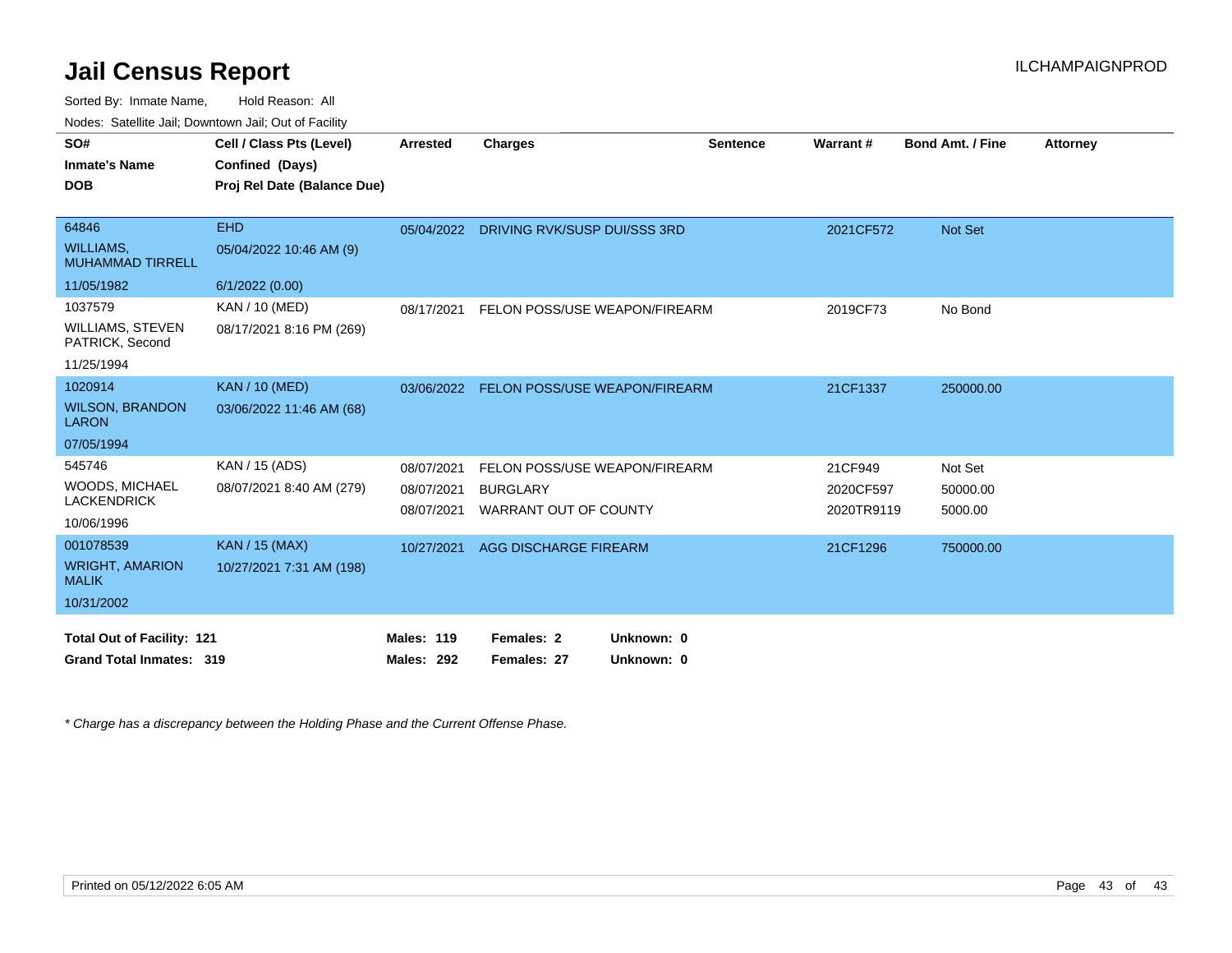# Jail Census Report

ILCHAMPAIGNPROD

Sorted By: Inmate Name, Hold Reason: All

Nodes: Satellite Jail; Downtown Jail; Out of Facility

| SO# / Inmate's Name / DOB | Cell / Class Pts (Level) / Confined (Days) / Proj Rel Date (Balance Due) | Arrested | Charges | Sentence | Warrant # | Bond Amt. / Fine | Attorney |
|---|---|---|---|---|---|---|---|
| 64846<br>WILLIAMS, MUHAMMAD TIRRELL<br>11/05/1982 | EHD<br>05/04/2022 10:46 AM (9)<br>6/1/2022 (0.00) | 05/04/2022 | DRIVING RVK/SUSP DUI/SSS 3RD | | 2021CF572 | Not Set | |
| 1037579<br>WILLIAMS, STEVEN PATRICK, Second<br>11/25/1994 | KAN / 10 (MED)<br>08/17/2021 8:16 PM (269) | 08/17/2021 | FELON POSS/USE WEAPON/FIREARM | | 2019CF73 | No Bond | |
| 1020914<br>WILSON, BRANDON LARON<br>07/05/1994 | KAN / 10 (MED)<br>03/06/2022 11:46 AM (68) | 03/06/2022 | FELON POSS/USE WEAPON/FIREARM | | 21CF1337 | 250000.00 | |
| 545746<br>WOODS, MICHAEL LACKENDRICK<br>10/06/1996 | KAN / 15 (ADS)<br>08/07/2021 8:40 AM (279) | 08/07/2021<br>08/07/2021<br>08/07/2021 | FELON POSS/USE WEAPON/FIREARM<br>BURGLARY<br>WARRANT OUT OF COUNTY | | 21CF949<br>2020CF597<br>2020TR9119 | Not Set<br>50000.00<br>5000.00 | |
| 001078539<br>WRIGHT, AMARION MALIK<br>10/31/2002 | KAN / 15 (MAX)<br>10/27/2021 7:31 AM (198) | 10/27/2021 | AGG DISCHARGE FIREARM | | 21CF1296 | 750000.00 | |

**Total Out of Facility: 121** **Males: 119** **Females: 2** **Unknown: 0**

**Grand Total Inmates: 319** **Males: 292** **Females: 27** **Unknown: 0**

*\* Charge has a discrepancy between the Holding Phase and the Current Offense Phase.*

Printed on 05/12/2022 6:05 AM